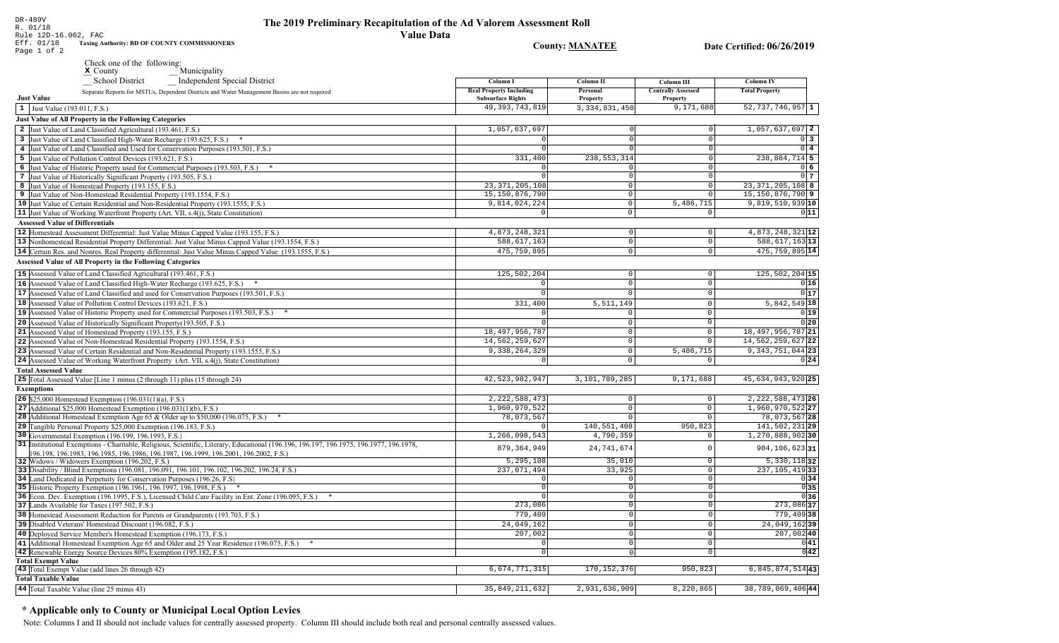DR-489V
R. 01/18
Rule 12D-16.002, FAC
Eff. 01/18
Page 1 of 2

# The 2019 Preliminary Recapitulation of the Ad Valorem Assessment Roll

## Value Data

**Taxing Authority: BD OF COUNTY COMMISSIONERS**

**County: MANATEE**

**Date Certified: 06/26/2019**

Check one of the following:

- X County
- __ Municipality
- __ School District
- __ Independent Special District

Separate Reports for MSTUs, Dependent Districts and Water Management Basins are not required

| Just Value | Column I Real Property Including Subsurface Rights | Column II Personal Property | Column III Centrally Assessed Property | Column IV Total Property | |
|---|---|---|---|---|---|
| 1 Just Value (193.011, F.S.) | 49,393,743,819 | 3,334,831,450 | 9,171,688 | 52,737,746,957 | 1 |
| **Just Value of All Property in the Following Categories** | | | | | |
| 2 Just Value of Land Classified Agricultural (193.461, F.S.) | 1,057,637,697 | 0 | 0 | 1,057,637,697 | 2 |
| 3 Just Value of Land Classified High-Water Recharge (193.625, F.S.) * | 0 | 0 | 0 | 0 | 3 |
| 4 Just Value of Land Classified and Used for Conservation Purposes (193.501, F.S.) | 0 | 0 | 0 | 0 | 4 |
| 5 Just Value of Pollution Control Devices (193.621, F.S.) | 331,400 | 238,553,314 | 0 | 238,884,714 | 5 |
| 6 Just Value of Historic Property used for Commercial Purposes (193.503, F.S.) * | 0 | 0 | 0 | 0 | 6 |
| 7 Just Value of Historically Significant Property (193.505, F.S.) | 0 | 0 | 0 | 0 | 7 |
| 8 Just Value of Homestead Property (193.155, F.S.) | 23,371,205,108 | 0 | 0 | 23,371,205,108 | 8 |
| 9 Just Value of Non-Homestead Residential Property (193.1554, F.S.) | 15,150,876,790 | 0 | 0 | 15,150,876,790 | 9 |
| 10 Just Value of Certain Residential and Non-Residential Property (193.1555, F.S.) | 9,814,024,224 | 0 | 5,486,715 | 9,819,510,939 | 10 |
| 11 Just Value of Working Waterfront Property (Art. VII, s.4(j), State Constitution) | 0 | 0 | 0 | 0 | 11 |
| **Assessed Value of Differentials** | | | | | |
| 12 Homestead Assessment Differential: Just Value Minus Capped Value (193.155, F.S.) | 4,873,248,321 | 0 | 0 | 4,873,248,321 | 12 |
| 13 Nonhomestead Residential Property Differential: Just Value Minus Capped Value (193.1554, F.S.) | 588,617,163 | 0 | 0 | 588,617,163 | 13 |
| 14 Certain Res. and Nonres. Real Property differential: Just Value Minus Capped Value (193.1555, F.S.) | 475,759,895 | 0 | 0 | 475,759,895 | 14 |
| **Assessed Value of All Property in the Following Categories** | | | | | |
| 15 Assessed Value of Land Classified Agricultural (193.461, F.S.) | 125,502,204 | 0 | 0 | 125,502,204 | 15 |
| 16 Assessed Value of Land Classified High-Water Recharge (193.625, F.S.) * | 0 | 0 | 0 | 0 | 16 |
| 17 Assessed Value of Land Classified and used for Conservation Purposes (193.501, F.S.) | 0 | 0 | 0 | 0 | 17 |
| 18 Assessed Value of Pollution Control Devices (193.621, F.S.) | 331,400 | 5,511,149 | 0 | 5,842,549 | 18 |
| 19 Assessed Value of Historic Property used for Commercial Purposes (193.503, F.S.) * | 0 | 0 | 0 | 0 | 19 |
| 20 Assessed Value of Historically Significant Property(193.505, F.S.) | 0 | 0 | 0 | 0 | 20 |
| 21 Assessed Value of Homestead Property (193.155, F.S.) | 18,497,956,787 | 0 | 0 | 18,497,956,787 | 21 |
| 22 Assessed Value of Non-Homestead Residential Property (193.1554, F.S.) | 14,562,259,627 | 0 | 0 | 14,562,259,627 | 22 |
| 23 Assessed Value of Certain Residential and Non-Residential Property (193.1555, F.S.) | 9,338,264,329 | 0 | 5,486,715 | 9,343,751,044 | 23 |
| 24 Assessed Value of Working Waterfront Property (Art. VII, s.4(j), State Constitution) | 0 | 0 | 0 | 0 | 24 |
| **Total Assessed Value** | | | | | |
| 25 Total Assessed Value [Line 1 minus (2 through 11) plus (15 through 24) | 42,523,982,947 | 3,101,789,285 | 9,171,688 | 45,634,943,920 | 25 |
| **Exemptions** | | | | | |
| 26 $25,000 Homestead Exemption (196.031(1)(a), F.S.) | 2,222,588,473 | 0 | 0 | 2,222,588,473 | 26 |
| 27 Additional $25,000 Homestead Exemption (196.031(1)(b), F.S.) | 1,960,970,522 | 0 | 0 | 1,960,970,522 | 27 |
| 28 Additional Homestead Exemption Age 65 & Older up to $50,000 (196.075, F.S.) * | 78,073,567 | 0 | 0 | 78,073,567 | 28 |
| 29 Tangible Personal Property $25,000 Exemption (196.183, F.S.) | 0 | 140,551,408 | 950,823 | 141,502,231 | 29 |
| 30 Governmental Exemption (196.199, 196.1993, F.S.) | 1,266,098,543 | 4,790,359 | 0 | 1,270,888,902 | 30 |
| 31 Institutional Exemptions - Charitable, Religious, Scientific, Literary, Educational (196.196, 196.197, 196.1975, 196.1977, 196.1978, 196.198, 196.1983, 196.1985, 196.1986, 196.1987, 196.1999, 196.2001, 196.2002, F.S.) | 879,364,949 | 24,741,674 | 0 | 904,106,623 | 31 |
| 32 Widows / Widowers Exemption (196.202, F.S.) | 5,295,108 | 35,010 | 0 | 5,330,118 | 32 |
| 33 Disability / Blind Exemptions (196.081, 196.091, 196.101, 196.102, 196.202, 196.24, F.S.) | 237,071,494 | 33,925 | 0 | 237,105,419 | 33 |
| 34 Land Dedicated in Perpetuity for Conservation Purposes (196.26, F.S) | 0 | 0 | 0 | 0 | 34 |
| 35 Historic Property Exemption (196.1961, 196.1997, 196.1998, F.S.) * | 0 | 0 | 0 | 0 | 35 |
| 36 Econ. Dev. Exemption (196.1995, F.S.), Licensed Child Care Facility in Ent. Zone (196.095, F.S.) * | 0 | 0 | 0 | 0 | 36 |
| 37 Lands Available for Taxes (197.502, F.S.) | 273,086 | 0 | 0 | 273,086 | 37 |
| 38 Homestead Assessment Reduction for Parents or Grandparents (193.703, F.S.) | 779,409 | 0 | 0 | 779,409 | 38 |
| 39 Disabled Veterans' Homestead Discount (196.082, F.S.) | 24,049,162 | 0 | 0 | 24,049,162 | 39 |
| 40 Deployed Service Member's Homestead Exemption (196.173, F.S.) | 207,002 | 0 | 0 | 207,002 | 40 |
| 41 Additional Homestead Exemption Age 65 and Older and 25 Year Residence (196.075, F.S.) * | 0 | 0 | 0 | 0 | 41 |
| 42 Renewable Energy Source Devices 80% Exemption (195.182, F.S.) | 0 | 0 | 0 | 0 | 42 |
| **Total Exempt Value** | | | | | |
| 43 Total Exempt Value (add lines 26 through 42) | 6,674,771,315 | 170,152,376 | 950,823 | 6,845,874,514 | 43 |
| **Total Taxable Value** | | | | | |
| 44 Total Taxable Value (line 25 minus 43) | 35,849,211,632 | 2,931,636,909 | 8,220,865 | 38,789,069,406 | 44 |

## * Applicable only to County or Municipal Local Option Levies

Note: Columns I and II should not include values for centrally assessed property. Column III should include both real and personal centrally assessed values.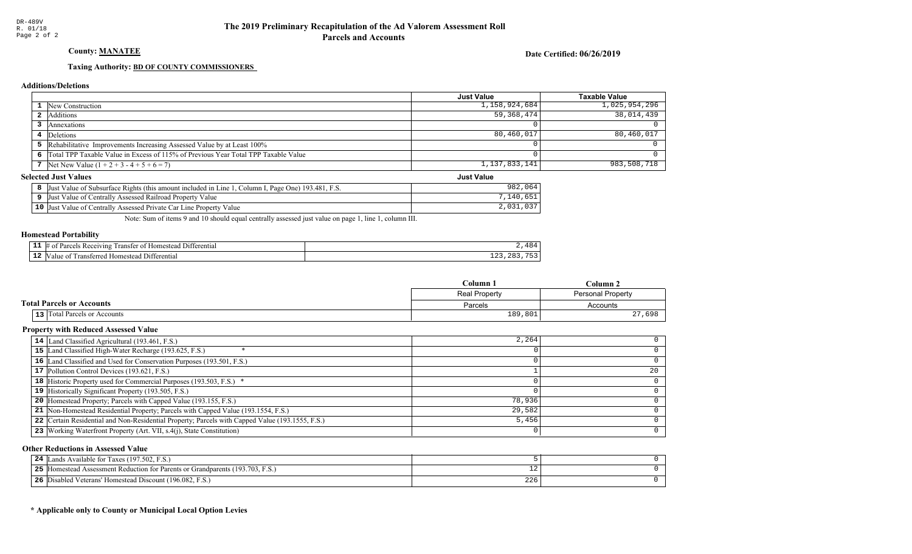DR-489V
R. 01/18

# The 2019 Preliminary Recapitulation of the Ad Valorem Assessment Roll
## Parcels and Accounts

**County: MANATEE**

**Date Certified: 06/26/2019**

**Taxing Authority: BD OF COUNTY COMMISSIONERS**

### Additions/Deletions

| | | Just Value | Taxable Value |
|---|---|---|---|
| 1 | New Construction | 1,158,924,684 | 1,025,954,296 |
| 2 | Additions | 59,368,474 | 38,014,439 |
| 3 | Annexations | 0 | 0 |
| 4 | Deletions | 80,460,017 | 80,460,017 |
| 5 | Rehabilitative Improvements Increasing Assessed Value by at Least 100% | 0 | 0 |
| 6 | Total TPP Taxable Value in Excess of 115% of Previous Year Total TPP Taxable Value | 0 | 0 |
| 7 | Net New Value (1 + 2 + 3 - 4 + 5 + 6 = 7) | 1,137,833,141 | 983,508,718 |

### Selected Just Values

| | | Just Value |
|---|---|---|
| 8 | Just Value of Subsurface Rights (this amount included in Line 1, Column I, Page One) 193.481, F.S. | 982,064 |
| 9 | Just Value of Centrally Assessed Railroad Property Value | 7,140,651 |
| 10 | Just Value of Centrally Assessed Private Car Line Property Value | 2,031,037 |

Note: Sum of items 9 and 10 should equal centrally assessed just value on page 1, line 1, column III.

### Homestead Portability

| | | |
|---|---|---|
| 11 | # of Parcels Receiving Transfer of Homestead Differential | 2,484 |
| 12 | Value of Transferred Homestead Differential | 123,283,753 |

### Total Parcels or Accounts

| | | Column 1<br>Real Property<br>Parcels | Column 2<br>Personal Property<br>Accounts |
|---|---|---|---|
| 13 | Total Parcels or Accounts | 189,801 | 27,698 |

### Property with Reduced Assessed Value

| | | Column 1 | Column 2 |
|---|---|---|---|
| 14 | Land Classified Agricultural (193.461, F.S.) | 2,264 | 0 |
| 15 | Land Classified High-Water Recharge (193.625, F.S.) * | 0 | 0 |
| 16 | Land Classified and Used for Conservation Purposes (193.501, F.S.) | 0 | 0 |
| 17 | Pollution Control Devices (193.621, F.S.) | 1 | 20 |
| 18 | Historic Property used for Commercial Purposes (193.503, F.S.) * | 0 | 0 |
| 19 | Historically Significant Property (193.505, F.S.) | 0 | 0 |
| 20 | Homestead Property; Parcels with Capped Value (193.155, F.S.) | 78,936 | 0 |
| 21 | Non-Homestead Residential Property; Parcels with Capped Value (193.1554, F.S.) | 29,582 | 0 |
| 22 | Certain Residential and Non-Residential Property; Parcels with Capped Value (193.1555, F.S.) | 5,456 | 0 |
| 23 | Working Waterfront Property (Art. VII, s.4(j), State Constitution) | 0 | 0 |

### Other Reductions in Assessed Value

| | | Column 1 | Column 2 |
|---|---|---|---|
| 24 | Lands Available for Taxes (197.502, F.S.) | 5 | 0 |
| 25 | Homestead Assessment Reduction for Parents or Grandparents (193.703, F.S.) | 12 | 0 |
| 26 | Disabled Veterans' Homestead Discount (196.082, F.S.) | 226 | 0 |

**\* Applicable only to County or Municipal Local Option Levies**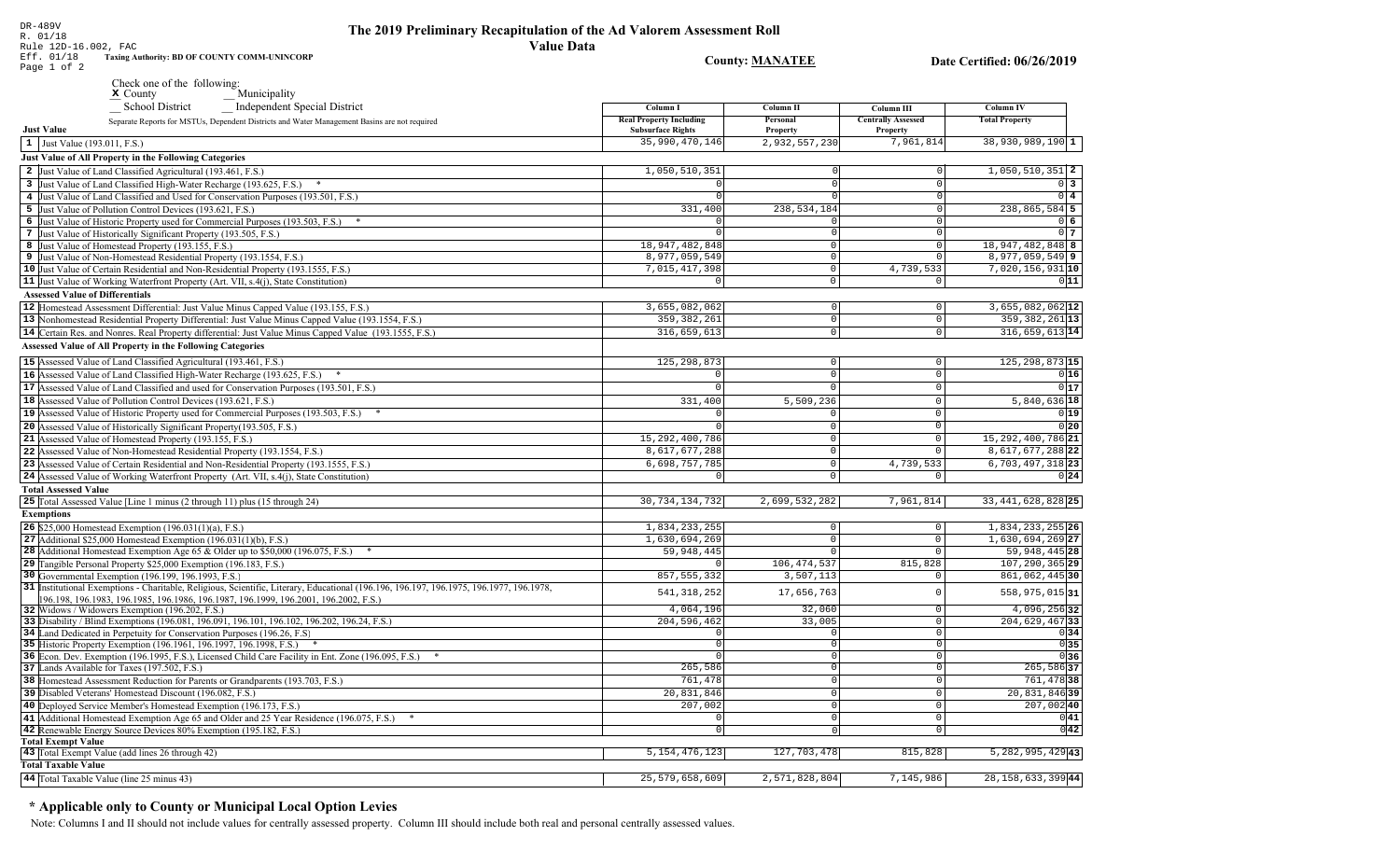DR-489V
R. 01/18
Rule 12D-16.002, FAC
Eff. 01/18

# The 2019 Preliminary Recapitulation of the Ad Valorem Assessment Roll

## Value Data

**Taxing Authority: BD OF COUNTY COMM-UNINCORP**

**County: MANATEE**

**Date Certified: 06/26/2019**

Check one of the following:
- X County
- __ Municipality
- __ School District
- __ Independent Special District

Separate Reports for MSTUs, Dependent Districts and Water Management Basins are not required

| Just Value | Column I Real Property Including Subsurface Rights | Column II Personal Property | Column III Centrally Assessed Property | Column IV Total Property | |
|---|---|---|---|---|---|
| 1 Just Value (193.011, F.S.) | 35,990,470,146 | 2,932,557,230 | 7,961,814 | 38,930,989,190 | 1 |
| **Just Value of All Property in the Following Categories** | | | | | |
| 2 Just Value of Land Classified Agricultural (193.461, F.S.) | 1,050,510,351 | 0 | 0 | 1,050,510,351 | 2 |
| 3 Just Value of Land Classified High-Water Recharge (193.625, F.S.) * | 0 | 0 | 0 | 0 | 3 |
| 4 Just Value of Land Classified and Used for Conservation Purposes (193.501, F.S.) | 0 | 0 | 0 | 0 | 4 |
| 5 Just Value of Pollution Control Devices (193.621, F.S.) | 331,400 | 238,534,184 | 0 | 238,865,584 | 5 |
| 6 Just Value of Historic Property used for Commercial Purposes (193.503, F.S.) * | 0 | 0 | 0 | 0 | 6 |
| 7 Just Value of Historically Significant Property (193.505, F.S.) | 0 | 0 | 0 | 0 | 7 |
| 8 Just Value of Homestead Property (193.155, F.S.) | 18,947,482,848 | 0 | 0 | 18,947,482,848 | 8 |
| 9 Just Value of Non-Homestead Residential Property (193.1554, F.S.) | 8,977,059,549 | 0 | 0 | 8,977,059,549 | 9 |
| 10 Just Value of Certain Residential and Non-Residential Property (193.1555, F.S.) | 7,015,417,398 | 0 | 4,739,533 | 7,020,156,931 | 10 |
| 11 Just Value of Working Waterfront Property (Art. VII, s.4(j), State Constitution) | 0 | 0 | 0 | 0 | 11 |
| **Assessed Value of Differentials** | | | | | |
| 12 Homestead Assessment Differential: Just Value Minus Capped Value (193.155, F.S.) | 3,655,082,062 | 0 | 0 | 3,655,082,062 | 12 |
| 13 Nonhomestead Residential Property Differential: Just Value Minus Capped Value (193.1554, F.S.) | 359,382,261 | 0 | 0 | 359,382,261 | 13 |
| 14 Certain Res. and Nonres. Real Property differential: Just Value Minus Capped Value (193.1555, F.S.) | 316,659,613 | 0 | 0 | 316,659,613 | 14 |
| **Assessed Value of All Property in the Following Categories** | | | | | |
| 15 Assessed Value of Land Classified Agricultural (193.461, F.S.) | 125,298,873 | 0 | 0 | 125,298,873 | 15 |
| 16 Assessed Value of Land Classified High-Water Recharge (193.625, F.S.) * | 0 | 0 | 0 | 0 | 16 |
| 17 Assessed Value of Land Classified and used for Conservation Purposes (193.501, F.S.) | 0 | 0 | 0 | 0 | 17 |
| 18 Assessed Value of Pollution Control Devices (193.621, F.S.) | 331,400 | 5,509,236 | 0 | 5,840,636 | 18 |
| 19 Assessed Value of Historic Property used for Commercial Purposes (193.503, F.S.) * | 0 | 0 | 0 | 0 | 19 |
| 20 Assessed Value of Historically Significant Property(193.505, F.S.) | 0 | 0 | 0 | 0 | 20 |
| 21 Assessed Value of Homestead Property (193.155, F.S.) | 15,292,400,786 | 0 | 0 | 15,292,400,786 | 21 |
| 22 Assessed Value of Non-Homestead Residential Property (193.1554, F.S.) | 8,617,677,288 | 0 | 0 | 8,617,677,288 | 22 |
| 23 Assessed Value of Certain Residential and Non-Residential Property (193.1555, F.S.) | 6,698,757,785 | 0 | 4,739,533 | 6,703,497,318 | 23 |
| 24 Assessed Value of Working Waterfront Property (Art. VII, s.4(j), State Constitution) | 0 | 0 | 0 | 0 | 24 |
| **Total Assessed Value** | | | | | |
| 25 Total Assessed Value [Line 1 minus (2 through 11) plus (15 through 24) | 30,734,134,732 | 2,699,532,282 | 7,961,814 | 33,441,628,828 | 25 |
| **Exemptions** | | | | | |
| 26 $25,000 Homestead Exemption (196.031(1)(a), F.S.) | 1,834,233,255 | 0 | 0 | 1,834,233,255 | 26 |
| 27 Additional $25,000 Homestead Exemption (196.031(1)(b), F.S.) | 1,630,694,269 | 0 | 0 | 1,630,694,269 | 27 |
| 28 Additional Homestead Exemption Age 65 & Older up to $50,000 (196.075, F.S.) * | 59,948,445 | 0 | 0 | 59,948,445 | 28 |
| 29 Tangible Personal Property $25,000 Exemption (196.183, F.S.) | 0 | 106,474,537 | 815,828 | 107,290,365 | 29 |
| 30 Governmental Exemption (196.199, 196.1993, F.S.) | 857,555,332 | 3,507,113 | 0 | 861,062,445 | 30 |
| 31 Institutional Exemptions - Charitable, Religious, Scientific, Literary, Educational (196.196, 196.197, 196.1975, 196.1977, 196.1978, 196.198, 196.1983, 196.1985, 196.1986, 196.1987, 196.1999, 196.2001, 196.2002, F.S.) | 541,318,252 | 17,656,763 | 0 | 558,975,015 | 31 |
| 32 Widows / Widowers Exemption (196.202, F.S.) | 4,064,196 | 32,060 | 0 | 4,096,256 | 32 |
| 33 Disability / Blind Exemptions (196.081, 196.091, 196.101, 196.102, 196.202, 196.24, F.S.) | 204,596,462 | 33,005 | 0 | 204,629,467 | 33 |
| 34 Land Dedicated in Perpetuity for Conservation Purposes (196.26, F.S) | 0 | 0 | 0 | 0 | 34 |
| 35 Historic Property Exemption (196.1961, 196.1997, 196.1998, F.S.) * | 0 | 0 | 0 | 0 | 35 |
| 36 Econ. Dev. Exemption (196.1995, F.S.), Licensed Child Care Facility in Ent. Zone (196.095, F.S.) * | 0 | 0 | 0 | 0 | 36 |
| 37 Lands Available for Taxes (197.502, F.S.) | 265,586 | 0 | 0 | 265,586 | 37 |
| 38 Homestead Assessment Reduction for Parents or Grandparents (193.703, F.S.) | 761,478 | 0 | 0 | 761,478 | 38 |
| 39 Disabled Veterans' Homestead Discount (196.082, F.S.) | 20,831,846 | 0 | 0 | 20,831,846 | 39 |
| 40 Deployed Service Member's Homestead Exemption (196.173, F.S.) | 207,002 | 0 | 0 | 207,002 | 40 |
| 41 Additional Homestead Exemption Age 65 and Older and 25 Year Residence (196.075, F.S.) * | 0 | 0 | 0 | 0 | 41 |
| 42 Renewable Energy Source Devices 80% Exemption (195.182, F.S.) | 0 | 0 | 0 | 0 | 42 |
| **Total Exempt Value** | | | | | |
| 43 Total Exempt Value (add lines 26 through 42) | 5,154,476,123 | 127,703,478 | 815,828 | 5,282,995,429 | 43 |
| **Total Taxable Value** | | | | | |
| 44 Total Taxable Value (line 25 minus 43) | 25,579,658,609 | 2,571,828,804 | 7,145,986 | 28,158,633,399 | 44 |

## * Applicable only to County or Municipal Local Option Levies

Note: Columns I and II should not include values for centrally assessed property. Column III should include both real and personal centrally assessed values.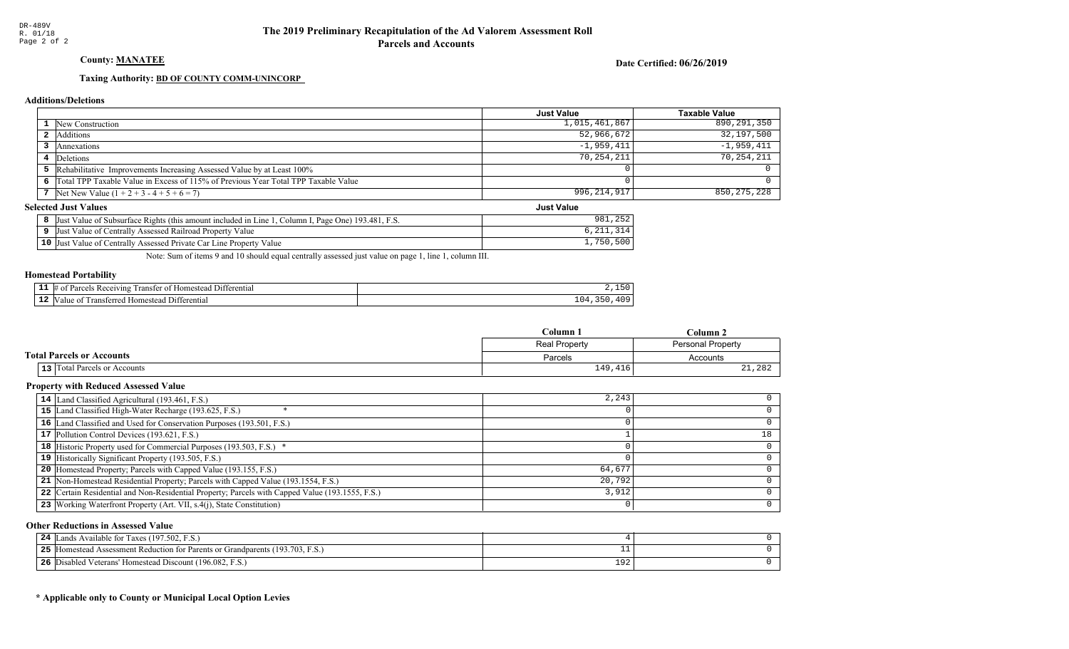DR-489V
R. 01/18

# The 2019 Preliminary Recapitulation of the Ad Valorem Assessment Roll
## Parcels and Accounts

**County: MANATEE**

**Date Certified: 06/26/2019**

**Taxing Authority: BD OF COUNTY COMM-UNINCORP**

### Additions/Deletions

| | | Just Value | Taxable Value |
|---|---|---|---|
| 1 | New Construction | 1,015,461,867 | 890,291,350 |
| 2 | Additions | 52,966,672 | 32,197,500 |
| 3 | Annexations | -1,959,411 | -1,959,411 |
| 4 | Deletions | 70,254,211 | 70,254,211 |
| 5 | Rehabilitative Improvements Increasing Assessed Value by at Least 100% | 0 | 0 |
| 6 | Total TPP Taxable Value in Excess of 115% of Previous Year Total TPP Taxable Value | 0 | 0 |
| 7 | Net New Value (1 + 2 + 3 - 4 + 5 + 6 = 7) | 996,214,917 | 850,275,228 |

### Selected Just Values

| | | Just Value |
|---|---|---|
| 8 | Just Value of Subsurface Rights (this amount included in Line 1, Column I, Page One) 193.481, F.S. | 981,252 |
| 9 | Just Value of Centrally Assessed Railroad Property Value | 6,211,314 |
| 10 | Just Value of Centrally Assessed Private Car Line Property Value | 1,750,500 |

Note: Sum of items 9 and 10 should equal centrally assessed just value on page 1, line 1, column III.

### Homestead Portability

| | | |
|---|---|---|
| 11 | # of Parcels Receiving Transfer of Homestead Differential | 2,150 |
| 12 | Value of Transferred Homestead Differential | 104,350,409 |

### Total Parcels or Accounts

| | | Column 1<br>Real Property<br>Parcels | Column 2<br>Personal Property<br>Accounts |
|---|---|---|---|
| 13 | Total Parcels or Accounts | 149,416 | 21,282 |

### Property with Reduced Assessed Value

| | | Column 1 | Column 2 |
|---|---|---|---|
| 14 | Land Classified Agricultural (193.461, F.S.) | 2,243 | 0 |
| 15 | Land Classified High-Water Recharge (193.625, F.S.) * | 0 | 0 |
| 16 | Land Classified and Used for Conservation Purposes (193.501, F.S.) | 0 | 0 |
| 17 | Pollution Control Devices (193.621, F.S.) | 1 | 18 |
| 18 | Historic Property used for Commercial Purposes (193.503, F.S.) * | 0 | 0 |
| 19 | Historically Significant Property (193.505, F.S.) | 0 | 0 |
| 20 | Homestead Property; Parcels with Capped Value (193.155, F.S.) | 64,677 | 0 |
| 21 | Non-Homestead Residential Property; Parcels with Capped Value (193.1554, F.S.) | 20,792 | 0 |
| 22 | Certain Residential and Non-Residential Property; Parcels with Capped Value (193.1555, F.S.) | 3,912 | 0 |
| 23 | Working Waterfront Property (Art. VII, s.4(j), State Constitution) | 0 | 0 |

### Other Reductions in Assessed Value

| | | Column 1 | Column 2 |
|---|---|---|---|
| 24 | Lands Available for Taxes (197.502, F.S.) | 4 | 0 |
| 25 | Homestead Assessment Reduction for Parents or Grandparents (193.703, F.S.) | 11 | 0 |
| 26 | Disabled Veterans' Homestead Discount (196.082, F.S.) | 192 | 0 |

**\* Applicable only to County or Municipal Local Option Levies**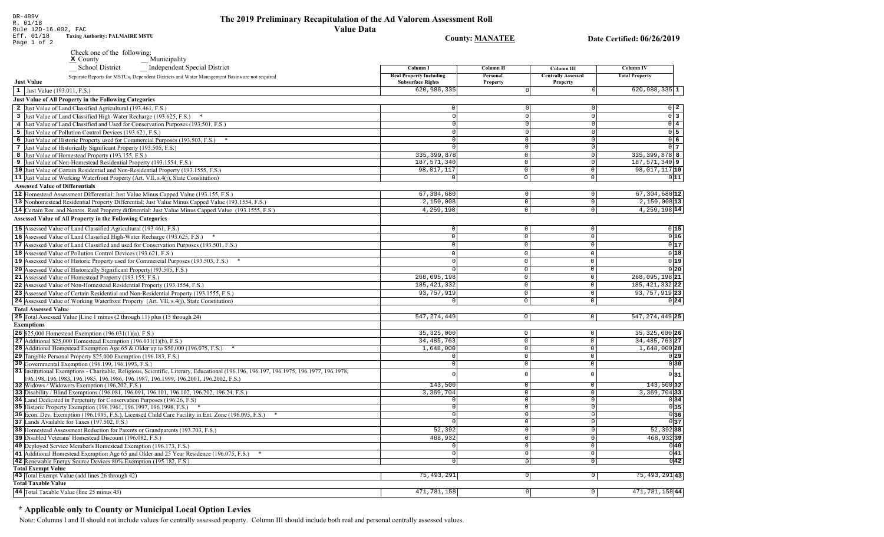DR-489V
R. 01/18
Rule 12D-16.002, FAC
Eff. 01/18
Taxing Authority: PALMAIRE MSTU

# The 2019 Preliminary Recapitulation of the Ad Valorem Assessment Roll

## Value Data

County: MANATEE

Date Certified: 06/26/2019

Check one of the following:

x County
__ Municipality
__ School District
__ Independent Special District

Separate Reports for MSTUs, Dependent Districts and Water Management Basins are not required

| | Column I Real Property Including Subsurface Rights | Column II Personal Property | Column III Centrally Assessed Property | Column IV Total Property | |
|---|---|---|---|---|---|
| **Just Value** | | | | | |
| 1 Just Value (193.011, F.S.) | 620,988,335 | 0 | 0 | 620,988,335 | 1 |
| **Just Value of All Property in the Following Categories** | | | | | |
| 2 Just Value of Land Classified Agricultural (193.461, F.S.) | 0 | 0 | 0 | 0 | 2 |
| 3 Just Value of Land Classified High-Water Recharge (193.625, F.S.) * | 0 | 0 | 0 | 0 | 3 |
| 4 Just Value of Land Classified and Used for Conservation Purposes (193.501, F.S.) | 0 | 0 | 0 | 0 | 4 |
| 5 Just Value of Pollution Control Devices (193.621, F.S.) | 0 | 0 | 0 | 0 | 5 |
| 6 Just Value of Historic Property used for Commercial Purposes (193.503, F.S.) * | 0 | 0 | 0 | 0 | 6 |
| 7 Just Value of Historically Significant Property (193.505, F.S.) | 0 | 0 | 0 | 0 | 7 |
| 8 Just Value of Homestead Property (193.155, F.S.) | 335,399,878 | 0 | 0 | 335,399,878 | 8 |
| 9 Just Value of Non-Homestead Residential Property (193.1554, F.S.) | 187,571,340 | 0 | 0 | 187,571,340 | 9 |
| 10 Just Value of Certain Residential and Non-Residential Property (193.1555, F.S.) | 98,017,117 | 0 | 0 | 98,017,117 | 10 |
| 11 Just Value of Working Waterfront Property (Art. VII, s.4(j), State Constitution) | 0 | 0 | 0 | 0 | 11 |
| **Assessed Value of Differentials** | | | | | |
| 12 Homestead Assessment Differential: Just Value Minus Capped Value (193.155, F.S.) | 67,304,680 | 0 | 0 | 67,304,680 | 12 |
| 13 Nonhomestead Residential Property Differential: Just Value Minus Capped Value (193.1554, F.S.) | 2,150,008 | 0 | 0 | 2,150,008 | 13 |
| 14 Certain Res. and Nonres. Real Property differential: Just Value Minus Capped Value (193.1555, F.S.) | 4,259,198 | 0 | 0 | 4,259,198 | 14 |
| **Assessed Value of All Property in the Following Categories** | | | | | |
| 15 Assessed Value of Land Classified Agricultural (193.461, F.S.) | 0 | 0 | 0 | 0 | 15 |
| 16 Assessed Value of Land Classified High-Water Recharge (193.625, F.S.) * | 0 | 0 | 0 | 0 | 16 |
| 17 Assessed Value of Land Classified and used for Conservation Purposes (193.501, F.S.) | 0 | 0 | 0 | 0 | 17 |
| 18 Assessed Value of Pollution Control Devices (193.621, F.S.) | 0 | 0 | 0 | 0 | 18 |
| 19 Assessed Value of Historic Property used for Commercial Purposes (193.503, F.S.) * | 0 | 0 | 0 | 0 | 19 |
| 20 Assessed Value of Historically Significant Property(193.505, F.S.) | 0 | 0 | 0 | 0 | 20 |
| 21 Assessed Value of Homestead Property (193.155, F.S.) | 268,095,198 | 0 | 0 | 268,095,198 | 21 |
| 22 Assessed Value of Non-Homestead Residential Property (193.1554, F.S.) | 185,421,332 | 0 | 0 | 185,421,332 | 22 |
| 23 Assessed Value of Certain Residential and Non-Residential Property (193.1555, F.S.) | 93,757,919 | 0 | 0 | 93,757,919 | 23 |
| 24 Assessed Value of Working Waterfront Property (Art. VII, s.4(j), State Constitution) | 0 | 0 | 0 | 0 | 24 |
| **Total Assessed Value** | | | | | |
| 25 Total Assessed Value [Line 1 minus (2 through 11) plus (15 through 24) | 547,274,449 | 0 | 0 | 547,274,449 | 25 |
| **Exemptions** | | | | | |
| 26 $25,000 Homestead Exemption (196.031(1)(a), F.S.) | 35,325,000 | 0 | 0 | 35,325,000 | 26 |
| 27 Additional $25,000 Homestead Exemption (196.031(1)(b), F.S.) | 34,485,763 | 0 | 0 | 34,485,763 | 27 |
| 28 Additional Homestead Exemption Age 65 & Older up to $50,000 (196.075, F.S.) * | 1,648,000 | 0 | 0 | 1,648,000 | 28 |
| 29 Tangible Personal Property $25,000 Exemption (196.183, F.S.) | 0 | 0 | 0 | 0 | 29 |
| 30 Governmental Exemption (196.199, 196.1993, F.S.) | 0 | 0 | 0 | 0 | 30 |
| 31 Institutional Exemptions - Charitable, Religious, Scientific, Literary, Educational (196.196, 196.197, 196.1975, 196.1977, 196.1978, 196.198, 196.1983, 196.1985, 196.1986, 196.1987, 196.1999, 196.2001, 196.2002, F.S.) | 0 | 0 | 0 | 0 | 31 |
| 32 Widows / Widowers Exemption (196.202, F.S.) | 143,500 | 0 | 0 | 143,500 | 32 |
| 33 Disability / Blind Exemptions (196.081, 196.091, 196.101, 196.102, 196.202, 196.24, F.S.) | 3,369,704 | 0 | 0 | 3,369,704 | 33 |
| 34 Land Dedicated in Perpetuity for Conservation Purposes (196.26, F.S) | 0 | 0 | 0 | 0 | 34 |
| 35 Historic Property Exemption (196.1961, 196.1997, 196.1998, F.S.) * | 0 | 0 | 0 | 0 | 35 |
| 36 Econ. Dev. Exemption (196.1995, F.S.), Licensed Child Care Facility in Ent. Zone (196.095, F.S.) * | 0 | 0 | 0 | 0 | 36 |
| 37 Lands Available for Taxes (197.502, F.S.) | 0 | 0 | 0 | 0 | 37 |
| 38 Homestead Assessment Reduction for Parents or Grandparents (193.703, F.S.) | 52,392 | 0 | 0 | 52,392 | 38 |
| 39 Disabled Veterans' Homestead Discount (196.082, F.S.) | 468,932 | 0 | 0 | 468,932 | 39 |
| 40 Deployed Service Member's Homestead Exemption (196.173, F.S.) | 0 | 0 | 0 | 0 | 40 |
| 41 Additional Homestead Exemption Age 65 and Older and 25 Year Residence (196.075, F.S.) * | 0 | 0 | 0 | 0 | 41 |
| 42 Renewable Energy Source Devices 80% Exemption (195.182, F.S.) | 0 | 0 | 0 | 0 | 42 |
| **Total Exempt Value** | | | | | |
| 43 Total Exempt Value (add lines 26 through 42) | 75,493,291 | 0 | 0 | 75,493,291 | 43 |
| **Total Taxable Value** | | | | | |
| 44 Total Taxable Value (line 25 minus 43) | 471,781,158 | 0 | 0 | 471,781,158 | 44 |

## * Applicable only to County or Municipal Local Option Levies

Note: Columns I and II should not include values for centrally assessed property. Column III should include both real and personal centrally assessed values.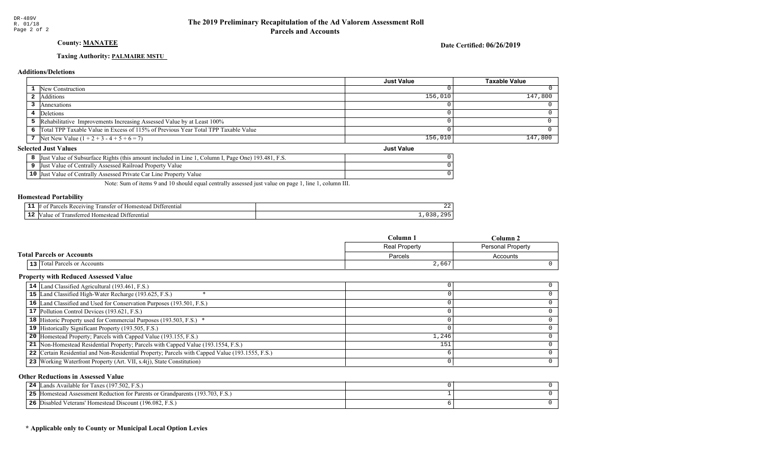DR-489V
R. 01/18

# The 2019 Preliminary Recapitulation of the Ad Valorem Assessment Roll
## Parcels and Accounts

**County: MANATEE**

**Date Certified: 06/26/2019**

**Taxing Authority: PALMAIRE MSTU**

### Additions/Deletions

| | | Just Value | Taxable Value |
|---|---|---|---|
| 1 | New Construction | 0 | 0 |
| 2 | Additions | 156,010 | 147,800 |
| 3 | Annexations | 0 | 0 |
| 4 | Deletions | 0 | 0 |
| 5 | Rehabilitative Improvements Increasing Assessed Value by at Least 100% | 0 | 0 |
| 6 | Total TPP Taxable Value in Excess of 115% of Previous Year Total TPP Taxable Value | 0 | 0 |
| 7 | Net New Value (1 + 2 + 3 - 4 + 5 + 6 = 7) | 156,010 | 147,800 |

### Selected Just Values

| | | Just Value |
|---|---|---|
| 8 | Just Value of Subsurface Rights (this amount included in Line 1, Column I, Page One) 193.481, F.S. | 0 |
| 9 | Just Value of Centrally Assessed Railroad Property Value | 0 |
| 10 | Just Value of Centrally Assessed Private Car Line Property Value | 0 |

Note: Sum of items 9 and 10 should equal centrally assessed just value on page 1, line 1, column III.

### Homestead Portability

| | | |
|---|---|---|
| 11 | # of Parcels Receiving Transfer of Homestead Differential | 22 |
| 12 | Value of Transferred Homestead Differential | 1,038,295 |

### Total Parcels or Accounts

| | | Column 1 | Column 2 |
|---|---|---|---|
| | | Real Property | Personal Property |
| | | Parcels | Accounts |
| 13 | Total Parcels or Accounts | 2,667 | 0 |

### Property with Reduced Assessed Value

| | | Column 1 | Column 2 |
|---|---|---|---|
| 14 | Land Classified Agricultural (193.461, F.S.) | 0 | 0 |
| 15 | Land Classified High-Water Recharge (193.625, F.S.) * | 0 | 0 |
| 16 | Land Classified and Used for Conservation Purposes (193.501, F.S.) | 0 | 0 |
| 17 | Pollution Control Devices (193.621, F.S.) | 0 | 0 |
| 18 | Historic Property used for Commercial Purposes (193.503, F.S.) * | 0 | 0 |
| 19 | Historically Significant Property (193.505, F.S.) | 0 | 0 |
| 20 | Homestead Property; Parcels with Capped Value (193.155, F.S.) | 1,246 | 0 |
| 21 | Non-Homestead Residential Property; Parcels with Capped Value (193.1554, F.S.) | 151 | 0 |
| 22 | Certain Residential and Non-Residential Property; Parcels with Capped Value (193.1555, F.S.) | 6 | 0 |
| 23 | Working Waterfront Property (Art. VII, s.4(j), State Constitution) | 0 | 0 |

### Other Reductions in Assessed Value

| | | Column 1 | Column 2 |
|---|---|---|---|
| 24 | Lands Available for Taxes (197.502, F.S.) | 0 | 0 |
| 25 | Homestead Assessment Reduction for Parents or Grandparents (193.703, F.S.) | 1 | 0 |
| 26 | Disabled Veterans' Homestead Discount (196.082, F.S.) | 6 | 0 |

**\* Applicable only to County or Municipal Local Option Levies**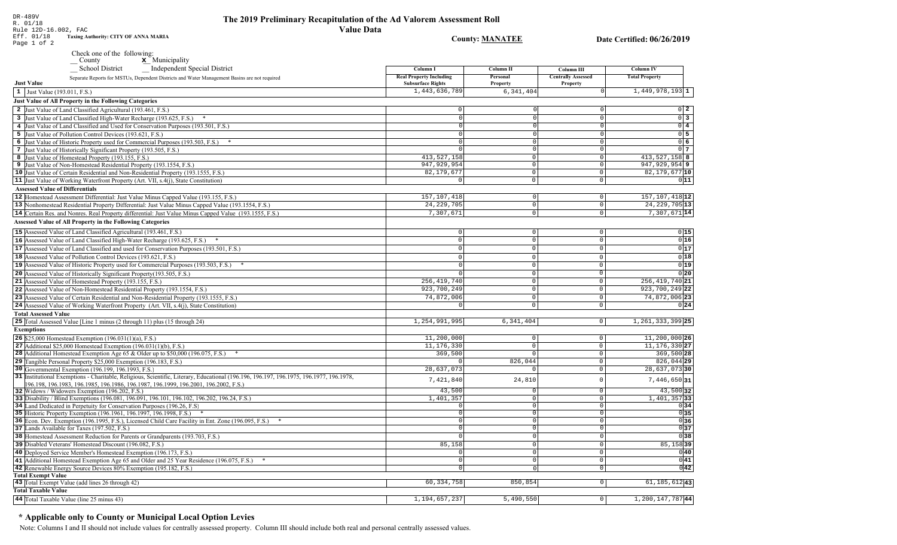DR-489V
R. 01/18
Rule 12D-16.002, FAC
Eff. 01/18

# The 2019 Preliminary Recapitulation of the Ad Valorem Assessment Roll

**Value Data**

Taxing Authority: CITY OF ANNA MARIA

County: MANATEE

Date Certified: 06/26/2019

Check one of the following:
__ County   **X** Municipality
__ School District   __ Independent Special District

Separate Reports for MSTUs, Dependent Districts and Water Management Basins are not required

| | Column I Real Property Including Subsurface Rights | Column II Personal Property | Column III Centrally Assessed Property | Column IV Total Property | |
|---|---|---|---|---|---|
| **Just Value** | | | | | |
| 1 Just Value (193.011, F.S.) | 1,443,636,789 | 6,341,404 | 0 | 1,449,978,193 | 1 |
| **Just Value of All Property in the Following Categories** | | | | | |
| 2 Just Value of Land Classified Agricultural (193.461, F.S.) | 0 | 0 | 0 | 0 | 2 |
| 3 Just Value of Land Classified High-Water Recharge (193.625, F.S.) * | 0 | 0 | 0 | 0 | 3 |
| 4 Just Value of Land Classified and Used for Conservation Purposes (193.501, F.S.) | 0 | 0 | 0 | 0 | 4 |
| 5 Just Value of Pollution Control Devices (193.621, F.S.) | 0 | 0 | 0 | 0 | 5 |
| 6 Just Value of Historic Property used for Commercial Purposes (193.503, F.S.) * | 0 | 0 | 0 | 0 | 6 |
| 7 Just Value of Historically Significant Property (193.505, F.S.) | 0 | 0 | 0 | 0 | 7 |
| 8 Just Value of Homestead Property (193.155, F.S.) | 413,527,158 | 0 | 0 | 413,527,158 | 8 |
| 9 Just Value of Non-Homestead Residential Property (193.1554, F.S.) | 947,929,954 | 0 | 0 | 947,929,954 | 9 |
| 10 Just Value of Certain Residential and Non-Residential Property (193.1555, F.S.) | 82,179,677 | 0 | 0 | 82,179,677 | 10 |
| 11 Just Value of Working Waterfront Property (Art. VII, s.4(j), State Constitution) | 0 | 0 | 0 | 0 | 11 |
| **Assessed Value of Differentials** | | | | | |
| 12 Homestead Assessment Differential: Just Value Minus Capped Value (193.155, F.S.) | 157,107,418 | 0 | 0 | 157,107,418 | 12 |
| 13 Nonhomestead Residential Property Differential: Just Value Minus Capped Value (193.1554, F.S.) | 24,229,705 | 0 | 0 | 24,229,705 | 13 |
| 14 Certain Res. and Nonres. Real Property differential: Just Value Minus Capped Value (193.1555, F.S.) | 7,307,671 | 0 | 0 | 7,307,671 | 14 |
| **Assessed Value of All Property in the Following Categories** | | | | | |
| 15 Assessed Value of Land Classified Agricultural (193.461, F.S.) | 0 | 0 | 0 | 0 | 15 |
| 16 Assessed Value of Land Classified High-Water Recharge (193.625, F.S.) * | 0 | 0 | 0 | 0 | 16 |
| 17 Assessed Value of Land Classified and used for Conservation Purposes (193.501, F.S.) | 0 | 0 | 0 | 0 | 17 |
| 18 Assessed Value of Pollution Control Devices (193.621, F.S.) | 0 | 0 | 0 | 0 | 18 |
| 19 Assessed Value of Historic Property used for Commercial Purposes (193.503, F.S.) * | 0 | 0 | 0 | 0 | 19 |
| 20 Assessed Value of Historically Significant Property(193.505, F.S.) | 0 | 0 | 0 | 0 | 20 |
| 21 Assessed Value of Homestead Property (193.155, F.S.) | 256,419,740 | 0 | 0 | 256,419,740 | 21 |
| 22 Assessed Value of Non-Homestead Residential Property (193.1554, F.S.) | 923,700,249 | 0 | 0 | 923,700,249 | 22 |
| 23 Assessed Value of Certain Residential and Non-Residential Property (193.1555, F.S.) | 74,872,006 | 0 | 0 | 74,872,006 | 23 |
| 24 Assessed Value of Working Waterfront Property (Art. VII, s.4(j), State Constitution) | 0 | 0 | 0 | 0 | 24 |
| **Total Assessed Value** | | | | | |
| 25 Total Assessed Value [Line 1 minus (2 through 11) plus (15 through 24) | 1,254,991,995 | 6,341,404 | 0 | 1,261,333,399 | 25 |
| **Exemptions** | | | | | |
| 26 $25,000 Homestead Exemption (196.031(1)(a), F.S.) | 11,200,000 | 0 | 0 | 11,200,000 | 26 |
| 27 Additional $25,000 Homestead Exemption (196.031(1)(b), F.S.) | 11,176,330 | 0 | 0 | 11,176,330 | 27 |
| 28 Additional Homestead Exemption Age 65 & Older up to $50,000 (196.075, F.S.) * | 369,500 | 0 | 0 | 369,500 | 28 |
| 29 Tangible Personal Property $25,000 Exemption (196.183, F.S.) | 0 | 826,044 | 0 | 826,044 | 29 |
| 30 Governmental Exemption (196.199, 196.1993, F.S.) | 28,637,073 | 0 | 0 | 28,637,073 | 30 |
| 31 Institutional Exemptions - Charitable, Religious, Scientific, Literary, Educational (196.196, 196.197, 196.1975, 196.1977, 196.1978, 196.198, 196.1983, 196.1985, 196.1986, 196.1987, 196.1999, 196.2001, 196.2002, F.S.) | 7,421,840 | 24,810 | 0 | 7,446,650 | 31 |
| 32 Widows / Widowers Exemption (196.202, F.S.) | 43,500 | 0 | 0 | 43,500 | 32 |
| 33 Disability / Blind Exemptions (196.081, 196.091, 196.101, 196.102, 196.202, 196.24, F.S.) | 1,401,357 | 0 | 0 | 1,401,357 | 33 |
| 34 Land Dedicated in Perpetuity for Conservation Purposes (196.26, F.S) | 0 | 0 | 0 | 0 | 34 |
| 35 Historic Property Exemption (196.1961, 196.1997, 196.1998, F.S.) * | 0 | 0 | 0 | 0 | 35 |
| 36 Econ. Dev. Exemption (196.1995, F.S.), Licensed Child Care Facility in Ent. Zone (196.095, F.S.) * | 0 | 0 | 0 | 0 | 36 |
| 37 Lands Available for Taxes (197.502, F.S.) | 0 | 0 | 0 | 0 | 37 |
| 38 Homestead Assessment Reduction for Parents or Grandparents (193.703, F.S.) | 0 | 0 | 0 | 0 | 38 |
| 39 Disabled Veterans' Homestead Discount (196.082, F.S.) | 85,158 | 0 | 0 | 85,158 | 39 |
| 40 Deployed Service Member's Homestead Exemption (196.173, F.S.) | 0 | 0 | 0 | 0 | 40 |
| 41 Additional Homestead Exemption Age 65 and Older and 25 Year Residence (196.075, F.S.) * | 0 | 0 | 0 | 0 | 41 |
| 42 Renewable Energy Source Devices 80% Exemption (195.182, F.S.) | 0 | 0 | 0 | 0 | 42 |
| **Total Exempt Value** | | | | | |
| 43 Total Exempt Value (add lines 26 through 42) | 60,334,758 | 850,854 | 0 | 61,185,612 | 43 |
| **Total Taxable Value** | | | | | |
| 44 Total Taxable Value (line 25 minus 43) | 1,194,657,237 | 5,490,550 | 0 | 1,200,147,787 | 44 |

## * Applicable only to County or Municipal Local Option Levies

Note: Columns I and II should not include values for centrally assessed property. Column III should include both real and personal centrally assessed values.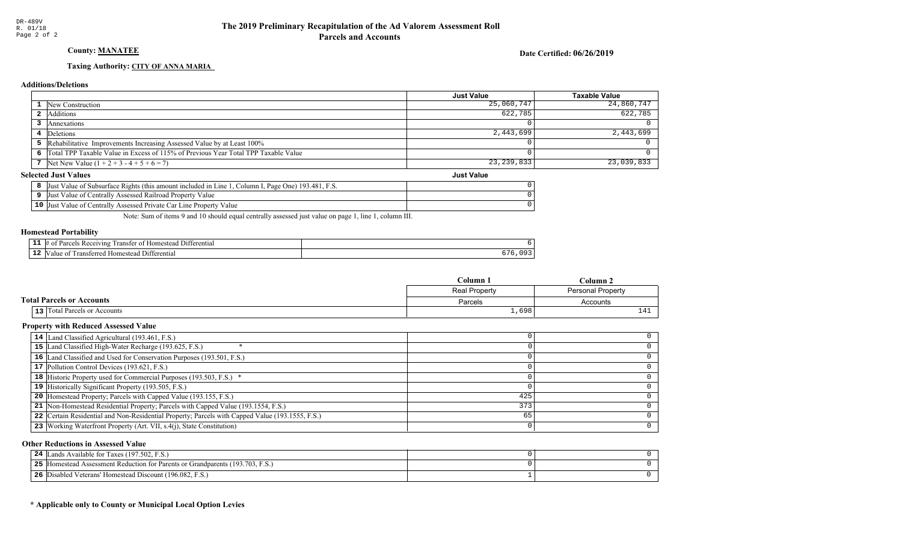DR-489V
R. 01/18

# The 2019 Preliminary Recapitulation of the Ad Valorem Assessment Roll
## Parcels and Accounts

**County: MANATEE**

**Date Certified: 06/26/2019**

**Taxing Authority: CITY OF ANNA MARIA**

### Additions/Deletions

| | | Just Value | Taxable Value |
|---|---|---|---|
| 1 | New Construction | 25,060,747 | 24,860,747 |
| 2 | Additions | 622,785 | 622,785 |
| 3 | Annexations | 0 | 0 |
| 4 | Deletions | 2,443,699 | 2,443,699 |
| 5 | Rehabilitative Improvements Increasing Assessed Value by at Least 100% | 0 | 0 |
| 6 | Total TPP Taxable Value in Excess of 115% of Previous Year Total TPP Taxable Value | 0 | 0 |
| 7 | Net New Value (1 + 2 + 3 - 4 + 5 + 6 = 7) | 23,239,833 | 23,039,833 |

### Selected Just Values

| | | Just Value |
|---|---|---|
| 8 | Just Value of Subsurface Rights (this amount included in Line 1, Column I, Page One) 193.481, F.S. | 0 |
| 9 | Just Value of Centrally Assessed Railroad Property Value | 0 |
| 10 | Just Value of Centrally Assessed Private Car Line Property Value | 0 |

Note: Sum of items 9 and 10 should equal centrally assessed just value on page 1, line 1, column III.

### Homestead Portability

| | | |
|---|---|---|
| 11 | # of Parcels Receiving Transfer of Homestead Differential | 6 |
| 12 | Value of Transferred Homestead Differential | 676,093 |

### Total Parcels or Accounts

| | | Column 1<br>Real Property<br>Parcels | Column 2<br>Personal Property<br>Accounts |
|---|---|---|---|
| 13 | Total Parcels or Accounts | 1,698 | 141 |

### Property with Reduced Assessed Value

| | | Column 1 | Column 2 |
|---|---|---|---|
| 14 | Land Classified Agricultural (193.461, F.S.) | 0 | 0 |
| 15 | Land Classified High-Water Recharge (193.625, F.S.) * | 0 | 0 |
| 16 | Land Classified and Used for Conservation Purposes (193.501, F.S.) | 0 | 0 |
| 17 | Pollution Control Devices (193.621, F.S.) | 0 | 0 |
| 18 | Historic Property used for Commercial Purposes (193.503, F.S.) * | 0 | 0 |
| 19 | Historically Significant Property (193.505, F.S.) | 0 | 0 |
| 20 | Homestead Property; Parcels with Capped Value (193.155, F.S.) | 425 | 0 |
| 21 | Non-Homestead Residential Property; Parcels with Capped Value (193.1554, F.S.) | 373 | 0 |
| 22 | Certain Residential and Non-Residential Property; Parcels with Capped Value (193.1555, F.S.) | 65 | 0 |
| 23 | Working Waterfront Property (Art. VII, s.4(j), State Constitution) | 0 | 0 |

### Other Reductions in Assessed Value

| | | Column 1 | Column 2 |
|---|---|---|---|
| 24 | Lands Available for Taxes (197.502, F.S.) | 0 | 0 |
| 25 | Homestead Assessment Reduction for Parents or Grandparents (193.703, F.S.) | 0 | 0 |
| 26 | Disabled Veterans' Homestead Discount (196.082, F.S.) | 1 | 0 |

**\* Applicable only to County or Municipal Local Option Levies**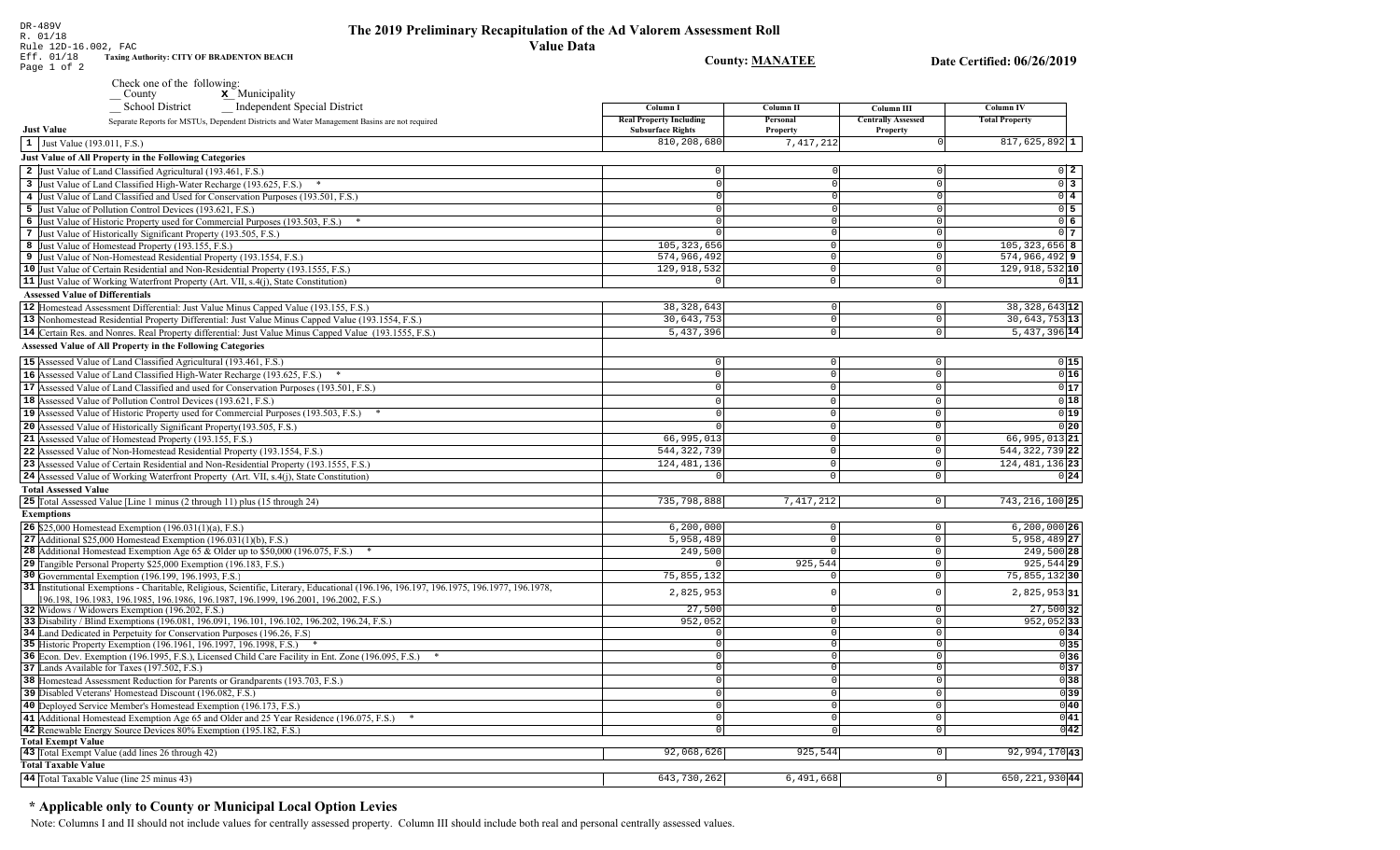DR-489V
R. 01/18
Rule 12D-16.002, FAC
Eff. 01/18

# The 2019 Preliminary Recapitulation of the Ad Valorem Assessment Roll

## Value Data

**Taxing Authority: CITY OF BRADENTON BEACH**

**County: MANATEE**

**Date Certified: 06/26/2019**

Check one of the following:
__ County　 **x** Municipality
__ School District　 __ Independent Special District

Separate Reports for MSTUs, Dependent Districts and Water Management Basins are not required

| | | Column I Real Property Including Subsurface Rights | Column II Personal Property | Column III Centrally Assessed Property | Column IV Total Property | |
|---|---|---|---|---|---|---|
| **Just Value** | | | | | | |
| 1 | Just Value (193.011, F.S.) | 810,208,680 | 7,417,212 | 0 | 817,625,892 | 1 |
| **Just Value of All Property in the Following Categories** | | | | | | |
| 2 | Just Value of Land Classified Agricultural (193.461, F.S.) | 0 | 0 | 0 | 0 | 2 |
| 3 | Just Value of Land Classified High-Water Recharge (193.625, F.S.) * | 0 | 0 | 0 | 0 | 3 |
| 4 | Just Value of Land Classified and Used for Conservation Purposes (193.501, F.S.) | 0 | 0 | 0 | 0 | 4 |
| 5 | Just Value of Pollution Control Devices (193.621, F.S.) | 0 | 0 | 0 | 0 | 5 |
| 6 | Just Value of Historic Property used for Commercial Purposes (193.503, F.S.) * | 0 | 0 | 0 | 0 | 6 |
| 7 | Just Value of Historically Significant Property (193.505, F.S.) | 0 | 0 | 0 | 0 | 7 |
| 8 | Just Value of Homestead Property (193.155, F.S.) | 105,323,656 | 0 | 0 | 105,323,656 | 8 |
| 9 | Just Value of Non-Homestead Residential Property (193.1554, F.S.) | 574,966,492 | 0 | 0 | 574,966,492 | 9 |
| 10 | Just Value of Certain Residential and Non-Residential Property (193.1555, F.S.) | 129,918,532 | 0 | 0 | 129,918,532 | 10 |
| 11 | Just Value of Working Waterfront Property (Art. VII, s.4(j), State Constitution) | 0 | 0 | 0 | 0 | 11 |
| **Assessed Value of Differentials** | | | | | | |
| 12 | Homestead Assessment Differential: Just Value Minus Capped Value (193.155, F.S.) | 38,328,643 | 0 | 0 | 38,328,643 | 12 |
| 13 | Nonhomestead Residential Property Differential: Just Value Minus Capped Value (193.1554, F.S.) | 30,643,753 | 0 | 0 | 30,643,753 | 13 |
| 14 | Certain Res. and Nonres. Real Property differential: Just Value Minus Capped Value (193.1555, F.S.) | 5,437,396 | 0 | 0 | 5,437,396 | 14 |
| **Assessed Value of All Property in the Following Categories** | | | | | | |
| 15 | Assessed Value of Land Classified Agricultural (193.461, F.S.) | 0 | 0 | 0 | 0 | 15 |
| 16 | Assessed Value of Land Classified High-Water Recharge (193.625, F.S.) * | 0 | 0 | 0 | 0 | 16 |
| 17 | Assessed Value of Land Classified and used for Conservation Purposes (193.501, F.S.) | 0 | 0 | 0 | 0 | 17 |
| 18 | Assessed Value of Pollution Control Devices (193.621, F.S.) | 0 | 0 | 0 | 0 | 18 |
| 19 | Assessed Value of Historic Property used for Commercial Purposes (193.503, F.S.) * | 0 | 0 | 0 | 0 | 19 |
| 20 | Assessed Value of Historically Significant Property(193.505, F.S.) | 0 | 0 | 0 | 0 | 20 |
| 21 | Assessed Value of Homestead Property (193.155, F.S.) | 66,995,013 | 0 | 0 | 66,995,013 | 21 |
| 22 | Assessed Value of Non-Homestead Residential Property (193.1554, F.S.) | 544,322,739 | 0 | 0 | 544,322,739 | 22 |
| 23 | Assessed Value of Certain Residential and Non-Residential Property (193.1555, F.S.) | 124,481,136 | 0 | 0 | 124,481,136 | 23 |
| 24 | Assessed Value of Working Waterfront Property (Art. VII, s.4(j), State Constitution) | 0 | 0 | 0 | 0 | 24 |
| **Total Assessed Value** | | | | | | |
| 25 | Total Assessed Value [Line 1 minus (2 through 11) plus (15 through 24) | 735,798,888 | 7,417,212 | 0 | 743,216,100 | 25 |
| **Exemptions** | | | | | | |
| 26 | $25,000 Homestead Exemption (196.031(1)(a), F.S.) | 6,200,000 | 0 | 0 | 6,200,000 | 26 |
| 27 | Additional $25,000 Homestead Exemption (196.031(1)(b), F.S.) | 5,958,489 | 0 | 0 | 5,958,489 | 27 |
| 28 | Additional Homestead Exemption Age 65 & Older up to $50,000 (196.075, F.S.) * | 249,500 | 0 | 0 | 249,500 | 28 |
| 29 | Tangible Personal Property $25,000 Exemption (196.183, F.S.) | 0 | 925,544 | 0 | 925,544 | 29 |
| 30 | Governmental Exemption (196.199, 196.1993, F.S.) | 75,855,132 | 0 | 0 | 75,855,132 | 30 |
| 31 | Institutional Exemptions - Charitable, Religious, Scientific, Literary, Educational (196.196, 196.197, 196.1975, 196.1977, 196.1978, 196.198, 196.1983, 196.1985, 196.1986, 196.1987, 196.1999, 196.2001, 196.2002, F.S.) | 2,825,953 | 0 | 0 | 2,825,953 | 31 |
| 32 | Widows / Widowers Exemption (196.202, F.S.) | 27,500 | 0 | 0 | 27,500 | 32 |
| 33 | Disability / Blind Exemptions (196.081, 196.091, 196.101, 196.102, 196.202, 196.24, F.S.) | 952,052 | 0 | 0 | 952,052 | 33 |
| 34 | Land Dedicated in Perpetuity for Conservation Purposes (196.26, F.S) | 0 | 0 | 0 | 0 | 34 |
| 35 | Historic Property Exemption (196.1961, 196.1997, 196.1998, F.S.) * | 0 | 0 | 0 | 0 | 35 |
| 36 | Econ. Dev. Exemption (196.1995, F.S.), Licensed Child Care Facility in Ent. Zone (196.095, F.S.) * | 0 | 0 | 0 | 0 | 36 |
| 37 | Lands Available for Taxes (197.502, F.S.) | 0 | 0 | 0 | 0 | 37 |
| 38 | Homestead Assessment Reduction for Parents or Grandparents (193.703, F.S.) | 0 | 0 | 0 | 0 | 38 |
| 39 | Disabled Veterans' Homestead Discount (196.082, F.S.) | 0 | 0 | 0 | 0 | 39 |
| 40 | Deployed Service Member's Homestead Exemption (196.173, F.S.) | 0 | 0 | 0 | 0 | 40 |
| 41 | Additional Homestead Exemption Age 65 and Older and 25 Year Residence (196.075, F.S.) * | 0 | 0 | 0 | 0 | 41 |
| 42 | Renewable Energy Source Devices 80% Exemption (195.182, F.S.) | 0 | 0 | 0 | 0 | 42 |
| **Total Exempt Value** | | | | | | |
| 43 | Total Exempt Value (add lines 26 through 42) | 92,068,626 | 925,544 | 0 | 92,994,170 | 43 |
| **Total Taxable Value** | | | | | | |
| 44 | Total Taxable Value (line 25 minus 43) | 643,730,262 | 6,491,668 | 0 | 650,221,930 | 44 |

**\* Applicable only to County or Municipal Local Option Levies**

Note: Columns I and II should not include values for centrally assessed property. Column III should include both real and personal centrally assessed values.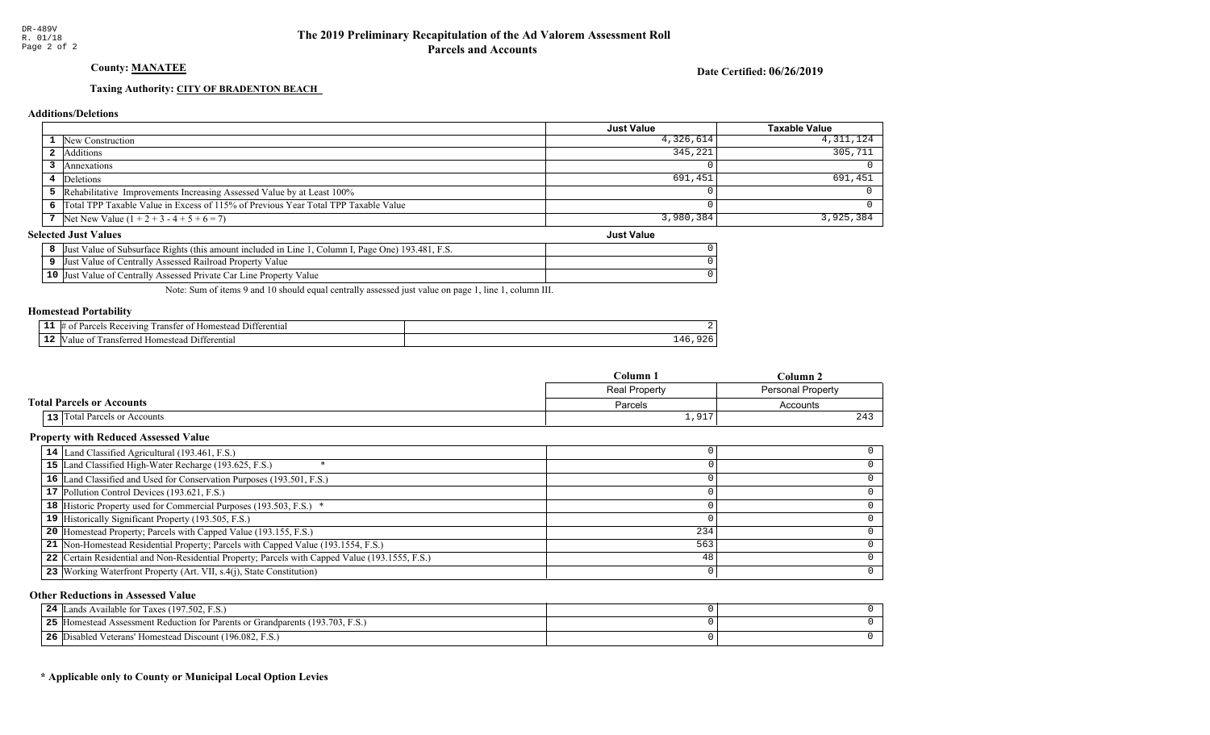# The 2019 Preliminary Recapitulation of the Ad Valorem Assessment Roll

## Parcels and Accounts

**County: MANATEE**

**Date Certified: 06/26/2019**

**Taxing Authority: CITY OF BRADENTON BEACH**

### Additions/Deletions

| | | Just Value | Taxable Value |
|---|---|---|---|
| 1 | New Construction | 4,326,614 | 4,311,124 |
| 2 | Additions | 345,221 | 305,711 |
| 3 | Annexations | 0 | 0 |
| 4 | Deletions | 691,451 | 691,451 |
| 5 | Rehabilitative Improvements Increasing Assessed Value by at Least 100% | 0 | 0 |
| 6 | Total TPP Taxable Value in Excess of 115% of Previous Year Total TPP Taxable Value | 0 | 0 |
| 7 | Net New Value (1 + 2 + 3 - 4 + 5 + 6 = 7) | 3,980,384 | 3,925,384 |

### Selected Just Values

| | | Just Value |
|---|---|---|
| 8 | Just Value of Subsurface Rights (this amount included in Line 1, Column I, Page One) 193.481, F.S. | 0 |
| 9 | Just Value of Centrally Assessed Railroad Property Value | 0 |
| 10 | Just Value of Centrally Assessed Private Car Line Property Value | 0 |

Note: Sum of items 9 and 10 should equal centrally assessed just value on page 1, line 1, column III.

### Homestead Portability

| | | |
|---|---|---|
| 11 | # of Parcels Receiving Transfer of Homestead Differential | 2 |
| 12 | Value of Transferred Homestead Differential | 146,926 |

### Total Parcels or Accounts

| | | Column 1 | Column 2 |
|---|---|---|---|
| | | Real Property | Personal Property |
| | | Parcels | Accounts |
| 13 | Total Parcels or Accounts | 1,917 | 243 |

### Property with Reduced Assessed Value

| | | Column 1 | Column 2 |
|---|---|---|---|
| 14 | Land Classified Agricultural (193.461, F.S.) | 0 | 0 |
| 15 | Land Classified High-Water Recharge (193.625, F.S.) * | 0 | 0 |
| 16 | Land Classified and Used for Conservation Purposes (193.501, F.S.) | 0 | 0 |
| 17 | Pollution Control Devices (193.621, F.S.) | 0 | 0 |
| 18 | Historic Property used for Commercial Purposes (193.503, F.S.) * | 0 | 0 |
| 19 | Historically Significant Property (193.505, F.S.) | 0 | 0 |
| 20 | Homestead Property; Parcels with Capped Value (193.155, F.S.) | 234 | 0 |
| 21 | Non-Homestead Residential Property; Parcels with Capped Value (193.1554, F.S.) | 563 | 0 |
| 22 | Certain Residential and Non-Residential Property; Parcels with Capped Value (193.1555, F.S.) | 48 | 0 |
| 23 | Working Waterfront Property (Art. VII, s.4(j), State Constitution) | 0 | 0 |

### Other Reductions in Assessed Value

| | | Column 1 | Column 2 |
|---|---|---|---|
| 24 | Lands Available for Taxes (197.502, F.S.) | 0 | 0 |
| 25 | Homestead Assessment Reduction for Parents or Grandparents (193.703, F.S.) | 0 | 0 |
| 26 | Disabled Veterans' Homestead Discount (196.082, F.S.) | 0 | 0 |

**\* Applicable only to County or Municipal Local Option Levies**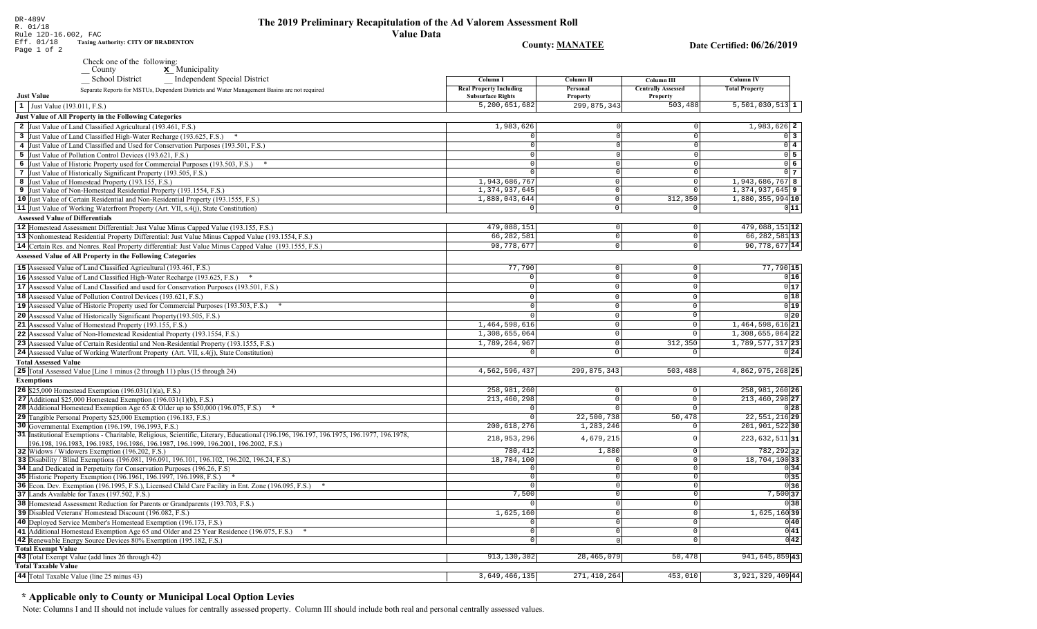DR-489V
R. 01/18
Rule 12D-16.002, FAC
Eff. 01/18

# The 2019 Preliminary Recapitulation of the Ad Valorem Assessment Roll

## Value Data

**Taxing Authority: CITY OF BRADENTON**

**County: MANATEE**

**Date Certified: 06/26/2019**

Check one of the following:
__ County  **x** Municipality
__ School District  __ Independent Special District

Separate Reports for MSTUs, Dependent Districts and Water Management Basins are not required

| Just Value | Column I Real Property Including Subsurface Rights | Column II Personal Property | Column III Centrally Assessed Property | Column IV Total Property | |
|---|---|---|---|---|---|
| 1 Just Value (193.011, F.S.) | 5,200,651,682 | 299,875,343 | 503,488 | 5,501,030,513 | 1 |
| **Just Value of All Property in the Following Categories** | | | | | |
| 2 Just Value of Land Classified Agricultural (193.461, F.S.) | 1,983,626 | 0 | 0 | 1,983,626 | 2 |
| 3 Just Value of Land Classified High-Water Recharge (193.625, F.S.) * | 0 | 0 | 0 | 0 | 3 |
| 4 Just Value of Land Classified and Used for Conservation Purposes (193.501, F.S.) | 0 | 0 | 0 | 0 | 4 |
| 5 Just Value of Pollution Control Devices (193.621, F.S.) | 0 | 0 | 0 | 0 | 5 |
| 6 Just Value of Historic Property used for Commercial Purposes (193.503, F.S.) * | 0 | 0 | 0 | 0 | 6 |
| 7 Just Value of Historically Significant Property (193.505, F.S.) | 0 | 0 | 0 | 0 | 7 |
| 8 Just Value of Homestead Property (193.155, F.S.) | 1,943,686,767 | 0 | 0 | 1,943,686,767 | 8 |
| 9 Just Value of Non-Homestead Residential Property (193.1554, F.S.) | 1,374,937,645 | 0 | 0 | 1,374,937,645 | 9 |
| 10 Just Value of Certain Residential and Non-Residential Property (193.1555, F.S.) | 1,880,043,644 | 0 | 312,350 | 1,880,355,994 | 10 |
| 11 Just Value of Working Waterfront Property (Art. VII, s.4(j), State Constitution) | 0 | 0 | 0 | 0 | 11 |
| **Assessed Value of Differentials** | | | | | |
| 12 Homestead Assessment Differential: Just Value Minus Capped Value (193.155, F.S.) | 479,088,151 | 0 | 0 | 479,088,151 | 12 |
| 13 Nonhomestead Residential Property Differential: Just Value Minus Capped Value (193.1554, F.S.) | 66,282,581 | 0 | 0 | 66,282,581 | 13 |
| 14 Certain Res. and Nonres. Real Property differential: Just Value Minus Capped Value (193.1555, F.S.) | 90,778,677 | 0 | 0 | 90,778,677 | 14 |
| **Assessed Value of All Property in the Following Categories** | | | | | |
| 15 Assessed Value of Land Classified Agricultural (193.461, F.S.) | 77,790 | 0 | 0 | 77,790 | 15 |
| 16 Assessed Value of Land Classified High-Water Recharge (193.625, F.S.) * | 0 | 0 | 0 | 0 | 16 |
| 17 Assessed Value of Land Classified and used for Conservation Purposes (193.501, F.S.) | 0 | 0 | 0 | 0 | 17 |
| 18 Assessed Value of Pollution Control Devices (193.621, F.S.) | 0 | 0 | 0 | 0 | 18 |
| 19 Assessed Value of Historic Property used for Commercial Purposes (193.503, F.S.) * | 0 | 0 | 0 | 0 | 19 |
| 20 Assessed Value of Historically Significant Property(193.505, F.S.) | 0 | 0 | 0 | 0 | 20 |
| 21 Assessed Value of Homestead Property (193.155, F.S.) | 1,464,598,616 | 0 | 0 | 1,464,598,616 | 21 |
| 22 Assessed Value of Non-Homestead Residential Property (193.1554, F.S.) | 1,308,655,064 | 0 | 0 | 1,308,655,064 | 22 |
| 23 Assessed Value of Certain Residential and Non-Residential Property (193.1555, F.S.) | 1,789,264,967 | 0 | 312,350 | 1,789,577,317 | 23 |
| 24 Assessed Value of Working Waterfront Property (Art. VII, s.4(j), State Constitution) | 0 | 0 | 0 | 0 | 24 |
| **Total Assessed Value** | | | | | |
| 25 Total Assessed Value [Line 1 minus (2 through 11) plus (15 through 24) | 4,562,596,437 | 299,875,343 | 503,488 | 4,862,975,268 | 25 |
| **Exemptions** | | | | | |
| 26 $25,000 Homestead Exemption (196.031(1)(a), F.S.) | 258,981,260 | 0 | 0 | 258,981,260 | 26 |
| 27 Additional $25,000 Homestead Exemption (196.031(1)(b), F.S.) | 213,460,298 | 0 | 0 | 213,460,298 | 27 |
| 28 Additional Homestead Exemption Age 65 & Older up to $50,000 (196.075, F.S.) * | 0 | 0 | 0 | 0 | 28 |
| 29 Tangible Personal Property $25,000 Exemption (196.183, F.S.) | 0 | 22,500,738 | 50,478 | 22,551,216 | 29 |
| 30 Governmental Exemption (196.199, 196.1993, F.S.) | 200,618,276 | 1,283,246 | 0 | 201,901,522 | 30 |
| 31 Institutional Exemptions - Charitable, Religious, Scientific, Literary, Educational (196.196, 196.197, 196.1975, 196.1977, 196.1978, 196.198, 196.1983, 196.1985, 196.1986, 196.1987, 196.1999, 196.2001, 196.2002, F.S.) | 218,953,296 | 4,679,215 | 0 | 223,632,511 | 31 |
| 32 Widows / Widowers Exemption (196.202, F.S.) | 780,412 | 1,880 | 0 | 782,292 | 32 |
| 33 Disability / Blind Exemptions (196.081, 196.091, 196.101, 196.102, 196.202, 196.24, F.S.) | 18,704,100 | 0 | 0 | 18,704,100 | 33 |
| 34 Land Dedicated in Perpetuity for Conservation Purposes (196.26, F.S) | 0 | 0 | 0 | 0 | 34 |
| 35 Historic Property Exemption (196.1961, 196.1997, 196.1998, F.S.) * | 0 | 0 | 0 | 0 | 35 |
| 36 Econ. Dev. Exemption (196.1995, F.S.), Licensed Child Care Facility in Ent. Zone (196.095, F.S.) * | 0 | 0 | 0 | 0 | 36 |
| 37 Lands Available for Taxes (197.502, F.S.) | 7,500 | 0 | 0 | 7,500 | 37 |
| 38 Homestead Assessment Reduction for Parents or Grandparents (193.703, F.S.) | 0 | 0 | 0 | 0 | 38 |
| 39 Disabled Veterans' Homestead Discount (196.082, F.S.) | 1,625,160 | 0 | 0 | 1,625,160 | 39 |
| 40 Deployed Service Member's Homestead Exemption (196.173, F.S.) | 0 | 0 | 0 | 0 | 40 |
| 41 Additional Homestead Exemption Age 65 and Older and 25 Year Residence (196.075, F.S.) * | 0 | 0 | 0 | 0 | 41 |
| 42 Renewable Energy Source Devices 80% Exemption (195.182, F.S.) | 0 | 0 | 0 | 0 | 42 |
| **Total Exempt Value** | | | | | |
| 43 Total Exempt Value (add lines 26 through 42) | 913,130,302 | 28,465,079 | 50,478 | 941,645,859 | 43 |
| **Total Taxable Value** | | | | | |
| 44 Total Taxable Value (line 25 minus 43) | 3,649,466,135 | 271,410,264 | 453,010 | 3,921,329,409 | 44 |

**\* Applicable only to County or Municipal Local Option Levies**

Note: Columns I and II should not include values for centrally assessed property. Column III should include both real and personal centrally assessed values.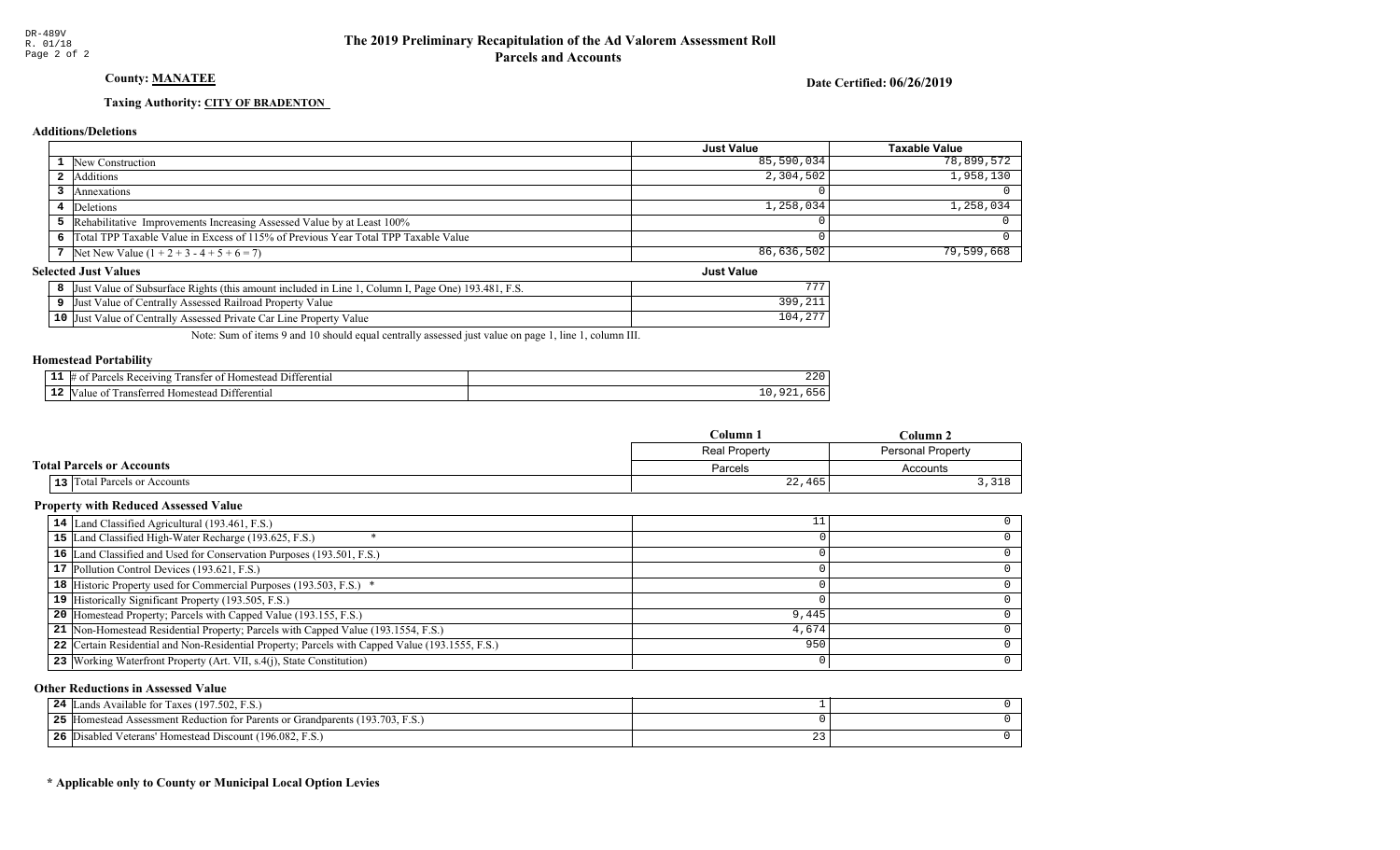DR-489V
R. 01/18

# The 2019 Preliminary Recapitulation of the Ad Valorem Assessment Roll
## Parcels and Accounts

**County: MANATEE**

**Date Certified: 06/26/2019**

**Taxing Authority: CITY OF BRADENTON**

### Additions/Deletions

| | | Just Value | Taxable Value |
|---|---|---|---|
| 1 | New Construction | 85,590,034 | 78,899,572 |
| 2 | Additions | 2,304,502 | 1,958,130 |
| 3 | Annexations | 0 | 0 |
| 4 | Deletions | 1,258,034 | 1,258,034 |
| 5 | Rehabilitative Improvements Increasing Assessed Value by at Least 100% | 0 | 0 |
| 6 | Total TPP Taxable Value in Excess of 115% of Previous Year Total TPP Taxable Value | 0 | 0 |
| 7 | Net New Value (1 + 2 + 3 - 4 + 5 + 6 = 7) | 86,636,502 | 79,599,668 |

### Selected Just Values

| | | Just Value |
|---|---|---|
| 8 | Just Value of Subsurface Rights (this amount included in Line 1, Column I, Page One) 193.481, F.S. | 777 |
| 9 | Just Value of Centrally Assessed Railroad Property Value | 399,211 |
| 10 | Just Value of Centrally Assessed Private Car Line Property Value | 104,277 |

Note: Sum of items 9 and 10 should equal centrally assessed just value on page 1, line 1, column III.

### Homestead Portability

| | | |
|---|---|---|
| 11 | # of Parcels Receiving Transfer of Homestead Differential | 220 |
| 12 | Value of Transferred Homestead Differential | 10,921,656 |

### Total Parcels or Accounts

| | | Column 1<br>Real Property<br>Parcels | Column 2<br>Personal Property<br>Accounts |
|---|---|---|---|
| 13 | Total Parcels or Accounts | 22,465 | 3,318 |

### Property with Reduced Assessed Value

| | | Column 1 | Column 2 |
|---|---|---|---|
| 14 | Land Classified Agricultural (193.461, F.S.) | 11 | 0 |
| 15 | Land Classified High-Water Recharge (193.625, F.S.) * | 0 | 0 |
| 16 | Land Classified and Used for Conservation Purposes (193.501, F.S.) | 0 | 0 |
| 17 | Pollution Control Devices (193.621, F.S.) | 0 | 0 |
| 18 | Historic Property used for Commercial Purposes (193.503, F.S.) * | 0 | 0 |
| 19 | Historically Significant Property (193.505, F.S.) | 0 | 0 |
| 20 | Homestead Property; Parcels with Capped Value (193.155, F.S.) | 9,445 | 0 |
| 21 | Non-Homestead Residential Property; Parcels with Capped Value (193.1554, F.S.) | 4,674 | 0 |
| 22 | Certain Residential and Non-Residential Property; Parcels with Capped Value (193.1555, F.S.) | 950 | 0 |
| 23 | Working Waterfront Property (Art. VII, s.4(j), State Constitution) | 0 | 0 |

### Other Reductions in Assessed Value

| | | Column 1 | Column 2 |
|---|---|---|---|
| 24 | Lands Available for Taxes (197.502, F.S.) | 1 | 0 |
| 25 | Homestead Assessment Reduction for Parents or Grandparents (193.703, F.S.) | 0 | 0 |
| 26 | Disabled Veterans' Homestead Discount (196.082, F.S.) | 23 | 0 |

**\* Applicable only to County or Municipal Local Option Levies**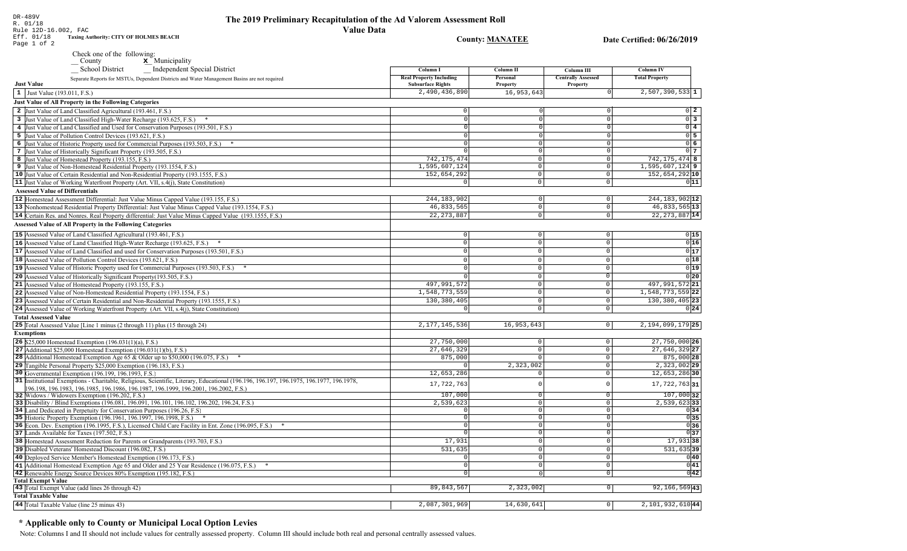DR-489V
R. 01/18
Rule 12D-16.002, FAC
Eff. 01/18

# The 2019 Preliminary Recapitulation of the Ad Valorem Assessment Roll

## Value Data

Taxing Authority: CITY OF HOLMES BEACH

County: MANATEE

Date Certified: 06/26/2019

Check one of the following:
__ County  **x** Municipality
__ School District  __ Independent Special District

Separate Reports for MSTUs, Dependent Districts and Water Management Basins are not required

| Just Value | Column I Real Property Including Subsurface Rights | Column II Personal Property | Column III Centrally Assessed Property | Column IV Total Property | |
|---|---|---|---|---|---|
| 1 Just Value (193.011, F.S.) | 2,490,436,890 | 16,953,643 | 0 | 2,507,390,533 | 1 |
| **Just Value of All Property in the Following Categories** | | | | | |
| 2 Just Value of Land Classified Agricultural (193.461, F.S.) | 0 | 0 | 0 | 0 | 2 |
| 3 Just Value of Land Classified High-Water Recharge (193.625, F.S.) * | 0 | 0 | 0 | 0 | 3 |
| 4 Just Value of Land Classified and Used for Conservation Purposes (193.501, F.S.) | 0 | 0 | 0 | 0 | 4 |
| 5 Just Value of Pollution Control Devices (193.621, F.S.) | 0 | 0 | 0 | 0 | 5 |
| 6 Just Value of Historic Property used for Commercial Purposes (193.503, F.S.) * | 0 | 0 | 0 | 0 | 6 |
| 7 Just Value of Historically Significant Property (193.505, F.S.) | 0 | 0 | 0 | 0 | 7 |
| 8 Just Value of Homestead Property (193.155, F.S.) | 742,175,474 | 0 | 0 | 742,175,474 | 8 |
| 9 Just Value of Non-Homestead Residential Property (193.1554, F.S.) | 1,595,607,124 | 0 | 0 | 1,595,607,124 | 9 |
| 10 Just Value of Certain Residential and Non-Residential Property (193.1555, F.S.) | 152,654,292 | 0 | 0 | 152,654,292 | 10 |
| 11 Just Value of Working Waterfront Property (Art. VII, s.4(j), State Constitution) | 0 | 0 | 0 | 0 | 11 |
| **Assessed Value of Differentials** | | | | | |
| 12 Homestead Assessment Differential: Just Value Minus Capped Value (193.155, F.S.) | 244,183,902 | 0 | 0 | 244,183,902 | 12 |
| 13 Nonhomestead Residential Property Differential: Just Value Minus Capped Value (193.1554, F.S.) | 46,833,565 | 0 | 0 | 46,833,565 | 13 |
| 14 Certain Res. and Nonres. Real Property differential: Just Value Minus Capped Value (193.1555, F.S.) | 22,273,887 | 0 | 0 | 22,273,887 | 14 |
| **Assessed Value of All Property in the Following Categories** | | | | | |
| 15 Assessed Value of Land Classified Agricultural (193.461, F.S.) | 0 | 0 | 0 | 0 | 15 |
| 16 Assessed Value of Land Classified High-Water Recharge (193.625, F.S.) * | 0 | 0 | 0 | 0 | 16 |
| 17 Assessed Value of Land Classified and used for Conservation Purposes (193.501, F.S.) | 0 | 0 | 0 | 0 | 17 |
| 18 Assessed Value of Pollution Control Devices (193.621, F.S.) | 0 | 0 | 0 | 0 | 18 |
| 19 Assessed Value of Historic Property used for Commercial Purposes (193.503, F.S.) * | 0 | 0 | 0 | 0 | 19 |
| 20 Assessed Value of Historically Significant Property(193.505, F.S.) | 0 | 0 | 0 | 0 | 20 |
| 21 Assessed Value of Homestead Property (193.155, F.S.) | 497,991,572 | 0 | 0 | 497,991,572 | 21 |
| 22 Assessed Value of Non-Homestead Residential Property (193.1554, F.S.) | 1,548,773,559 | 0 | 0 | 1,548,773,559 | 22 |
| 23 Assessed Value of Certain Residential and Non-Residential Property (193.1555, F.S.) | 130,380,405 | 0 | 0 | 130,380,405 | 23 |
| 24 Assessed Value of Working Waterfront Property (Art. VII, s.4(j), State Constitution) | 0 | 0 | 0 | 0 | 24 |
| **Total Assessed Value** | | | | | |
| 25 Total Assessed Value [Line 1 minus (2 through 11) plus (15 through 24) | 2,177,145,536 | 16,953,643 | 0 | 2,194,099,179 | 25 |
| **Exemptions** | | | | | |
| 26 $25,000 Homestead Exemption (196.031(1)(a), F.S.) | 27,750,000 | 0 | 0 | 27,750,000 | 26 |
| 27 Additional $25,000 Homestead Exemption (196.031(1)(b), F.S.) | 27,646,329 | 0 | 0 | 27,646,329 | 27 |
| 28 Additional Homestead Exemption Age 65 & Older up to $50,000 (196.075, F.S.) * | 875,000 | 0 | 0 | 875,000 | 28 |
| 29 Tangible Personal Property $25,000 Exemption (196.183, F.S.) | 0 | 2,323,002 | 0 | 2,323,002 | 29 |
| 30 Governmental Exemption (196.199, 196.1993, F.S.) | 12,653,286 | 0 | 0 | 12,653,286 | 30 |
| 31 Institutional Exemptions - Charitable, Religious, Scientific, Literary, Educational (196.196, 196.197, 196.1975, 196.1977, 196.1978, 196.198, 196.1983, 196.1985, 196.1986, 196.1987, 196.1999, 196.2001, 196.2002, F.S.) | 17,722,763 | 0 | 0 | 17,722,763 | 31 |
| 32 Widows / Widowers Exemption (196.202, F.S.) | 107,000 | 0 | 0 | 107,000 | 32 |
| 33 Disability / Blind Exemptions (196.081, 196.091, 196.101, 196.102, 196.202, 196.24, F.S.) | 2,539,623 | 0 | 0 | 2,539,623 | 33 |
| 34 Land Dedicated in Perpetuity for Conservation Purposes (196.26, F.S) | 0 | 0 | 0 | 0 | 34 |
| 35 Historic Property Exemption (196.1961, 196.1997, 196.1998, F.S.) * | 0 | 0 | 0 | 0 | 35 |
| 36 Econ. Dev. Exemption (196.1995, F.S.), Licensed Child Care Facility in Ent. Zone (196.095, F.S.) * | 0 | 0 | 0 | 0 | 36 |
| 37 Lands Available for Taxes (197.502, F.S.) | 0 | 0 | 0 | 0 | 37 |
| 38 Homestead Assessment Reduction for Parents or Grandparents (193.703, F.S.) | 17,931 | 0 | 0 | 17,931 | 38 |
| 39 Disabled Veterans' Homestead Discount (196.082, F.S.) | 531,635 | 0 | 0 | 531,635 | 39 |
| 40 Deployed Service Member's Homestead Exemption (196.173, F.S.) | 0 | 0 | 0 | 0 | 40 |
| 41 Additional Homestead Exemption Age 65 and Older and 25 Year Residence (196.075, F.S.) * | 0 | 0 | 0 | 0 | 41 |
| 42 Renewable Energy Source Devices 80% Exemption (195.182, F.S.) | 0 | 0 | 0 | 0 | 42 |
| **Total Exempt Value** | | | | | |
| 43 Total Exempt Value (add lines 26 through 42) | 89,843,567 | 2,323,002 | 0 | 92,166,569 | 43 |
| **Total Taxable Value** | | | | | |
| 44 Total Taxable Value (line 25 minus 43) | 2,087,301,969 | 14,630,641 | 0 | 2,101,932,610 | 44 |

## * Applicable only to County or Municipal Local Option Levies

Note: Columns I and II should not include values for centrally assessed property. Column III should include both real and personal centrally assessed values.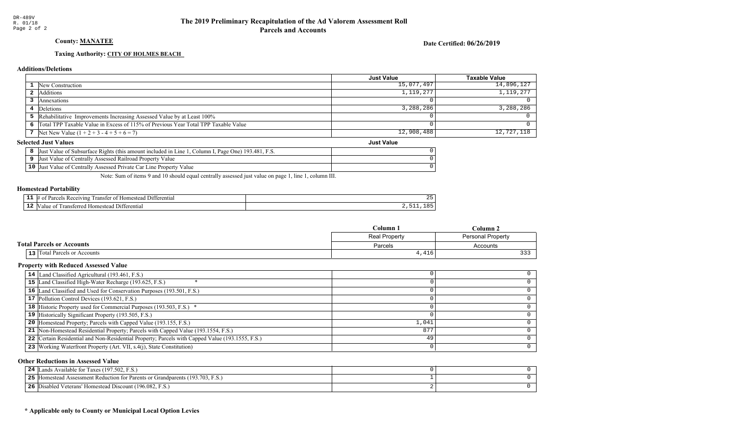DR-489V
R. 01/18

# The 2019 Preliminary Recapitulation of the Ad Valorem Assessment Roll
## Parcels and Accounts

**County: MANATEE**

**Date Certified: 06/26/2019**

**Taxing Authority: CITY OF HOLMES BEACH**

### Additions/Deletions

| | | Just Value | Taxable Value |
|---|---|---|---|
| 1 | New Construction | 15,077,497 | 14,896,127 |
| 2 | Additions | 1,119,277 | 1,119,277 |
| 3 | Annexations | 0 | 0 |
| 4 | Deletions | 3,288,286 | 3,288,286 |
| 5 | Rehabilitative Improvements Increasing Assessed Value by at Least 100% | 0 | 0 |
| 6 | Total TPP Taxable Value in Excess of 115% of Previous Year Total TPP Taxable Value | 0 | 0 |
| 7 | Net New Value (1 + 2 + 3 - 4 + 5 + 6 = 7) | 12,908,488 | 12,727,118 |

### Selected Just Values

| | | Just Value |
|---|---|---|
| 8 | Just Value of Subsurface Rights (this amount included in Line 1, Column I, Page One) 193.481, F.S. | 0 |
| 9 | Just Value of Centrally Assessed Railroad Property Value | 0 |
| 10 | Just Value of Centrally Assessed Private Car Line Property Value | 0 |

Note: Sum of items 9 and 10 should equal centrally assessed just value on page 1, line 1, column III.

### Homestead Portability

| | | |
|---|---|---|
| 11 | # of Parcels Receiving Transfer of Homestead Differential | 25 |
| 12 | Value of Transferred Homestead Differential | 2,511,185 |

### Total Parcels or Accounts

| | | Column 1 | Column 2 |
|---|---|---|---|
| | | Real Property | Personal Property |
| | | Parcels | Accounts |
| 13 | Total Parcels or Accounts | 4,416 | 333 |

### Property with Reduced Assessed Value

| | | Column 1 | Column 2 |
|---|---|---|---|
| 14 | Land Classified Agricultural (193.461, F.S.) | 0 | 0 |
| 15 | Land Classified High-Water Recharge (193.625, F.S.) * | 0 | 0 |
| 16 | Land Classified and Used for Conservation Purposes (193.501, F.S.) | 0 | 0 |
| 17 | Pollution Control Devices (193.621, F.S.) | 0 | 0 |
| 18 | Historic Property used for Commercial Purposes (193.503, F.S.) * | 0 | 0 |
| 19 | Historically Significant Property (193.505, F.S.) | 0 | 0 |
| 20 | Homestead Property; Parcels with Capped Value (193.155, F.S.) | 1,041 | 0 |
| 21 | Non-Homestead Residential Property; Parcels with Capped Value (193.1554, F.S.) | 877 | 0 |
| 22 | Certain Residential and Non-Residential Property; Parcels with Capped Value (193.1555, F.S.) | 49 | 0 |
| 23 | Working Waterfront Property (Art. VII, s.4(j), State Constitution) | 0 | 0 |

### Other Reductions in Assessed Value

| | | Column 1 | Column 2 |
|---|---|---|---|
| 24 | Lands Available for Taxes (197.502, F.S.) | 0 | 0 |
| 25 | Homestead Assessment Reduction for Parents or Grandparents (193.703, F.S.) | 1 | 0 |
| 26 | Disabled Veterans' Homestead Discount (196.082, F.S.) | 2 | 0 |

**\* Applicable only to County or Municipal Local Option Levies**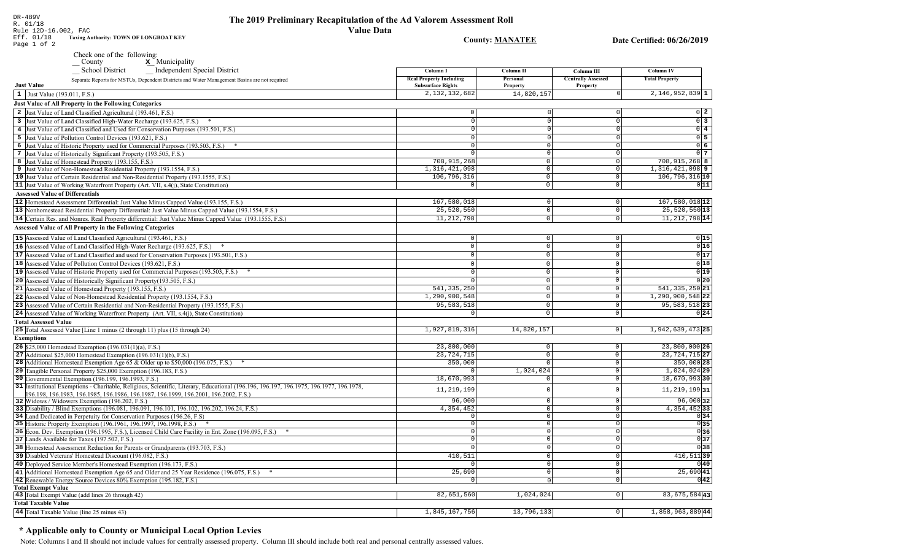DR-489V
R. 01/18
Rule 12D-16.002, FAC
Eff. 01/18
Page 1 of 2

# The 2019 Preliminary Recapitulation of the Ad Valorem Assessment Roll

## Value Data

**Taxing Authority: TOWN OF LONGBOAT KEY**

**County: MANATEE**

**Date Certified: 06/26/2019**

Check one of the following:
__ County  **x** Municipality
__ School District  __ Independent Special District

Separate Reports for MSTUs, Dependent Districts and Water Management Basins are not required

| Just Value | Column I Real Property Including Subsurface Rights | Column II Personal Property | Column III Centrally Assessed Property | Column IV Total Property | |
|---|---|---|---|---|---|
| 1 Just Value (193.011, F.S.) | 2,132,132,682 | 14,820,157 | 0 | 2,146,952,839 | 1 |
| **Just Value of All Property in the Following Categories** | | | | | |
| 2 Just Value of Land Classified Agricultural (193.461, F.S.) | 0 | 0 | 0 | 0 | 2 |
| 3 Just Value of Land Classified High-Water Recharge (193.625, F.S.) * | 0 | 0 | 0 | 0 | 3 |
| 4 Just Value of Land Classified and Used for Conservation Purposes (193.501, F.S.) | 0 | 0 | 0 | 0 | 4 |
| 5 Just Value of Pollution Control Devices (193.621, F.S.) | 0 | 0 | 0 | 0 | 5 |
| 6 Just Value of Historic Property used for Commercial Purposes (193.503, F.S.) * | 0 | 0 | 0 | 0 | 6 |
| 7 Just Value of Historically Significant Property (193.505, F.S.) | 0 | 0 | 0 | 0 | 7 |
| 8 Just Value of Homestead Property (193.155, F.S.) | 708,915,268 | 0 | 0 | 708,915,268 | 8 |
| 9 Just Value of Non-Homestead Residential Property (193.1554, F.S.) | 1,316,421,098 | 0 | 0 | 1,316,421,098 | 9 |
| 10 Just Value of Certain Residential and Non-Residential Property (193.1555, F.S.) | 106,796,316 | 0 | 0 | 106,796,316 | 10 |
| 11 Just Value of Working Waterfront Property (Art. VII, s.4(j), State Constitution) | 0 | 0 | 0 | 0 | 11 |
| **Assessed Value of Differentials** | | | | | |
| 12 Homestead Assessment Differential: Just Value Minus Capped Value (193.155, F.S.) | 167,580,018 | 0 | 0 | 167,580,018 | 12 |
| 13 Nonhomestead Residential Property Differential: Just Value Minus Capped Value (193.1554, F.S.) | 25,520,550 | 0 | 0 | 25,520,550 | 13 |
| 14 Certain Res. and Nonres. Real Property differential: Just Value Minus Capped Value (193.1555, F.S.) | 11,212,798 | 0 | 0 | 11,212,798 | 14 |
| **Assessed Value of All Property in the Following Categories** | | | | | |
| 15 Assessed Value of Land Classified Agricultural (193.461, F.S.) | 0 | 0 | 0 | 0 | 15 |
| 16 Assessed Value of Land Classified High-Water Recharge (193.625, F.S.) * | 0 | 0 | 0 | 0 | 16 |
| 17 Assessed Value of Land Classified and used for Conservation Purposes (193.501, F.S.) | 0 | 0 | 0 | 0 | 17 |
| 18 Assessed Value of Pollution Control Devices (193.621, F.S.) | 0 | 0 | 0 | 0 | 18 |
| 19 Assessed Value of Historic Property used for Commercial Purposes (193.503, F.S.) * | 0 | 0 | 0 | 0 | 19 |
| 20 Assessed Value of Historically Significant Property(193.505, F.S.) | 0 | 0 | 0 | 0 | 20 |
| 21 Assessed Value of Homestead Property (193.155, F.S.) | 541,335,250 | 0 | 0 | 541,335,250 | 21 |
| 22 Assessed Value of Non-Homestead Residential Property (193.1554, F.S.) | 1,290,900,548 | 0 | 0 | 1,290,900,548 | 22 |
| 23 Assessed Value of Certain Residential and Non-Residential Property (193.1555, F.S.) | 95,583,518 | 0 | 0 | 95,583,518 | 23 |
| 24 Assessed Value of Working Waterfront Property (Art. VII, s.4(j), State Constitution) | 0 | 0 | 0 | 0 | 24 |
| **Total Assessed Value** | | | | | |
| 25 Total Assessed Value [Line 1 minus (2 through 11) plus (15 through 24) | 1,927,819,316 | 14,820,157 | 0 | 1,942,639,473 | 25 |
| **Exemptions** | | | | | |
| 26 $25,000 Homestead Exemption (196.031(1)(a), F.S.) | 23,800,000 | 0 | 0 | 23,800,000 | 26 |
| 27 Additional $25,000 Homestead Exemption (196.031(1)(b), F.S.) | 23,724,715 | 0 | 0 | 23,724,715 | 27 |
| 28 Additional Homestead Exemption Age 65 & Older up to $50,000 (196.075, F.S.) * | 350,000 | 0 | 0 | 350,000 | 28 |
| 29 Tangible Personal Property $25,000 Exemption (196.183, F.S.) | 0 | 1,024,024 | 0 | 1,024,024 | 29 |
| 30 Governmental Exemption (196.199, 196.1993, F.S.) | 18,670,993 | 0 | 0 | 18,670,993 | 30 |
| 31 Institutional Exemptions - Charitable, Religious, Scientific, Literary, Educational (196.196, 196.197, 196.1975, 196.1977, 196.1978, 196.198, 196.1983, 196.1985, 196.1986, 196.1987, 196.1999, 196.2001, 196.2002, F.S.) | 11,219,199 | 0 | 0 | 11,219,199 | 31 |
| 32 Widows / Widowers Exemption (196.202, F.S.) | 96,000 | 0 | 0 | 96,000 | 32 |
| 33 Disability / Blind Exemptions (196.081, 196.091, 196.101, 196.102, 196.202, 196.24, F.S.) | 4,354,452 | 0 | 0 | 4,354,452 | 33 |
| 34 Land Dedicated in Perpetuity for Conservation Purposes (196.26, F.S) | 0 | 0 | 0 | 0 | 34 |
| 35 Historic Property Exemption (196.1961, 196.1997, 196.1998, F.S.) * | 0 | 0 | 0 | 0 | 35 |
| 36 Econ. Dev. Exemption (196.1995, F.S.), Licensed Child Care Facility in Ent. Zone (196.095, F.S.) * | 0 | 0 | 0 | 0 | 36 |
| 37 Lands Available for Taxes (197.502, F.S.) | 0 | 0 | 0 | 0 | 37 |
| 38 Homestead Assessment Reduction for Parents or Grandparents (193.703, F.S.) | 0 | 0 | 0 | 0 | 38 |
| 39 Disabled Veterans' Homestead Discount (196.082, F.S.) | 410,511 | 0 | 0 | 410,511 | 39 |
| 40 Deployed Service Member's Homestead Exemption (196.173, F.S.) | 0 | 0 | 0 | 0 | 40 |
| 41 Additional Homestead Exemption Age 65 and Older and 25 Year Residence (196.075, F.S.) * | 25,690 | 0 | 0 | 25,690 | 41 |
| 42 Renewable Energy Source Devices 80% Exemption (195.182, F.S.) | 0 | 0 | 0 | 0 | 42 |
| **Total Exempt Value** | | | | | |
| 43 Total Exempt Value (add lines 26 through 42) | 82,651,560 | 1,024,024 | 0 | 83,675,584 | 43 |
| **Total Taxable Value** | | | | | |
| 44 Total Taxable Value (line 25 minus 43) | 1,845,167,756 | 13,796,133 | 0 | 1,858,963,889 | 44 |

## * Applicable only to County or Municipal Local Option Levies

Note: Columns I and II should not include values for centrally assessed property. Column III should include both real and personal centrally assessed values.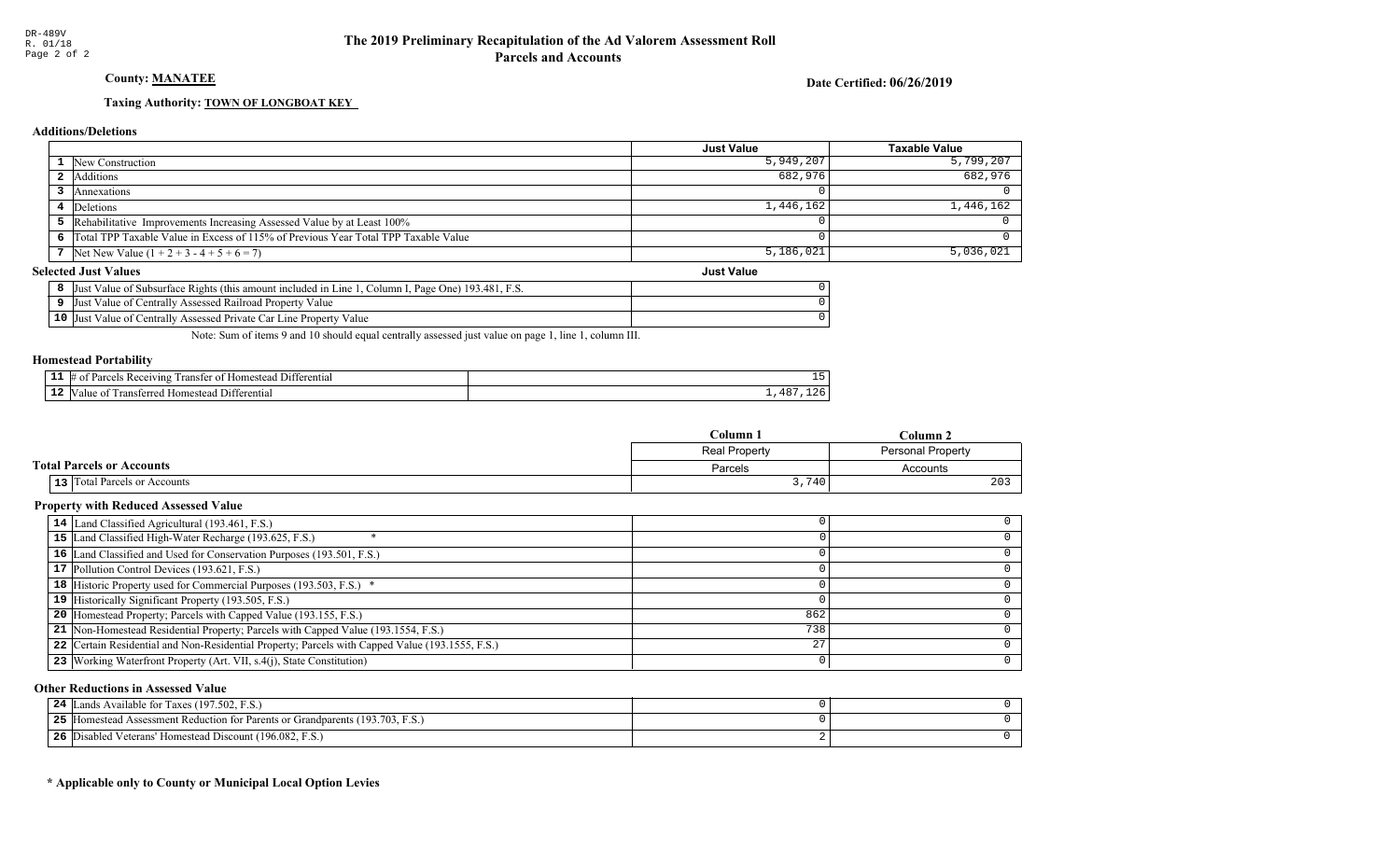# The 2019 Preliminary Recapitulation of the Ad Valorem Assessment Roll
## Parcels and Accounts

DR-489V
R. 01/18

**County: MANATEE**

**Date Certified: 06/26/2019**

**Taxing Authority: TOWN OF LONGBOAT KEY**

### Additions/Deletions

| | | Just Value | Taxable Value |
|---|---|---|---|
| 1 | New Construction | 5,949,207 | 5,799,207 |
| 2 | Additions | 682,976 | 682,976 |
| 3 | Annexations | 0 | 0 |
| 4 | Deletions | 1,446,162 | 1,446,162 |
| 5 | Rehabilitative Improvements Increasing Assessed Value by at Least 100% | 0 | 0 |
| 6 | Total TPP Taxable Value in Excess of 115% of Previous Year Total TPP Taxable Value | 0 | 0 |
| 7 | Net New Value (1 + 2 + 3 - 4 + 5 + 6 = 7) | 5,186,021 | 5,036,021 |

### Selected Just Values

| | | Just Value |
|---|---|---|
| 8 | Just Value of Subsurface Rights (this amount included in Line 1, Column I, Page One) 193.481, F.S. | 0 |
| 9 | Just Value of Centrally Assessed Railroad Property Value | 0 |
| 10 | Just Value of Centrally Assessed Private Car Line Property Value | 0 |

Note: Sum of items 9 and 10 should equal centrally assessed just value on page 1, line 1, column III.

### Homestead Portability

| | | |
|---|---|---|
| 11 | # of Parcels Receiving Transfer of Homestead Differential | 15 |
| 12 | Value of Transferred Homestead Differential | 1,487,126 |

### Total Parcels or Accounts

| | | Column 1 | Column 2 |
|---|---|---|---|
| | | Real Property | Personal Property |
| | | Parcels | Accounts |
| 13 | Total Parcels or Accounts | 3,740 | 203 |

### Property with Reduced Assessed Value

| | | Column 1 | Column 2 |
|---|---|---|---|
| 14 | Land Classified Agricultural (193.461, F.S.) | 0 | 0 |
| 15 | Land Classified High-Water Recharge (193.625, F.S.) * | 0 | 0 |
| 16 | Land Classified and Used for Conservation Purposes (193.501, F.S.) | 0 | 0 |
| 17 | Pollution Control Devices (193.621, F.S.) | 0 | 0 |
| 18 | Historic Property used for Commercial Purposes (193.503, F.S.) * | 0 | 0 |
| 19 | Historically Significant Property (193.505, F.S.) | 0 | 0 |
| 20 | Homestead Property; Parcels with Capped Value (193.155, F.S.) | 862 | 0 |
| 21 | Non-Homestead Residential Property; Parcels with Capped Value (193.1554, F.S.) | 738 | 0 |
| 22 | Certain Residential and Non-Residential Property; Parcels with Capped Value (193.1555, F.S.) | 27 | 0 |
| 23 | Working Waterfront Property (Art. VII, s.4(j), State Constitution) | 0 | 0 |

### Other Reductions in Assessed Value

| | | Column 1 | Column 2 |
|---|---|---|---|
| 24 | Lands Available for Taxes (197.502, F.S.) | 0 | 0 |
| 25 | Homestead Assessment Reduction for Parents or Grandparents (193.703, F.S.) | 0 | 0 |
| 26 | Disabled Veterans' Homestead Discount (196.082, F.S.) | 2 | 0 |

**\* Applicable only to County or Municipal Local Option Levies**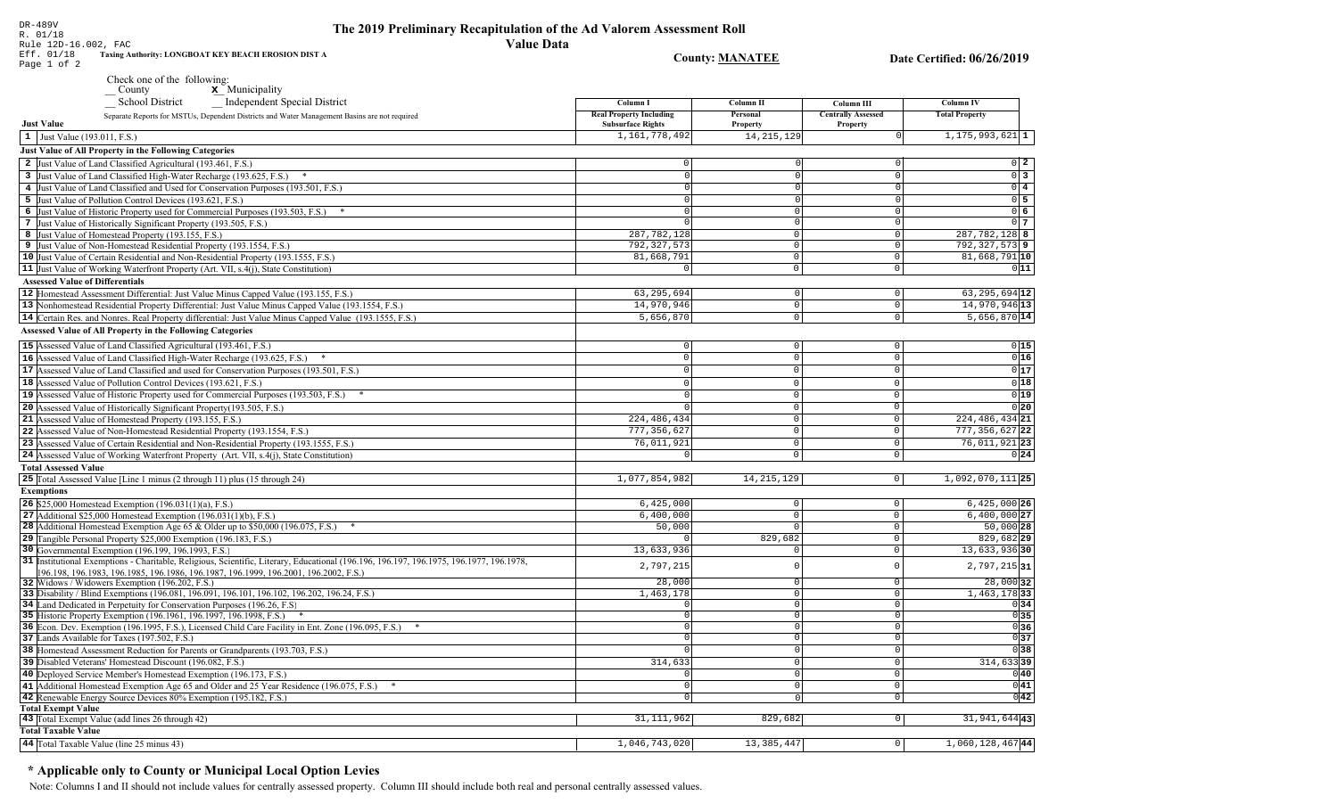DR-489V
R. 01/18
Rule 12D-16.002, FAC
Eff. 01/18

# The 2019 Preliminary Recapitulation of the Ad Valorem Assessment Roll

**Value Data**

**Taxing Authority: LONGBOAT KEY BEACH EROSION DIST A**

**County: MANATEE**

**Date Certified: 06/26/2019**

Check one of the following:
__ County
**x** Municipality
__ School District
__ Independent Special District

Separate Reports for MSTUs, Dependent Districts and Water Management Basins are not required

| | Column I Real Property Including Subsurface Rights | Column II Personal Property | Column III Centrally Assessed Property | Column IV Total Property | |
|---|---|---|---|---|---|
| **Just Value** | | | | | |
| 1 Just Value (193.011, F.S.) | 1,161,778,492 | 14,215,129 | 0 | 1,175,993,621 | 1 |
| **Just Value of All Property in the Following Categories** | | | | | |
| 2 Just Value of Land Classified Agricultural (193.461, F.S.) | 0 | 0 | 0 | 0 | 2 |
| 3 Just Value of Land Classified High-Water Recharge (193.625, F.S.) * | 0 | 0 | 0 | 0 | 3 |
| 4 Just Value of Land Classified and Used for Conservation Purposes (193.501, F.S.) | 0 | 0 | 0 | 0 | 4 |
| 5 Just Value of Pollution Control Devices (193.621, F.S.) | 0 | 0 | 0 | 0 | 5 |
| 6 Just Value of Historic Property used for Commercial Purposes (193.503, F.S.) * | 0 | 0 | 0 | 0 | 6 |
| 7 Just Value of Historically Significant Property (193.505, F.S.) | 0 | 0 | 0 | 0 | 7 |
| 8 Just Value of Homestead Property (193.155, F.S.) | 287,782,128 | 0 | 0 | 287,782,128 | 8 |
| 9 Just Value of Non-Homestead Residential Property (193.1554, F.S.) | 792,327,573 | 0 | 0 | 792,327,573 | 9 |
| 10 Just Value of Certain Residential and Non-Residential Property (193.1555, F.S.) | 81,668,791 | 0 | 0 | 81,668,791 | 10 |
| 11 Just Value of Working Waterfront Property (Art. VII, s.4(j), State Constitution) | 0 | 0 | 0 | 0 | 11 |
| **Assessed Value of Differentials** | | | | | |
| 12 Homestead Assessment Differential: Just Value Minus Capped Value (193.155, F.S.) | 63,295,694 | 0 | 0 | 63,295,694 | 12 |
| 13 Nonhomestead Residential Property Differential: Just Value Minus Capped Value (193.1554, F.S.) | 14,970,946 | 0 | 0 | 14,970,946 | 13 |
| 14 Certain Res. and Nonres. Real Property differential: Just Value Minus Capped Value (193.1555, F.S.) | 5,656,870 | 0 | 0 | 5,656,870 | 14 |
| **Assessed Value of All Property in the Following Categories** | | | | | |
| 15 Assessed Value of Land Classified Agricultural (193.461, F.S.) | 0 | 0 | 0 | 0 | 15 |
| 16 Assessed Value of Land Classified High-Water Recharge (193.625, F.S.) * | 0 | 0 | 0 | 0 | 16 |
| 17 Assessed Value of Land Classified and used for Conservation Purposes (193.501, F.S.) | 0 | 0 | 0 | 0 | 17 |
| 18 Assessed Value of Pollution Control Devices (193.621, F.S.) | 0 | 0 | 0 | 0 | 18 |
| 19 Assessed Value of Historic Property used for Commercial Purposes (193.503, F.S.) * | 0 | 0 | 0 | 0 | 19 |
| 20 Assessed Value of Historically Significant Property(193.505, F.S.) | 0 | 0 | 0 | 0 | 20 |
| 21 Assessed Value of Homestead Property (193.155, F.S.) | 224,486,434 | 0 | 0 | 224,486,434 | 21 |
| 22 Assessed Value of Non-Homestead Residential Property (193.1554, F.S.) | 777,356,627 | 0 | 0 | 777,356,627 | 22 |
| 23 Assessed Value of Certain Residential and Non-Residential Property (193.1555, F.S.) | 76,011,921 | 0 | 0 | 76,011,921 | 23 |
| 24 Assessed Value of Working Waterfront Property (Art. VII, s.4(j), State Constitution) | 0 | 0 | 0 | 0 | 24 |
| **Total Assessed Value** | | | | | |
| 25 Total Assessed Value [Line 1 minus (2 through 11) plus (15 through 24) | 1,077,854,982 | 14,215,129 | 0 | 1,092,070,111 | 25 |
| **Exemptions** | | | | | |
| 26 $25,000 Homestead Exemption (196.031(1)(a), F.S.) | 6,425,000 | 0 | 0 | 6,425,000 | 26 |
| 27 Additional $25,000 Homestead Exemption (196.031(1)(b), F.S.) | 6,400,000 | 0 | 0 | 6,400,000 | 27 |
| 28 Additional Homestead Exemption Age 65 & Older up to $50,000 (196.075, F.S.) * | 50,000 | 0 | 0 | 50,000 | 28 |
| 29 Tangible Personal Property $25,000 Exemption (196.183, F.S.) | 0 | 829,682 | 0 | 829,682 | 29 |
| 30 Governmental Exemption (196.199, 196.1993, F.S.) | 13,633,936 | 0 | 0 | 13,633,936 | 30 |
| 31 Institutional Exemptions - Charitable, Religious, Scientific, Literary, Educational (196.196, 196.197, 196.1975, 196.1977, 196.1978, 196.198, 196.1983, 196.1985, 196.1986, 196.1987, 196.1999, 196.2001, 196.2002, F.S.) | 2,797,215 | 0 | 0 | 2,797,215 | 31 |
| 32 Widows / Widowers Exemption (196.202, F.S.) | 28,000 | 0 | 0 | 28,000 | 32 |
| 33 Disability / Blind Exemptions (196.081, 196.091, 196.101, 196.102, 196.202, 196.24, F.S.) | 1,463,178 | 0 | 0 | 1,463,178 | 33 |
| 34 Land Dedicated in Perpetuity for Conservation Purposes (196.26, F.S) | 0 | 0 | 0 | 0 | 34 |
| 35 Historic Property Exemption (196.1961, 196.1997, 196.1998, F.S.) * | 0 | 0 | 0 | 0 | 35 |
| 36 Econ. Dev. Exemption (196.1995, F.S.), Licensed Child Care Facility in Ent. Zone (196.095, F.S.) * | 0 | 0 | 0 | 0 | 36 |
| 37 Lands Available for Taxes (197.502, F.S.) | 0 | 0 | 0 | 0 | 37 |
| 38 Homestead Assessment Reduction for Parents or Grandparents (193.703, F.S.) | 0 | 0 | 0 | 0 | 38 |
| 39 Disabled Veterans' Homestead Discount (196.082, F.S.) | 314,633 | 0 | 0 | 314,633 | 39 |
| 40 Deployed Service Member's Homestead Exemption (196.173, F.S.) | 0 | 0 | 0 | 0 | 40 |
| 41 Additional Homestead Exemption Age 65 and Older and 25 Year Residence (196.075, F.S.) * | 0 | 0 | 0 | 0 | 41 |
| 42 Renewable Energy Source Devices 80% Exemption (195.182, F.S.) | 0 | 0 | 0 | 0 | 42 |
| **Total Exempt Value** | | | | | |
| 43 Total Exempt Value (add lines 26 through 42) | 31,111,962 | 829,682 | 0 | 31,941,644 | 43 |
| **Total Taxable Value** | | | | | |
| 44 Total Taxable Value (line 25 minus 43) | 1,046,743,020 | 13,385,447 | 0 | 1,060,128,467 | 44 |

**\* Applicable only to County or Municipal Local Option Levies**

Note: Columns I and II should not include values for centrally assessed property. Column III should include both real and personal centrally assessed values.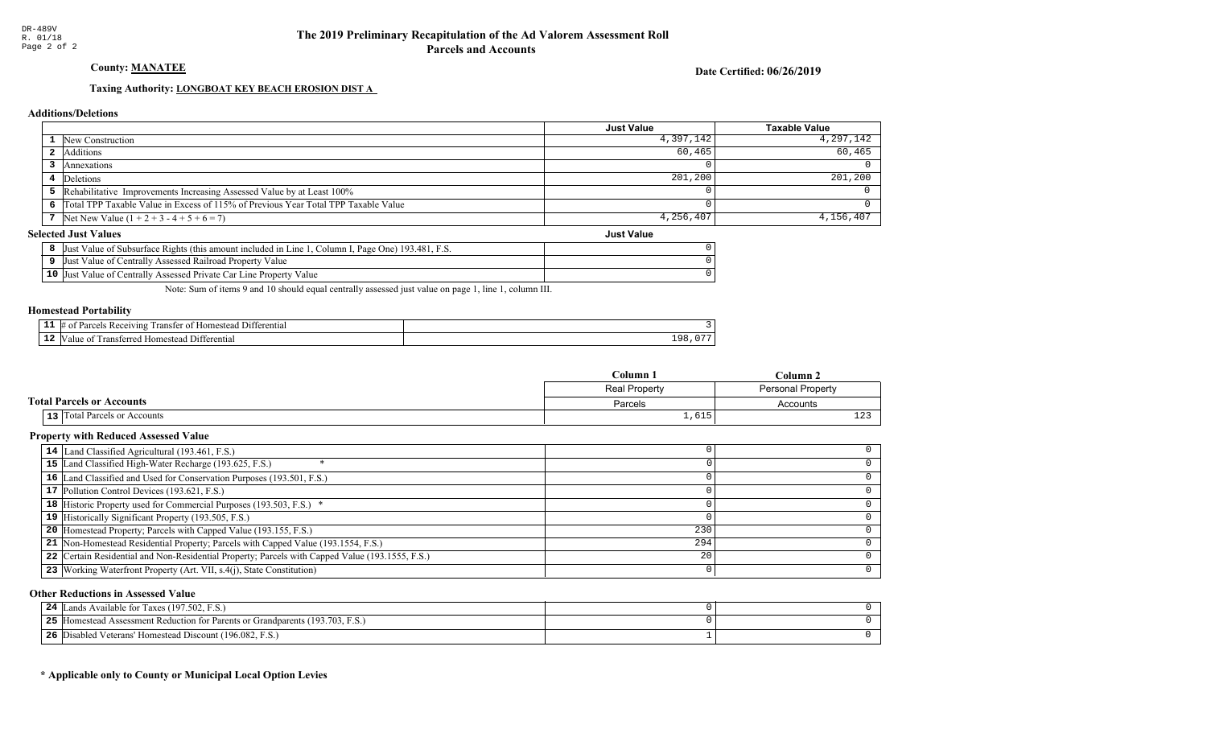# The 2019 Preliminary Recapitulation of the Ad Valorem Assessment Roll
## Parcels and Accounts

**County: MANATEE**

**Date Certified: 06/26/2019**

**Taxing Authority: LONGBOAT KEY BEACH EROSION DIST A**

### Additions/Deletions

| | | Just Value | Taxable Value |
|---|---|---|---|
| 1 | New Construction | 4,397,142 | 4,297,142 |
| 2 | Additions | 60,465 | 60,465 |
| 3 | Annexations | 0 | 0 |
| 4 | Deletions | 201,200 | 201,200 |
| 5 | Rehabilitative Improvements Increasing Assessed Value by at Least 100% | 0 | 0 |
| 6 | Total TPP Taxable Value in Excess of 115% of Previous Year Total TPP Taxable Value | 0 | 0 |
| 7 | Net New Value (1 + 2 + 3 - 4 + 5 + 6 = 7) | 4,256,407 | 4,156,407 |

### Selected Just Values

| | | Just Value |
|---|---|---|
| 8 | Just Value of Subsurface Rights (this amount included in Line 1, Column I, Page One) 193.481, F.S. | 0 |
| 9 | Just Value of Centrally Assessed Railroad Property Value | 0 |
| 10 | Just Value of Centrally Assessed Private Car Line Property Value | 0 |

Note: Sum of items 9 and 10 should equal centrally assessed just value on page 1, line 1, column III.

### Homestead Portability

| | | |
|---|---|---|
| 11 | # of Parcels Receiving Transfer of Homestead Differential | 3 |
| 12 | Value of Transferred Homestead Differential | 198,077 |

### Total Parcels or Accounts

| | | Column 1 | Column 2 |
|---|---|---|---|
| | | Real Property | Personal Property |
| | | Parcels | Accounts |
| 13 | Total Parcels or Accounts | 1,615 | 123 |

### Property with Reduced Assessed Value

| | | Column 1 | Column 2 |
|---|---|---|---|
| 14 | Land Classified Agricultural (193.461, F.S.) | 0 | 0 |
| 15 | Land Classified High-Water Recharge (193.625, F.S.) * | 0 | 0 |
| 16 | Land Classified and Used for Conservation Purposes (193.501, F.S.) | 0 | 0 |
| 17 | Pollution Control Devices (193.621, F.S.) | 0 | 0 |
| 18 | Historic Property used for Commercial Purposes (193.503, F.S.) * | 0 | 0 |
| 19 | Historically Significant Property (193.505, F.S.) | 0 | 0 |
| 20 | Homestead Property; Parcels with Capped Value (193.155, F.S.) | 230 | 0 |
| 21 | Non-Homestead Residential Property; Parcels with Capped Value (193.1554, F.S.) | 294 | 0 |
| 22 | Certain Residential and Non-Residential Property; Parcels with Capped Value (193.1555, F.S.) | 20 | 0 |
| 23 | Working Waterfront Property (Art. VII, s.4(j), State Constitution) | 0 | 0 |

### Other Reductions in Assessed Value

| | | Column 1 | Column 2 |
|---|---|---|---|
| 24 | Lands Available for Taxes (197.502, F.S.) | 0 | 0 |
| 25 | Homestead Assessment Reduction for Parents or Grandparents (193.703, F.S.) | 0 | 0 |
| 26 | Disabled Veterans' Homestead Discount (196.082, F.S.) | 1 | 0 |

**\* Applicable only to County or Municipal Local Option Levies**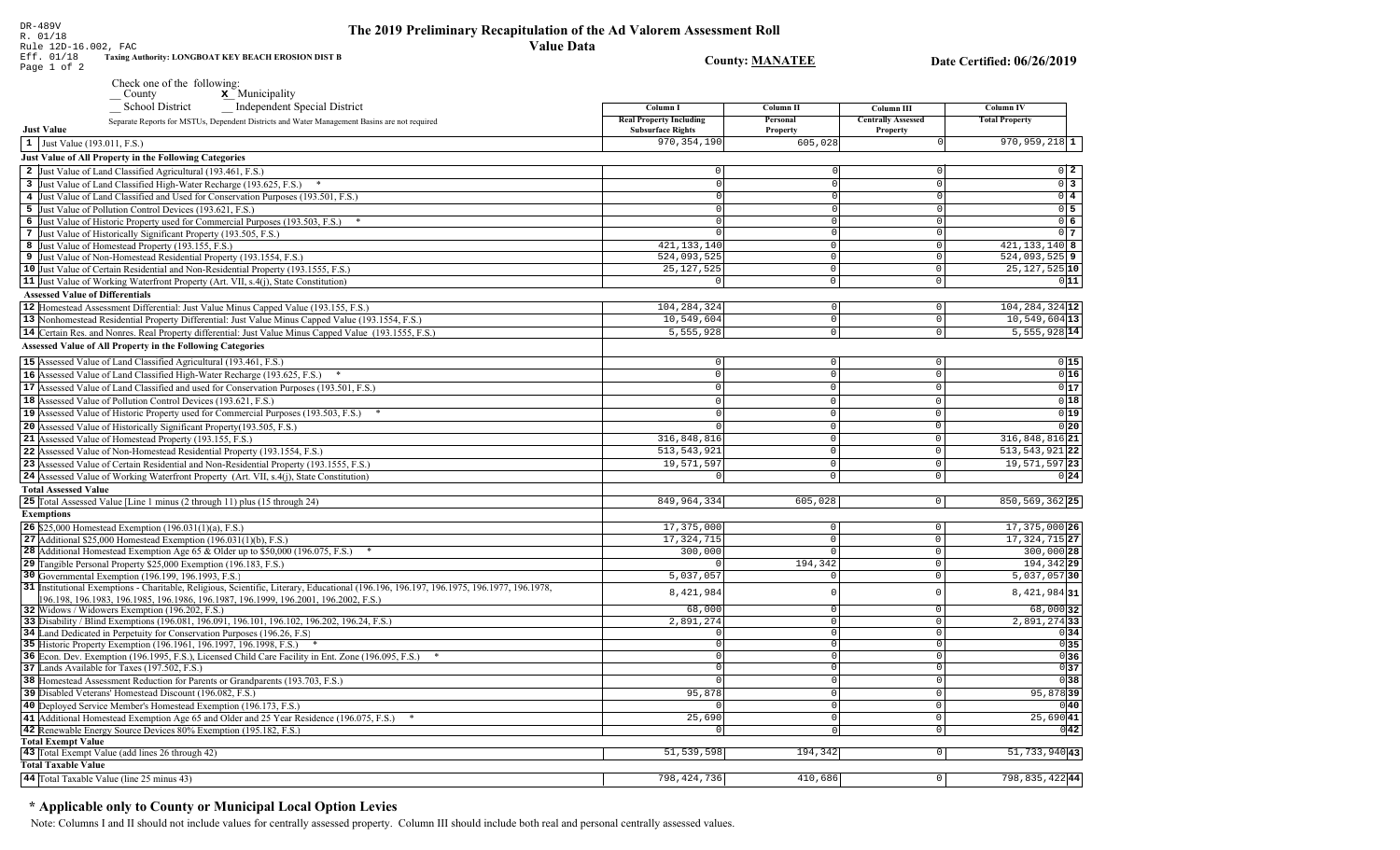DR-489V
R. 01/18
Rule 12D-16.002, FAC
Eff. 01/18

# The 2019 Preliminary Recapitulation of the Ad Valorem Assessment Roll

## Value Data

**Taxing Authority: LONGBOAT KEY BEACH EROSION DIST B**

**County: MANATEE**

**Date Certified: 06/26/2019**

Check one of the following:
__ County  **X** Municipality
__ School District  __ Independent Special District

Separate Reports for MSTUs, Dependent Districts and Water Management Basins are not required

| | Column I Real Property Including Subsurface Rights | Column II Personal Property | Column III Centrally Assessed Property | Column IV Total Property | |
|---|---|---|---|---|---|
| **Just Value** | | | | | |
| 1 Just Value (193.011, F.S.) | 970,354,190 | 605,028 | 0 | 970,959,218 | 1 |
| **Just Value of All Property in the Following Categories** | | | | | |
| 2 Just Value of Land Classified Agricultural (193.461, F.S.) | 0 | 0 | 0 | 0 | 2 |
| 3 Just Value of Land Classified High-Water Recharge (193.625, F.S.) * | 0 | 0 | 0 | 0 | 3 |
| 4 Just Value of Land Classified and Used for Conservation Purposes (193.501, F.S.) | 0 | 0 | 0 | 0 | 4 |
| 5 Just Value of Pollution Control Devices (193.621, F.S.) | 0 | 0 | 0 | 0 | 5 |
| 6 Just Value of Historic Property used for Commercial Purposes (193.503, F.S.) * | 0 | 0 | 0 | 0 | 6 |
| 7 Just Value of Historically Significant Property (193.505, F.S.) | 0 | 0 | 0 | 0 | 7 |
| 8 Just Value of Homestead Property (193.155, F.S.) | 421,133,140 | 0 | 0 | 421,133,140 | 8 |
| 9 Just Value of Non-Homestead Residential Property (193.1554, F.S.) | 524,093,525 | 0 | 0 | 524,093,525 | 9 |
| 10 Just Value of Certain Residential and Non-Residential Property (193.1555, F.S.) | 25,127,525 | 0 | 0 | 25,127,525 | 10 |
| 11 Just Value of Working Waterfront Property (Art. VII, s.4(j), State Constitution) | 0 | 0 | 0 | 0 | 11 |
| **Assessed Value of Differentials** | | | | | |
| 12 Homestead Assessment Differential: Just Value Minus Capped Value (193.155, F.S.) | 104,284,324 | 0 | 0 | 104,284,324 | 12 |
| 13 Nonhomestead Residential Property Differential: Just Value Minus Capped Value (193.1554, F.S.) | 10,549,604 | 0 | 0 | 10,549,604 | 13 |
| 14 Certain Res. and Nonres. Real Property differential: Just Value Minus Capped Value (193.1555, F.S.) | 5,555,928 | 0 | 0 | 5,555,928 | 14 |
| **Assessed Value of All Property in the Following Categories** | | | | | |
| 15 Assessed Value of Land Classified Agricultural (193.461, F.S.) | 0 | 0 | 0 | 0 | 15 |
| 16 Assessed Value of Land Classified High-Water Recharge (193.625, F.S.) * | 0 | 0 | 0 | 0 | 16 |
| 17 Assessed Value of Land Classified and used for Conservation Purposes (193.501, F.S.) | 0 | 0 | 0 | 0 | 17 |
| 18 Assessed Value of Pollution Control Devices (193.621, F.S.) | 0 | 0 | 0 | 0 | 18 |
| 19 Assessed Value of Historic Property used for Commercial Purposes (193.503, F.S.) * | 0 | 0 | 0 | 0 | 19 |
| 20 Assessed Value of Historically Significant Property(193.505, F.S.) | 0 | 0 | 0 | 0 | 20 |
| 21 Assessed Value of Homestead Property (193.155, F.S.) | 316,848,816 | 0 | 0 | 316,848,816 | 21 |
| 22 Assessed Value of Non-Homestead Residential Property (193.1554, F.S.) | 513,543,921 | 0 | 0 | 513,543,921 | 22 |
| 23 Assessed Value of Certain Residential and Non-Residential Property (193.1555, F.S.) | 19,571,597 | 0 | 0 | 19,571,597 | 23 |
| 24 Assessed Value of Working Waterfront Property (Art. VII, s.4(j), State Constitution) | 0 | 0 | 0 | 0 | 24 |
| **Total Assessed Value** | | | | | |
| 25 Total Assessed Value [Line 1 minus (2 through 11) plus (15 through 24) | 849,964,334 | 605,028 | 0 | 850,569,362 | 25 |
| **Exemptions** | | | | | |
| 26 $25,000 Homestead Exemption (196.031(1)(a), F.S.) | 17,375,000 | 0 | 0 | 17,375,000 | 26 |
| 27 Additional $25,000 Homestead Exemption (196.031(1)(b), F.S.) | 17,324,715 | 0 | 0 | 17,324,715 | 27 |
| 28 Additional Homestead Exemption Age 65 & Older up to $50,000 (196.075, F.S.) * | 300,000 | 0 | 0 | 300,000 | 28 |
| 29 Tangible Personal Property $25,000 Exemption (196.183, F.S.) | 0 | 194,342 | 0 | 194,342 | 29 |
| 30 Governmental Exemption (196.199, 196.1993, F.S.) | 5,037,057 | 0 | 0 | 5,037,057 | 30 |
| 31 Institutional Exemptions - Charitable, Religious, Scientific, Literary, Educational (196.196, 196.197, 196.1975, 196.1977, 196.1978, 196.198, 196.1983, 196.1985, 196.1986, 196.1987, 196.1999, 196.2001, 196.2002, F.S.) | 8,421,984 | 0 | 0 | 8,421,984 | 31 |
| 32 Widows / Widowers Exemption (196.202, F.S.) | 68,000 | 0 | 0 | 68,000 | 32 |
| 33 Disability / Blind Exemptions (196.081, 196.091, 196.101, 196.102, 196.202, 196.24, F.S.) | 2,891,274 | 0 | 0 | 2,891,274 | 33 |
| 34 Land Dedicated in Perpetuity for Conservation Purposes (196.26, F.S) | 0 | 0 | 0 | 0 | 34 |
| 35 Historic Property Exemption (196.1961, 196.1997, 196.1998, F.S.) * | 0 | 0 | 0 | 0 | 35 |
| 36 Econ. Dev. Exemption (196.1995, F.S.), Licensed Child Care Facility in Ent. Zone (196.095, F.S.) * | 0 | 0 | 0 | 0 | 36 |
| 37 Lands Available for Taxes (197.502, F.S.) | 0 | 0 | 0 | 0 | 37 |
| 38 Homestead Assessment Reduction for Parents or Grandparents (193.703, F.S.) | 0 | 0 | 0 | 0 | 38 |
| 39 Disabled Veterans' Homestead Discount (196.082, F.S.) | 95,878 | 0 | 0 | 95,878 | 39 |
| 40 Deployed Service Member's Homestead Exemption (196.173, F.S.) | 0 | 0 | 0 | 0 | 40 |
| 41 Additional Homestead Exemption Age 65 and Older and 25 Year Residence (196.075, F.S.) * | 25,690 | 0 | 0 | 25,690 | 41 |
| 42 Renewable Energy Source Devices 80% Exemption (195.182, F.S.) | 0 | 0 | 0 | 0 | 42 |
| **Total Exempt Value** | | | | | |
| 43 Total Exempt Value (add lines 26 through 42) | 51,539,598 | 194,342 | 0 | 51,733,940 | 43 |
| **Total Taxable Value** | | | | | |
| 44 Total Taxable Value (line 25 minus 43) | 798,424,736 | 410,686 | 0 | 798,835,422 | 44 |

### * Applicable only to County or Municipal Local Option Levies

Note: Columns I and II should not include values for centrally assessed property. Column III should include both real and personal centrally assessed values.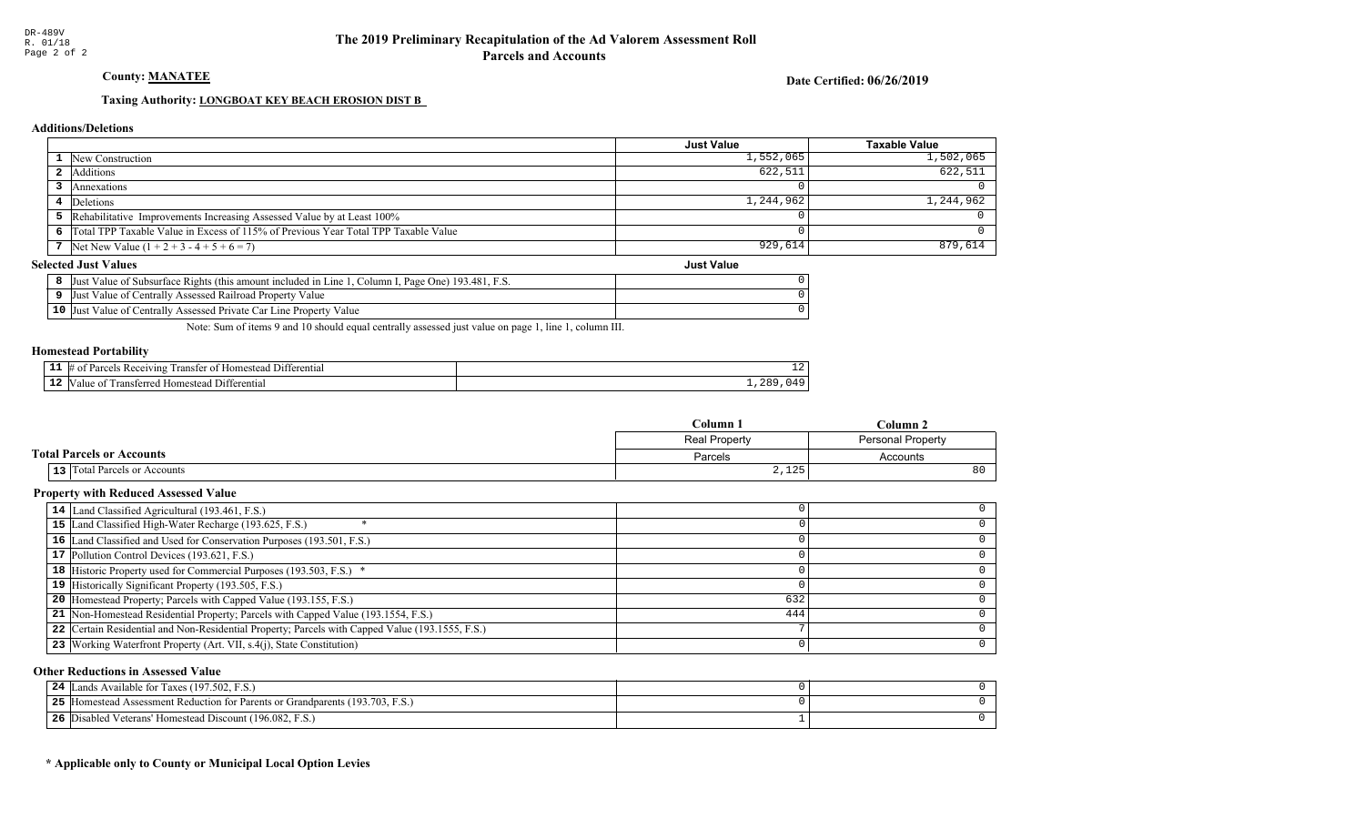# The 2019 Preliminary Recapitulation of the Ad Valorem Assessment Roll
## Parcels and Accounts

DR-489V
R. 01/18

**County: MANATEE**

**Date Certified: 06/26/2019**

**Taxing Authority: LONGBOAT KEY BEACH EROSION DIST B**

### Additions/Deletions

| | | Just Value | Taxable Value |
|---|---|---|---|
| 1 | New Construction | 1,552,065 | 1,502,065 |
| 2 | Additions | 622,511 | 622,511 |
| 3 | Annexations | 0 | 0 |
| 4 | Deletions | 1,244,962 | 1,244,962 |
| 5 | Rehabilitative Improvements Increasing Assessed Value by at Least 100% | 0 | 0 |
| 6 | Total TPP Taxable Value in Excess of 115% of Previous Year Total TPP Taxable Value | 0 | 0 |
| 7 | Net New Value (1 + 2 + 3 - 4 + 5 + 6 = 7) | 929,614 | 879,614 |

### Selected Just Values

| | | Just Value |
|---|---|---|
| 8 | Just Value of Subsurface Rights (this amount included in Line 1, Column I, Page One) 193.481, F.S. | 0 |
| 9 | Just Value of Centrally Assessed Railroad Property Value | 0 |
| 10 | Just Value of Centrally Assessed Private Car Line Property Value | 0 |

Note: Sum of items 9 and 10 should equal centrally assessed just value on page 1, line 1, column III.

### Homestead Portability

| | | |
|---|---|---|
| 11 | # of Parcels Receiving Transfer of Homestead Differential | 12 |
| 12 | Value of Transferred Homestead Differential | 1,289,049 |

### Total Parcels or Accounts

| | | Column 1 | Column 2 |
|---|---|---|---|
| | | Real Property | Personal Property |
| | | Parcels | Accounts |
| 13 | Total Parcels or Accounts | 2,125 | 80 |

### Property with Reduced Assessed Value

| | | Column 1 | Column 2 |
|---|---|---|---|
| 14 | Land Classified Agricultural (193.461, F.S.) | 0 | 0 |
| 15 | Land Classified High-Water Recharge (193.625, F.S.) * | 0 | 0 |
| 16 | Land Classified and Used for Conservation Purposes (193.501, F.S.) | 0 | 0 |
| 17 | Pollution Control Devices (193.621, F.S.) | 0 | 0 |
| 18 | Historic Property used for Commercial Purposes (193.503, F.S.) * | 0 | 0 |
| 19 | Historically Significant Property (193.505, F.S.) | 0 | 0 |
| 20 | Homestead Property; Parcels with Capped Value (193.155, F.S.) | 632 | 0 |
| 21 | Non-Homestead Residential Property; Parcels with Capped Value (193.1554, F.S.) | 444 | 0 |
| 22 | Certain Residential and Non-Residential Property; Parcels with Capped Value (193.1555, F.S.) | 7 | 0 |
| 23 | Working Waterfront Property (Art. VII, s.4(j), State Constitution) | 0 | 0 |

### Other Reductions in Assessed Value

| | | Column 1 | Column 2 |
|---|---|---|---|
| 24 | Lands Available for Taxes (197.502, F.S.) | 0 | 0 |
| 25 | Homestead Assessment Reduction for Parents or Grandparents (193.703, F.S.) | 0 | 0 |
| 26 | Disabled Veterans' Homestead Discount (196.082, F.S.) | 1 | 0 |

**\* Applicable only to County or Municipal Local Option Levies**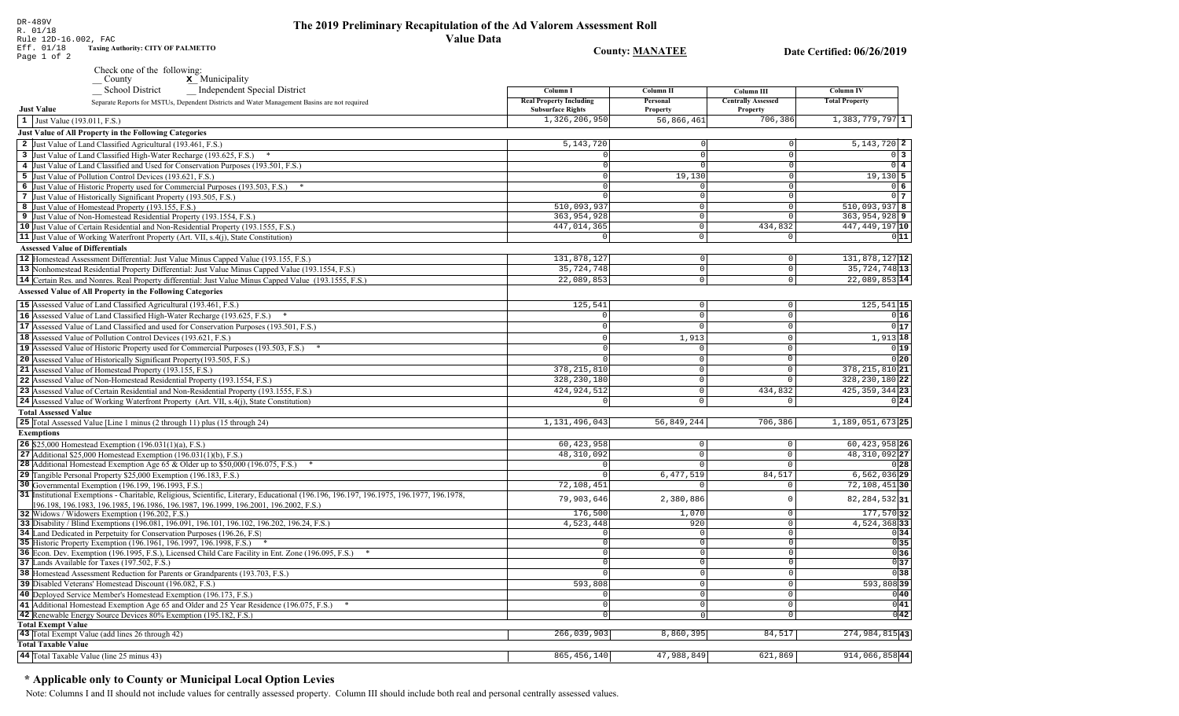DR-489V
R. 01/18
Rule 12D-16.002, FAC
Eff. 01/18 **Taxing Authority: CITY OF PALMETTO**

# The 2019 Preliminary Recapitulation of the Ad Valorem Assessment Roll
## Value Data

**County: MANATEE** **Date Certified: 06/26/2019**

Check one of the following:
__ County **X** Municipality
__ School District __ Independent Special District

Separate Reports for MSTUs, Dependent Districts and Water Management Basins are not required

| | Column I Real Property Including Subsurface Rights | Column II Personal Property | Column III Centrally Assessed Property | Column IV Total Property | |
|---|---|---|---|---|---|
| **Just Value** | | | | | |
| 1 Just Value (193.011, F.S.) | 1,326,206,950 | 56,866,461 | 706,386 | 1,383,779,797 | 1 |
| **Just Value of All Property in the Following Categories** | | | | | |
| 2 Just Value of Land Classified Agricultural (193.461, F.S.) | 5,143,720 | 0 | 0 | 5,143,720 | 2 |
| 3 Just Value of Land Classified High-Water Recharge (193.625, F.S.) * | 0 | 0 | 0 | 0 | 3 |
| 4 Just Value of Land Classified and Used for Conservation Purposes (193.501, F.S.) | 0 | 0 | 0 | 0 | 4 |
| 5 Just Value of Pollution Control Devices (193.621, F.S.) | 0 | 19,130 | 0 | 19,130 | 5 |
| 6 Just Value of Historic Property used for Commercial Purposes (193.503, F.S.) * | 0 | 0 | 0 | 0 | 6 |
| 7 Just Value of Historically Significant Property (193.505, F.S.) | 0 | 0 | 0 | 0 | 7 |
| 8 Just Value of Homestead Property (193.155, F.S.) | 510,093,937 | 0 | 0 | 510,093,937 | 8 |
| 9 Just Value of Non-Homestead Residential Property (193.1554, F.S.) | 363,954,928 | 0 | 0 | 363,954,928 | 9 |
| 10 Just Value of Certain Residential and Non-Residential Property (193.1555, F.S.) | 447,014,365 | 0 | 434,832 | 447,449,197 | 10 |
| 11 Just Value of Working Waterfront Property (Art. VII, s.4(j), State Constitution) | 0 | 0 | 0 | 0 | 11 |
| **Assessed Value of Differentials** | | | | | |
| 12 Homestead Assessment Differential: Just Value Minus Capped Value (193.155, F.S.) | 131,878,127 | 0 | 0 | 131,878,127 | 12 |
| 13 Nonhomestead Residential Property Differential: Just Value Minus Capped Value (193.1554, F.S.) | 35,724,748 | 0 | 0 | 35,724,748 | 13 |
| 14 Certain Res. and Nonres. Real Property differential: Just Value Minus Capped Value (193.1555, F.S.) | 22,089,853 | 0 | 0 | 22,089,853 | 14 |
| **Assessed Value of All Property in the Following Categories** | | | | | |
| 15 Assessed Value of Land Classified Agricultural (193.461, F.S.) | 125,541 | 0 | 0 | 125,541 | 15 |
| 16 Assessed Value of Land Classified High-Water Recharge (193.625, F.S.) * | 0 | 0 | 0 | 0 | 16 |
| 17 Assessed Value of Land Classified and used for Conservation Purposes (193.501, F.S.) | 0 | 0 | 0 | 0 | 17 |
| 18 Assessed Value of Pollution Control Devices (193.621, F.S.) | 0 | 1,913 | 0 | 1,913 | 18 |
| 19 Assessed Value of Historic Property used for Commercial Purposes (193.503, F.S.) * | 0 | 0 | 0 | 0 | 19 |
| 20 Assessed Value of Historically Significant Property(193.505, F.S.) | 0 | 0 | 0 | 0 | 20 |
| 21 Assessed Value of Homestead Property (193.155, F.S.) | 378,215,810 | 0 | 0 | 378,215,810 | 21 |
| 22 Assessed Value of Non-Homestead Residential Property (193.1554, F.S.) | 328,230,180 | 0 | 0 | 328,230,180 | 22 |
| 23 Assessed Value of Certain Residential and Non-Residential Property (193.1555, F.S.) | 424,924,512 | 0 | 434,832 | 425,359,344 | 23 |
| 24 Assessed Value of Working Waterfront Property (Art. VII, s.4(j), State Constitution) | 0 | 0 | 0 | 0 | 24 |
| **Total Assessed Value** | | | | | |
| 25 Total Assessed Value [Line 1 minus (2 through 11) plus (15 through 24) | 1,131,496,043 | 56,849,244 | 706,386 | 1,189,051,673 | 25 |
| **Exemptions** | | | | | |
| 26 $25,000 Homestead Exemption (196.031(1)(a), F.S.) | 60,423,958 | 0 | 0 | 60,423,958 | 26 |
| 27 Additional $25,000 Homestead Exemption (196.031(1)(b), F.S.) | 48,310,092 | 0 | 0 | 48,310,092 | 27 |
| 28 Additional Homestead Exemption Age 65 & Older up to $50,000 (196.075, F.S.) * | 0 | 0 | 0 | 0 | 28 |
| 29 Tangible Personal Property $25,000 Exemption (196.183, F.S.) | 0 | 6,477,519 | 84,517 | 6,562,036 | 29 |
| 30 Governmental Exemption (196.199, 196.1993, F.S.) | 72,108,451 | 0 | 0 | 72,108,451 | 30 |
| 31 Institutional Exemptions - Charitable, Religious, Scientific, Literary, Educational (196.196, 196.197, 196.1975, 196.1977, 196.1978, 196.198, 196.1983, 196.1985, 196.1986, 196.1987, 196.1999, 196.2001, 196.2002, F.S.) | 79,903,646 | 2,380,886 | 0 | 82,284,532 | 31 |
| 32 Widows / Widowers Exemption (196.202, F.S.) | 176,500 | 1,070 | 0 | 177,570 | 32 |
| 33 Disability / Blind Exemptions (196.081, 196.091, 196.101, 196.102, 196.202, 196.24, F.S.) | 4,523,448 | 920 | 0 | 4,524,368 | 33 |
| 34 Land Dedicated in Perpetuity for Conservation Purposes (196.26, F.S) | 0 | 0 | 0 | 0 | 34 |
| 35 Historic Property Exemption (196.1961, 196.1997, 196.1998, F.S.) * | 0 | 0 | 0 | 0 | 35 |
| 36 Econ. Dev. Exemption (196.1995, F.S.), Licensed Child Care Facility in Ent. Zone (196.095, F.S.) * | 0 | 0 | 0 | 0 | 36 |
| 37 Lands Available for Taxes (197.502, F.S.) | 0 | 0 | 0 | 0 | 37 |
| 38 Homestead Assessment Reduction for Parents or Grandparents (193.703, F.S.) | 0 | 0 | 0 | 0 | 38 |
| 39 Disabled Veterans' Homestead Discount (196.082, F.S.) | 593,808 | 0 | 0 | 593,808 | 39 |
| 40 Deployed Service Member's Homestead Exemption (196.173, F.S.) | 0 | 0 | 0 | 0 | 40 |
| 41 Additional Homestead Exemption Age 65 and Older and 25 Year Residence (196.075, F.S.) * | 0 | 0 | 0 | 0 | 41 |
| 42 Renewable Energy Source Devices 80% Exemption (195.182, F.S.) | 0 | 0 | 0 | 0 | 42 |
| **Total Exempt Value** | | | | | |
| 43 Total Exempt Value (add lines 26 through 42) | 266,039,903 | 8,860,395 | 84,517 | 274,984,815 | 43 |
| **Total Taxable Value** | | | | | |
| 44 Total Taxable Value (line 25 minus 43) | 865,456,140 | 47,988,849 | 621,869 | 914,066,858 | 44 |

**\* Applicable only to County or Municipal Local Option Levies**

Note: Columns I and II should not include values for centrally assessed property. Column III should include both real and personal centrally assessed values.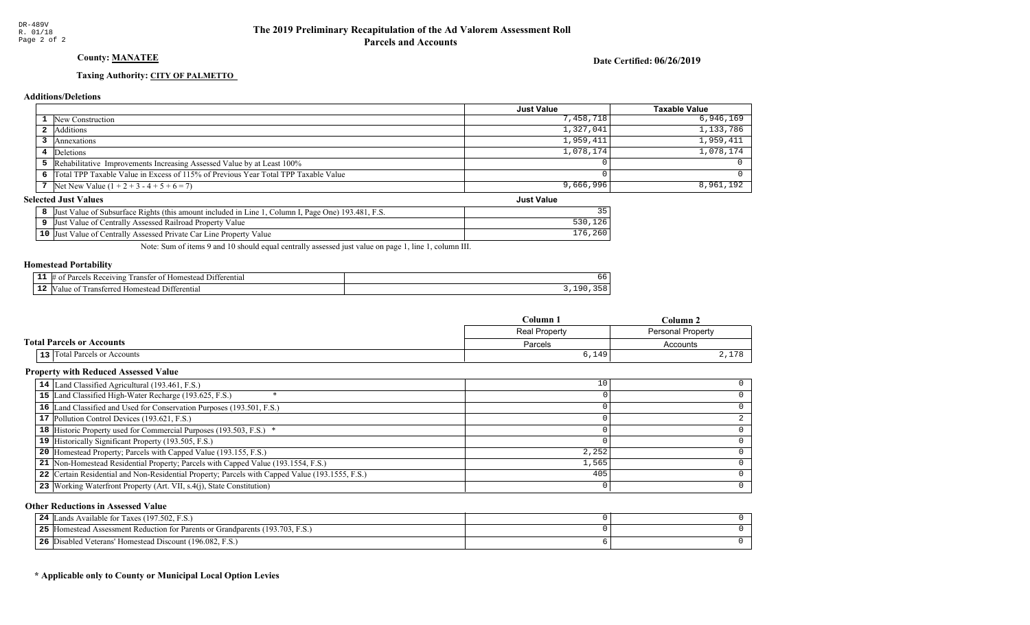DR-489V
R. 01/18

# The 2019 Preliminary Recapitulation of the Ad Valorem Assessment Roll
## Parcels and Accounts

**County: MANATEE**

**Date Certified: 06/26/2019**

**Taxing Authority: CITY OF PALMETTO**

### Additions/Deletions

| | | Just Value | Taxable Value |
|---|---|---|---|
| 1 | New Construction | 7,458,718 | 6,946,169 |
| 2 | Additions | 1,327,041 | 1,133,786 |
| 3 | Annexations | 1,959,411 | 1,959,411 |
| 4 | Deletions | 1,078,174 | 1,078,174 |
| 5 | Rehabilitative Improvements Increasing Assessed Value by at Least 100% | 0 | 0 |
| 6 | Total TPP Taxable Value in Excess of 115% of Previous Year Total TPP Taxable Value | 0 | 0 |
| 7 | Net New Value (1 + 2 + 3 - 4 + 5 + 6 = 7) | 9,666,996 | 8,961,192 |

### Selected Just Values

| | | Just Value |
|---|---|---|
| 8 | Just Value of Subsurface Rights (this amount included in Line 1, Column I, Page One) 193.481, F.S. | 35 |
| 9 | Just Value of Centrally Assessed Railroad Property Value | 530,126 |
| 10 | Just Value of Centrally Assessed Private Car Line Property Value | 176,260 |

Note: Sum of items 9 and 10 should equal centrally assessed just value on page 1, line 1, column III.

### Homestead Portability

| | | |
|---|---|---|
| 11 | # of Parcels Receiving Transfer of Homestead Differential | 66 |
| 12 | Value of Transferred Homestead Differential | 3,190,358 |

### Total Parcels or Accounts

| | | Column 1<br>Real Property<br>Parcels | Column 2<br>Personal Property<br>Accounts |
|---|---|---|---|
| 13 | Total Parcels or Accounts | 6,149 | 2,178 |

### Property with Reduced Assessed Value

| | | Column 1 | Column 2 |
|---|---|---|---|
| 14 | Land Classified Agricultural (193.461, F.S.) | 10 | 0 |
| 15 | Land Classified High-Water Recharge (193.625, F.S.) * | 0 | 0 |
| 16 | Land Classified and Used for Conservation Purposes (193.501, F.S.) | 0 | 0 |
| 17 | Pollution Control Devices (193.621, F.S.) | 0 | 2 |
| 18 | Historic Property used for Commercial Purposes (193.503, F.S.) * | 0 | 0 |
| 19 | Historically Significant Property (193.505, F.S.) | 0 | 0 |
| 20 | Homestead Property; Parcels with Capped Value (193.155, F.S.) | 2,252 | 0 |
| 21 | Non-Homestead Residential Property; Parcels with Capped Value (193.1554, F.S.) | 1,565 | 0 |
| 22 | Certain Residential and Non-Residential Property; Parcels with Capped Value (193.1555, F.S.) | 405 | 0 |
| 23 | Working Waterfront Property (Art. VII, s.4(j), State Constitution) | 0 | 0 |

### Other Reductions in Assessed Value

| | | Column 1 | Column 2 |
|---|---|---|---|
| 24 | Lands Available for Taxes (197.502, F.S.) | 0 | 0 |
| 25 | Homestead Assessment Reduction for Parents or Grandparents (193.703, F.S.) | 0 | 0 |
| 26 | Disabled Veterans' Homestead Discount (196.082, F.S.) | 6 | 0 |

**\* Applicable only to County or Municipal Local Option Levies**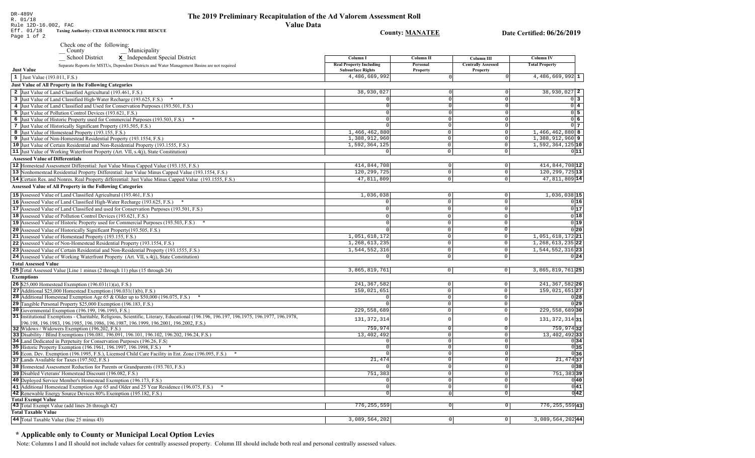DR-489V
R. 01/18
Rule 12D-16.002, FAC
Eff. 01/18

# The 2019 Preliminary Recapitulation of the Ad Valorem Assessment Roll

## Value Data

**Taxing Authority: CEDAR HAMMOCK FIRE RESCUE**

**County: MANATEE**

**Date Certified: 06/26/2019**

Check one of the following:
__ County
__ Municipality
__ School District
**X** Independent Special District

Separate Reports for MSTUs, Dependent Districts and Water Management Basins are not required

| | Column I Real Property Including Subsurface Rights | Column II Personal Property | Column III Centrally Assessed Property | Column IV Total Property | |
|---|---|---|---|---|---|
| **Just Value** | | | | | |
| 1 Just Value (193.011, F.S.) | 4,486,669,992 | 0 | 0 | 4,486,669,992 | 1 |
| **Just Value of All Property in the Following Categories** | | | | | |
| 2 Just Value of Land Classified Agricultural (193.461, F.S.) | 38,930,027 | 0 | 0 | 38,930,027 | 2 |
| 3 Just Value of Land Classified High-Water Recharge (193.625, F.S.) * | 0 | 0 | 0 | 0 | 3 |
| 4 Just Value of Land Classified and Used for Conservation Purposes (193.501, F.S.) | 0 | 0 | 0 | 0 | 4 |
| 5 Just Value of Pollution Control Devices (193.621, F.S.) | 0 | 0 | 0 | 0 | 5 |
| 6 Just Value of Historic Property used for Commercial Purposes (193.503, F.S.) * | 0 | 0 | 0 | 0 | 6 |
| 7 Just Value of Historically Significant Property (193.505, F.S.) | 0 | 0 | 0 | 0 | 7 |
| 8 Just Value of Homestead Property (193.155, F.S.) | 1,466,462,880 | 0 | 0 | 1,466,462,880 | 8 |
| 9 Just Value of Non-Homestead Residential Property (193.1554, F.S.) | 1,388,912,960 | 0 | 0 | 1,388,912,960 | 9 |
| 10 Just Value of Certain Residential and Non-Residential Property (193.1555, F.S.) | 1,592,364,125 | 0 | 0 | 1,592,364,125 | 10 |
| 11 Just Value of Working Waterfront Property (Art. VII, s.4(j), State Constitution) | 0 | 0 | 0 | 0 | 11 |
| **Assessed Value of Differentials** | | | | | |
| 12 Homestead Assessment Differential: Just Value Minus Capped Value (193.155, F.S.) | 414,844,708 | 0 | 0 | 414,844,708 | 12 |
| 13 Nonhomestead Residential Property Differential: Just Value Minus Capped Value (193.1554, F.S.) | 120,299,725 | 0 | 0 | 120,299,725 | 13 |
| 14 Certain Res. and Nonres. Real Property differential: Just Value Minus Capped Value (193.1555, F.S.) | 47,811,809 | 0 | 0 | 47,811,809 | 14 |
| **Assessed Value of All Property in the Following Categories** | | | | | |
| 15 Assessed Value of Land Classified Agricultural (193.461, F.S.) | 1,036,038 | 0 | 0 | 1,036,038 | 15 |
| 16 Assessed Value of Land Classified High-Water Recharge (193.625, F.S.) * | 0 | 0 | 0 | 0 | 16 |
| 17 Assessed Value of Land Classified and used for Conservation Purposes (193.501, F.S.) | 0 | 0 | 0 | 0 | 17 |
| 18 Assessed Value of Pollution Control Devices (193.621, F.S.) | 0 | 0 | 0 | 0 | 18 |
| 19 Assessed Value of Historic Property used for Commercial Purposes (193.503, F.S.) * | 0 | 0 | 0 | 0 | 19 |
| 20 Assessed Value of Historically Significant Property(193.505, F.S.) | 0 | 0 | 0 | 0 | 20 |
| 21 Assessed Value of Homestead Property (193.155, F.S.) | 1,051,618,172 | 0 | 0 | 1,051,618,172 | 21 |
| 22 Assessed Value of Non-Homestead Residential Property (193.1554, F.S.) | 1,268,613,235 | 0 | 0 | 1,268,613,235 | 22 |
| 23 Assessed Value of Certain Residential and Non-Residential Property (193.1555, F.S.) | 1,544,552,316 | 0 | 0 | 1,544,552,316 | 23 |
| 24 Assessed Value of Working Waterfront Property (Art. VII, s.4(j), State Constitution) | 0 | 0 | 0 | 0 | 24 |
| **Total Assessed Value** | | | | | |
| 25 Total Assessed Value [Line 1 minus (2 through 11) plus (15 through 24) | 3,865,819,761 | 0 | 0 | 3,865,819,761 | 25 |
| **Exemptions** | | | | | |
| 26 $25,000 Homestead Exemption (196.031(1)(a), F.S.) | 241,367,582 | 0 | 0 | 241,367,582 | 26 |
| 27 Additional $25,000 Homestead Exemption (196.031(1)(b), F.S.) | 159,021,651 | 0 | 0 | 159,021,651 | 27 |
| 28 Additional Homestead Exemption Age 65 & Older up to $50,000 (196.075, F.S.) * | 0 | 0 | 0 | 0 | 28 |
| 29 Tangible Personal Property $25,000 Exemption (196.183, F.S.) | 0 | 0 | 0 | 0 | 29 |
| 30 Governmental Exemption (196.199, 196.1993, F.S.) | 229,558,689 | 0 | 0 | 229,558,689 | 30 |
| 31 Institutional Exemptions - Charitable, Religious, Scientific, Literary, Educational (196.196, 196.197, 196.1975, 196.1977, 196.1978, 196.198, 196.1983, 196.1985, 196.1986, 196.1987, 196.1999, 196.2001, 196.2002, F.S.) | 131,372,314 | 0 | 0 | 131,372,314 | 31 |
| 32 Widows / Widowers Exemption (196.202, F.S.) | 759,974 | 0 | 0 | 759,974 | 32 |
| 33 Disability / Blind Exemptions (196.081, 196.091, 196.101, 196.102, 196.202, 196.24, F.S.) | 13,402,492 | 0 | 0 | 13,402,492 | 33 |
| 34 Land Dedicated in Perpetuity for Conservation Purposes (196.26, F.S) | 0 | 0 | 0 | 0 | 34 |
| 35 Historic Property Exemption (196.1961, 196.1997, 196.1998, F.S.) * | 0 | 0 | 0 | 0 | 35 |
| 36 Econ. Dev. Exemption (196.1995, F.S.), Licensed Child Care Facility in Ent. Zone (196.095, F.S.) * | 0 | 0 | 0 | 0 | 36 |
| 37 Lands Available for Taxes (197.502, F.S.) | 21,474 | 0 | 0 | 21,474 | 37 |
| 38 Homestead Assessment Reduction for Parents or Grandparents (193.703, F.S.) | 0 | 0 | 0 | 0 | 38 |
| 39 Disabled Veterans' Homestead Discount (196.082, F.S.) | 751,383 | 0 | 0 | 751,383 | 39 |
| 40 Deployed Service Member's Homestead Exemption (196.173, F.S.) | 0 | 0 | 0 | 0 | 40 |
| 41 Additional Homestead Exemption Age 65 and Older and 25 Year Residence (196.075, F.S.) * | 0 | 0 | 0 | 0 | 41 |
| 42 Renewable Energy Source Devices 80% Exemption (195.182, F.S.) | 0 | 0 | 0 | 0 | 42 |
| **Total Exempt Value** | | | | | |
| 43 Total Exempt Value (add lines 26 through 42) | 776,255,559 | 0 | 0 | 776,255,559 | 43 |
| **Total Taxable Value** | | | | | |
| 44 Total Taxable Value (line 25 minus 43) | 3,089,564,202 | 0 | 0 | 3,089,564,202 | 44 |

## * Applicable only to County or Municipal Local Option Levies

Note: Columns I and II should not include values for centrally assessed property. Column III should include both real and personal centrally assessed values.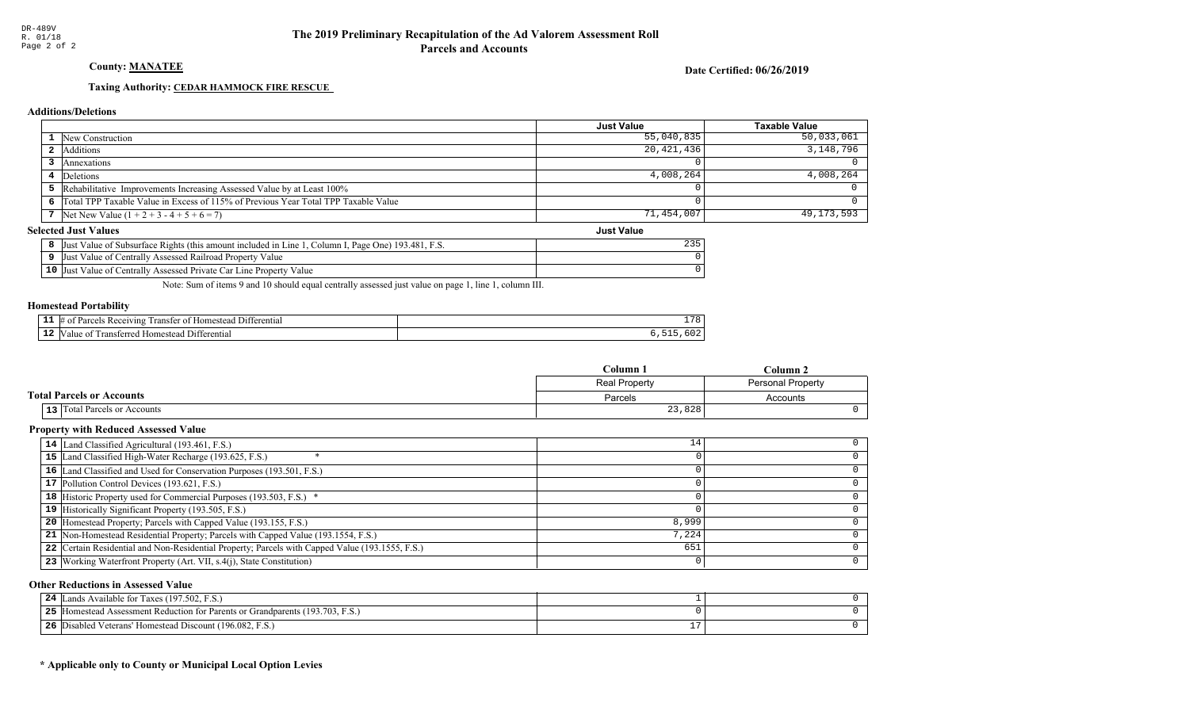DR-489V
R. 01/18

# The 2019 Preliminary Recapitulation of the Ad Valorem Assessment Roll
## Parcels and Accounts

**County: MANATEE**

**Date Certified: 06/26/2019**

**Taxing Authority: CEDAR HAMMOCK FIRE RESCUE**

### Additions/Deletions

| | | Just Value | Taxable Value |
|---|---|---|---|
| 1 | New Construction | 55,040,835 | 50,033,061 |
| 2 | Additions | 20,421,436 | 3,148,796 |
| 3 | Annexations | 0 | 0 |
| 4 | Deletions | 4,008,264 | 4,008,264 |
| 5 | Rehabilitative Improvements Increasing Assessed Value by at Least 100% | 0 | 0 |
| 6 | Total TPP Taxable Value in Excess of 115% of Previous Year Total TPP Taxable Value | 0 | 0 |
| 7 | Net New Value (1 + 2 + 3 - 4 + 5 + 6 = 7) | 71,454,007 | 49,173,593 |

### Selected Just Values

| | | Just Value |
|---|---|---|
| 8 | Just Value of Subsurface Rights (this amount included in Line 1, Column I, Page One) 193.481, F.S. | 235 |
| 9 | Just Value of Centrally Assessed Railroad Property Value | 0 |
| 10 | Just Value of Centrally Assessed Private Car Line Property Value | 0 |

Note: Sum of items 9 and 10 should equal centrally assessed just value on page 1, line 1, column III.

### Homestead Portability

| | | |
|---|---|---|
| 11 | # of Parcels Receiving Transfer of Homestead Differential | 178 |
| 12 | Value of Transferred Homestead Differential | 6,515,602 |

### Total Parcels or Accounts

| | | Column 1 | Column 2 |
|---|---|---|---|
| | | Real Property | Personal Property |
| | | Parcels | Accounts |
| 13 | Total Parcels or Accounts | 23,828 | 0 |

### Property with Reduced Assessed Value

| | | Column 1 | Column 2 |
|---|---|---|---|
| 14 | Land Classified Agricultural (193.461, F.S.) | 14 | 0 |
| 15 | Land Classified High-Water Recharge (193.625, F.S.) * | 0 | 0 |
| 16 | Land Classified and Used for Conservation Purposes (193.501, F.S.) | 0 | 0 |
| 17 | Pollution Control Devices (193.621, F.S.) | 0 | 0 |
| 18 | Historic Property used for Commercial Purposes (193.503, F.S.) * | 0 | 0 |
| 19 | Historically Significant Property (193.505, F.S.) | 0 | 0 |
| 20 | Homestead Property; Parcels with Capped Value (193.155, F.S.) | 8,999 | 0 |
| 21 | Non-Homestead Residential Property; Parcels with Capped Value (193.1554, F.S.) | 7,224 | 0 |
| 22 | Certain Residential and Non-Residential Property; Parcels with Capped Value (193.1555, F.S.) | 651 | 0 |
| 23 | Working Waterfront Property (Art. VII, s.4(j), State Constitution) | 0 | 0 |

### Other Reductions in Assessed Value

| | | Column 1 | Column 2 |
|---|---|---|---|
| 24 | Lands Available for Taxes (197.502, F.S.) | 1 | 0 |
| 25 | Homestead Assessment Reduction for Parents or Grandparents (193.703, F.S.) | 0 | 0 |
| 26 | Disabled Veterans' Homestead Discount (196.082, F.S.) | 17 | 0 |

**\* Applicable only to County or Municipal Local Option Levies**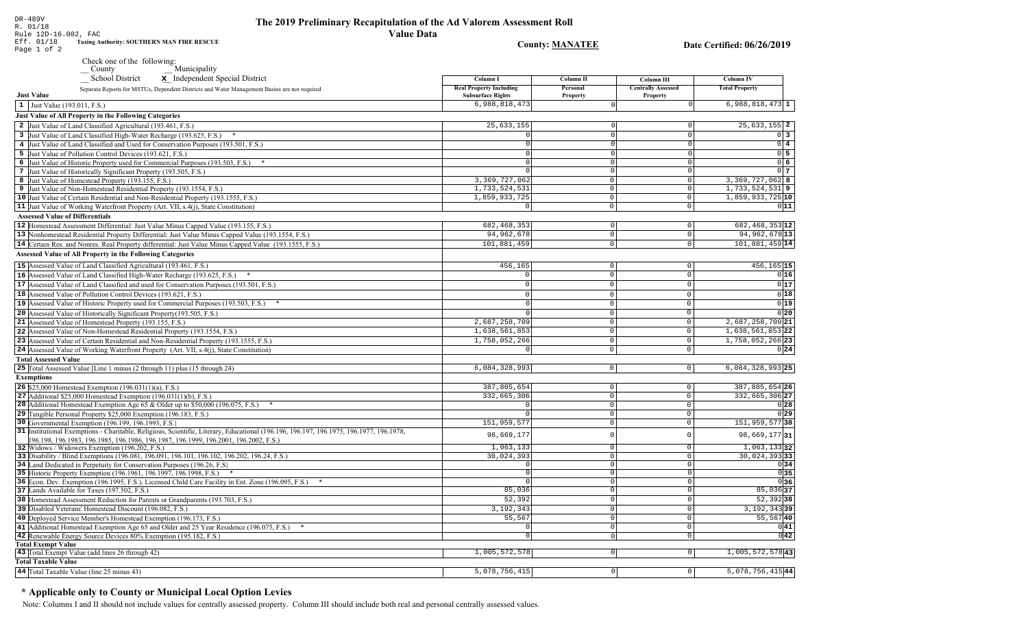DR-489V
R. 01/18
Rule 12D-16.002, FAC
Eff. 01/18

# The 2019 Preliminary Recapitulation of the Ad Valorem Assessment Roll

## Value Data

**Taxing Authority: SOUTHERN MAN FIRE RESCUE**

**County: MANATEE**

**Date Certified: 06/26/2019**

Check one of the following:
__ County __ Municipality
__ School District **x** Independent Special District

Separate Reports for MSTUs, Dependent Districts and Water Management Basins are not required

| | Column I Real Property Including Subsurface Rights | Column II Personal Property | Column III Centrally Assessed Property | Column IV Total Property | |
|---|---|---|---|---|---|
| **Just Value** | | | | | |
| 1 Just Value (193.011, F.S.) | 6,988,818,473 | 0 | 0 | 6,988,818,473 | 1 |
| **Just Value of All Property in the Following Categories** | | | | | |
| 2 Just Value of Land Classified Agricultural (193.461, F.S.) | 25,633,155 | 0 | 0 | 25,633,155 | 2 |
| 3 Just Value of Land Classified High-Water Recharge (193.625, F.S.) * | 0 | 0 | 0 | 0 | 3 |
| 4 Just Value of Land Classified and Used for Conservation Purposes (193.501, F.S.) | 0 | 0 | 0 | 0 | 4 |
| 5 Just Value of Pollution Control Devices (193.621, F.S.) | 0 | 0 | 0 | 0 | 5 |
| 6 Just Value of Historic Property used for Commercial Purposes (193.503, F.S.) * | 0 | 0 | 0 | 0 | 6 |
| 7 Just Value of Historically Significant Property (193.505, F.S.) | 0 | 0 | 0 | 0 | 7 |
| 8 Just Value of Homestead Property (193.155, F.S.) | 3,369,727,062 | 0 | 0 | 3,369,727,062 | 8 |
| 9 Just Value of Non-Homestead Residential Property (193.1554, F.S.) | 1,733,524,531 | 0 | 0 | 1,733,524,531 | 9 |
| 10 Just Value of Certain Residential and Non-Residential Property (193.1555, F.S.) | 1,859,933,725 | 0 | 0 | 1,859,933,725 | 10 |
| 11 Just Value of Working Waterfront Property (Art. VII, s.4(j), State Constitution) | 0 | 0 | 0 | 0 | 11 |
| **Assessed Value of Differentials** | | | | | |
| 12 Homestead Assessment Differential: Just Value Minus Capped Value (193.155, F.S.) | 682,468,353 | 0 | 0 | 682,468,353 | 12 |
| 13 Nonhomestead Residential Property Differential: Just Value Minus Capped Value (193.1554, F.S.) | 94,962,678 | 0 | 0 | 94,962,678 | 13 |
| 14 Certain Res. and Nonres. Real Property differential: Just Value Minus Capped Value (193.1555, F.S.) | 101,881,459 | 0 | 0 | 101,881,459 | 14 |
| **Assessed Value of All Property in the Following Categories** | | | | | |
| 15 Assessed Value of Land Classified Agricultural (193.461, F.S.) | 456,165 | 0 | 0 | 456,165 | 15 |
| 16 Assessed Value of Land Classified High-Water Recharge (193.625, F.S.) * | 0 | 0 | 0 | 0 | 16 |
| 17 Assessed Value of Land Classified and used for Conservation Purposes (193.501, F.S.) | 0 | 0 | 0 | 0 | 17 |
| 18 Assessed Value of Pollution Control Devices (193.621, F.S.) | 0 | 0 | 0 | 0 | 18 |
| 19 Assessed Value of Historic Property used for Commercial Purposes (193.503, F.S.) * | 0 | 0 | 0 | 0 | 19 |
| 20 Assessed Value of Historically Significant Property(193.505, F.S.) | 0 | 0 | 0 | 0 | 20 |
| 21 Assessed Value of Homestead Property (193.155, F.S.) | 2,687,258,709 | 0 | 0 | 2,687,258,709 | 21 |
| 22 Assessed Value of Non-Homestead Residential Property (193.1554, F.S.) | 1,638,561,853 | 0 | 0 | 1,638,561,853 | 22 |
| 23 Assessed Value of Certain Residential and Non-Residential Property (193.1555, F.S.) | 1,758,052,266 | 0 | 0 | 1,758,052,266 | 23 |
| 24 Assessed Value of Working Waterfront Property (Art. VII, s.4(j), State Constitution) | 0 | 0 | 0 | 0 | 24 |
| **Total Assessed Value** | | | | | |
| 25 Total Assessed Value [Line 1 minus (2 through 11) plus (15 through 24) | 6,084,328,993 | 0 | 0 | 6,084,328,993 | 25 |
| **Exemptions** | | | | | |
| 26 $25,000 Homestead Exemption (196.031(1)(a), F.S.) | 387,805,654 | 0 | 0 | 387,805,654 | 26 |
| 27 Additional $25,000 Homestead Exemption (196.031(1)(b), F.S.) | 332,665,306 | 0 | 0 | 332,665,306 | 27 |
| 28 Additional Homestead Exemption Age 65 & Older up to $50,000 (196.075, F.S.) * | 0 | 0 | 0 | 0 | 28 |
| 29 Tangible Personal Property $25,000 Exemption (196.183, F.S.) | 0 | 0 | 0 | 0 | 29 |
| 30 Governmental Exemption (196.199, 196.1993, F.S.) | 151,959,577 | 0 | 0 | 151,959,577 | 30 |
| 31 Institutional Exemptions - Charitable, Religious, Scientific, Literary, Educational (196.196, 196.197, 196.1975, 196.1977, 196.1978, 196.198, 196.1983, 196.1985, 196.1986, 196.1987, 196.1999, 196.2001, 196.2002, F.S.) | 98,669,177 | 0 | 0 | 98,669,177 | 31 |
| 32 Widows / Widowers Exemption (196.202, F.S.) | 1,063,133 | 0 | 0 | 1,063,133 | 32 |
| 33 Disability / Blind Exemptions (196.081, 196.091, 196.101, 196.102, 196.202, 196.24, F.S.) | 30,024,393 | 0 | 0 | 30,024,393 | 33 |
| 34 Land Dedicated in Perpetuity for Conservation Purposes (196.26, F.S) | 0 | 0 | 0 | 0 | 34 |
| 35 Historic Property Exemption (196.1961, 196.1997, 196.1998, F.S.) * | 0 | 0 | 0 | 0 | 35 |
| 36 Econ. Dev. Exemption (196.1995, F.S.), Licensed Child Care Facility in Ent. Zone (196.095, F.S.) * | 0 | 0 | 0 | 0 | 36 |
| 37 Lands Available for Taxes (197.502, F.S.) | 85,036 | 0 | 0 | 85,036 | 37 |
| 38 Homestead Assessment Reduction for Parents or Grandparents (193.703, F.S.) | 52,392 | 0 | 0 | 52,392 | 38 |
| 39 Disabled Veterans' Homestead Discount (196.082, F.S.) | 3,192,343 | 0 | 0 | 3,192,343 | 39 |
| 40 Deployed Service Member's Homestead Exemption (196.173, F.S.) | 55,567 | 0 | 0 | 55,567 | 40 |
| 41 Additional Homestead Exemption Age 65 and Older and 25 Year Residence (196.075, F.S.) * | 0 | 0 | 0 | 0 | 41 |
| 42 Renewable Energy Source Devices 80% Exemption (195.182, F.S.) | 0 | 0 | 0 | 0 | 42 |
| **Total Exempt Value** | | | | | |
| 43 Total Exempt Value (add lines 26 through 42) | 1,005,572,578 | 0 | 0 | 1,005,572,578 | 43 |
| **Total Taxable Value** | | | | | |
| 44 Total Taxable Value (line 25 minus 43) | 5,078,756,415 | 0 | 0 | 5,078,756,415 | 44 |

## * Applicable only to County or Municipal Local Option Levies

Note: Columns I and II should not include values for centrally assessed property. Column III should include both real and personal centrally assessed values.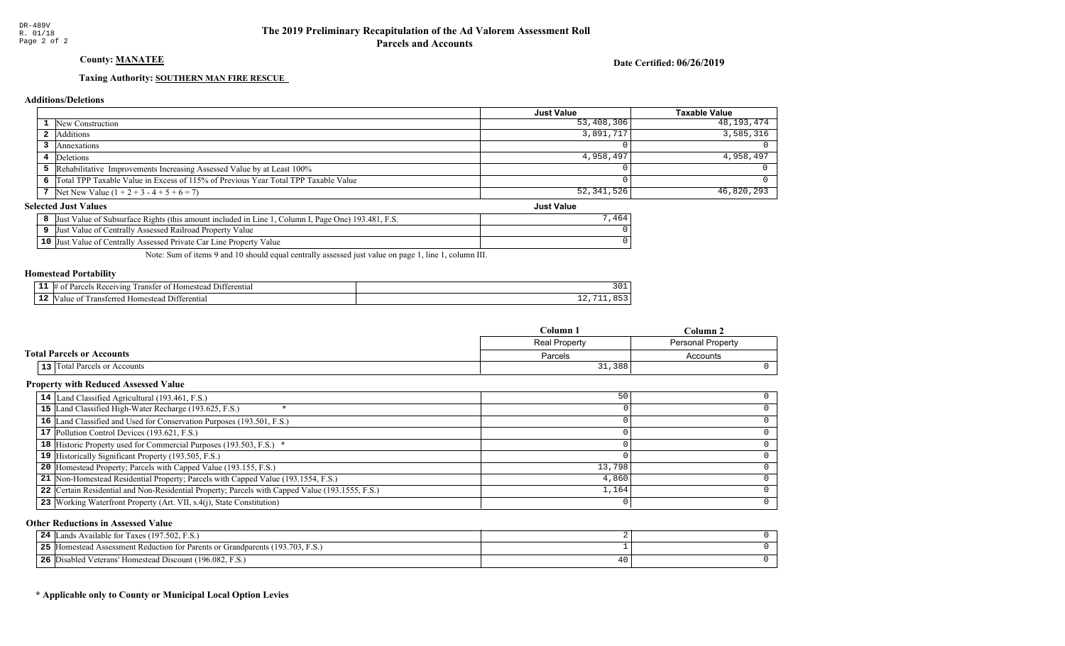DR-489V
R. 01/18

# The 2019 Preliminary Recapitulation of the Ad Valorem Assessment Roll
## Parcels and Accounts

**County: MANATEE**

**Date Certified: 06/26/2019**

**Taxing Authority: SOUTHERN MAN FIRE RESCUE**

### Additions/Deletions

| | | Just Value | Taxable Value |
|---|---|---|---|
| 1 | New Construction | 53,408,306 | 48,193,474 |
| 2 | Additions | 3,891,717 | 3,585,316 |
| 3 | Annexations | 0 | 0 |
| 4 | Deletions | 4,958,497 | 4,958,497 |
| 5 | Rehabilitative Improvements Increasing Assessed Value by at Least 100% | 0 | 0 |
| 6 | Total TPP Taxable Value in Excess of 115% of Previous Year Total TPP Taxable Value | 0 | 0 |
| 7 | Net New Value (1 + 2 + 3 - 4 + 5 + 6 = 7) | 52,341,526 | 46,820,293 |

### Selected Just Values

| | | Just Value |
|---|---|---|
| 8 | Just Value of Subsurface Rights (this amount included in Line 1, Column I, Page One) 193.481, F.S. | 7,464 |
| 9 | Just Value of Centrally Assessed Railroad Property Value | 0 |
| 10 | Just Value of Centrally Assessed Private Car Line Property Value | 0 |

Note: Sum of items 9 and 10 should equal centrally assessed just value on page 1, line 1, column III.

### Homestead Portability

| | | |
|---|---|---|
| 11 | # of Parcels Receiving Transfer of Homestead Differential | 301 |
| 12 | Value of Transferred Homestead Differential | 12,711,853 |

### Total Parcels or Accounts

| | | Column 1 | Column 2 |
|---|---|---|---|
| | | Real Property | Personal Property |
| | | Parcels | Accounts |
| 13 | Total Parcels or Accounts | 31,388 | 0 |

### Property with Reduced Assessed Value

| | | Column 1 | Column 2 |
|---|---|---|---|
| 14 | Land Classified Agricultural (193.461, F.S.) | 50 | 0 |
| 15 | Land Classified High-Water Recharge (193.625, F.S.) * | 0 | 0 |
| 16 | Land Classified and Used for Conservation Purposes (193.501, F.S.) | 0 | 0 |
| 17 | Pollution Control Devices (193.621, F.S.) | 0 | 0 |
| 18 | Historic Property used for Commercial Purposes (193.503, F.S.) * | 0 | 0 |
| 19 | Historically Significant Property (193.505, F.S.) | 0 | 0 |
| 20 | Homestead Property; Parcels with Capped Value (193.155, F.S.) | 13,798 | 0 |
| 21 | Non-Homestead Residential Property; Parcels with Capped Value (193.1554, F.S.) | 4,860 | 0 |
| 22 | Certain Residential and Non-Residential Property; Parcels with Capped Value (193.1555, F.S.) | 1,164 | 0 |
| 23 | Working Waterfront Property (Art. VII, s.4(j), State Constitution) | 0 | 0 |

### Other Reductions in Assessed Value

| | | Column 1 | Column 2 |
|---|---|---|---|
| 24 | Lands Available for Taxes (197.502, F.S.) | 2 | 0 |
| 25 | Homestead Assessment Reduction for Parents or Grandparents (193.703, F.S.) | 1 | 0 |
| 26 | Disabled Veterans' Homestead Discount (196.082, F.S.) | 40 | 0 |

**\* Applicable only to County or Municipal Local Option Levies**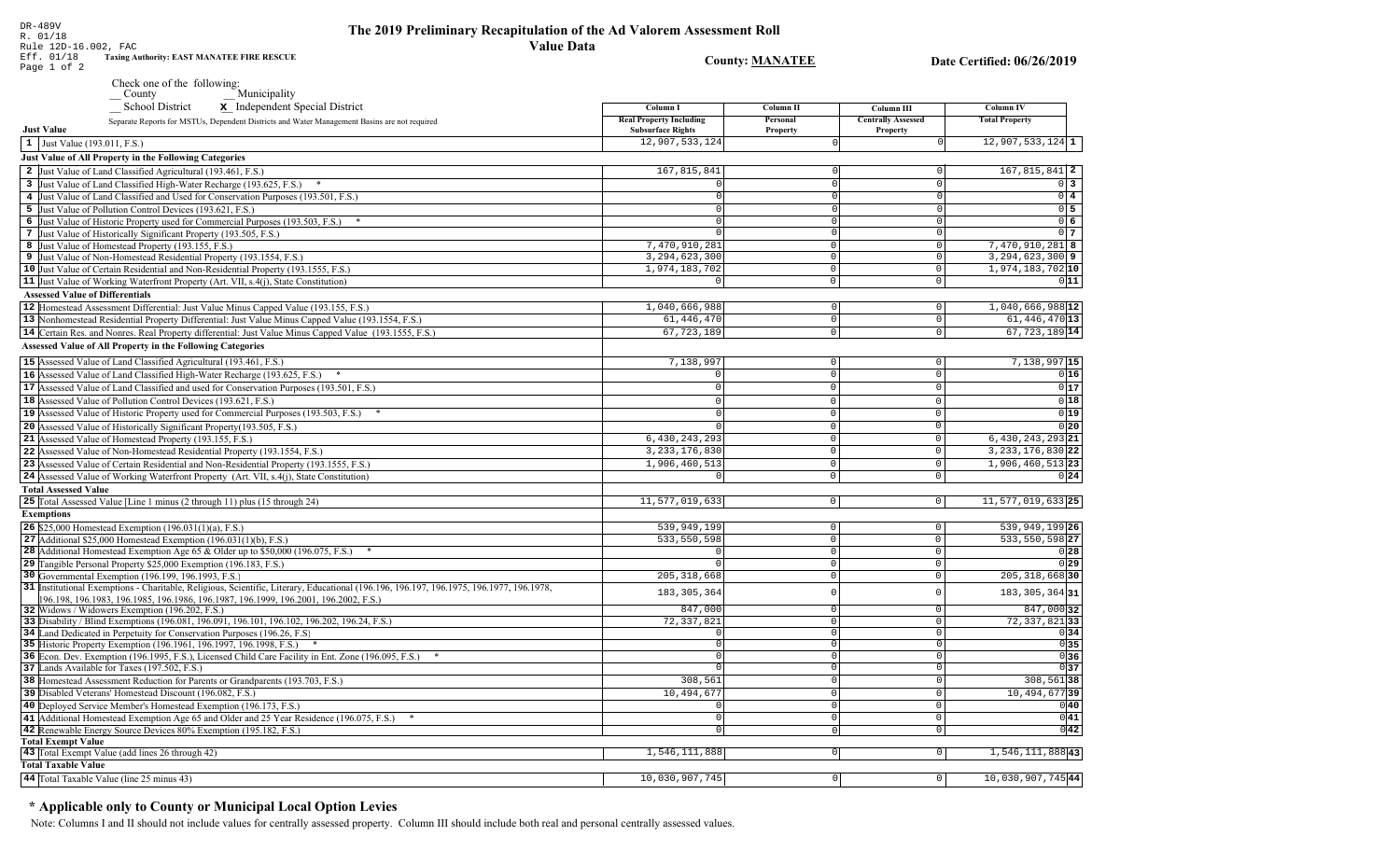DR-489V
R. 01/18
Rule 12D-16.002, FAC
Eff. 01/18

**Taxing Authority: EAST MANATEE FIRE RESCUE**

# The 2019 Preliminary Recapitulation of the Ad Valorem Assessment Roll

## Value Data

**County: MANATEE**

**Date Certified: 06/26/2019**

Check one of the following:
__ County
__ Municipality
__ School District
**X** Independent Special District

| Separate Reports for MSTUs, Dependent Districts and Water Management Basins are not required | Column I Real Property Including Subsurface Rights | Column II Personal Property | Column III Centrally Assessed Property | Column IV Total Property | |
|---|---|---|---|---|---|
| **Just Value** | | | | | |
| 1 Just Value (193.011, F.S.) | 12,907,533,124 | 0 | 0 | 12,907,533,124 | 1 |
| **Just Value of All Property in the Following Categories** | | | | | |
| 2 Just Value of Land Classified Agricultural (193.461, F.S.) | 167,815,841 | 0 | 0 | 167,815,841 | 2 |
| 3 Just Value of Land Classified High-Water Recharge (193.625, F.S.) * | 0 | 0 | 0 | 0 | 3 |
| 4 Just Value of Land Classified and Used for Conservation Purposes (193.501, F.S.) | 0 | 0 | 0 | 0 | 4 |
| 5 Just Value of Pollution Control Devices (193.621, F.S.) | 0 | 0 | 0 | 0 | 5 |
| 6 Just Value of Historic Property used for Commercial Purposes (193.503, F.S.) * | 0 | 0 | 0 | 0 | 6 |
| 7 Just Value of Historically Significant Property (193.505, F.S.) | 0 | 0 | 0 | 0 | 7 |
| 8 Just Value of Homestead Property (193.155, F.S.) | 7,470,910,281 | 0 | 0 | 7,470,910,281 | 8 |
| 9 Just Value of Non-Homestead Residential Property (193.1554, F.S.) | 3,294,623,300 | 0 | 0 | 3,294,623,300 | 9 |
| 10 Just Value of Certain Residential and Non-Residential Property (193.1555, F.S.) | 1,974,183,702 | 0 | 0 | 1,974,183,702 | 10 |
| 11 Just Value of Working Waterfront Property (Art. VII, s.4(j), State Constitution) | 0 | 0 | 0 | 0 | 11 |
| **Assessed Value of Differentials** | | | | | |
| 12 Homestead Assessment Differential: Just Value Minus Capped Value (193.155, F.S.) | 1,040,666,988 | 0 | 0 | 1,040,666,988 | 12 |
| 13 Nonhomestead Residential Property Differential: Just Value Minus Capped Value (193.1554, F.S.) | 61,446,470 | 0 | 0 | 61,446,470 | 13 |
| 14 Certain Res. and Nonres. Real Property differential: Just Value Minus Capped Value (193.1555, F.S.) | 67,723,189 | 0 | 0 | 67,723,189 | 14 |
| **Assessed Value of All Property in the Following Categories** | | | | | |
| 15 Assessed Value of Land Classified Agricultural (193.461, F.S.) | 7,138,997 | 0 | 0 | 7,138,997 | 15 |
| 16 Assessed Value of Land Classified High-Water Recharge (193.625, F.S.) * | 0 | 0 | 0 | 0 | 16 |
| 17 Assessed Value of Land Classified and used for Conservation Purposes (193.501, F.S.) | 0 | 0 | 0 | 0 | 17 |
| 18 Assessed Value of Pollution Control Devices (193.621, F.S.) | 0 | 0 | 0 | 0 | 18 |
| 19 Assessed Value of Historic Property used for Commercial Purposes (193.503, F.S.) * | 0 | 0 | 0 | 0 | 19 |
| 20 Assessed Value of Historically Significant Property(193.505, F.S.) | 0 | 0 | 0 | 0 | 20 |
| 21 Assessed Value of Homestead Property (193.155, F.S.) | 6,430,243,293 | 0 | 0 | 6,430,243,293 | 21 |
| 22 Assessed Value of Non-Homestead Residential Property (193.1554, F.S.) | 3,233,176,830 | 0 | 0 | 3,233,176,830 | 22 |
| 23 Assessed Value of Certain Residential and Non-Residential Property (193.1555, F.S.) | 1,906,460,513 | 0 | 0 | 1,906,460,513 | 23 |
| 24 Assessed Value of Working Waterfront Property (Art. VII, s.4(j), State Constitution) | 0 | 0 | 0 | 0 | 24 |
| **Total Assessed Value** | | | | | |
| 25 Total Assessed Value [Line 1 minus (2 through 11) plus (15 through 24) | 11,577,019,633 | 0 | 0 | 11,577,019,633 | 25 |
| **Exemptions** | | | | | |
| 26 $25,000 Homestead Exemption (196.031(1)(a), F.S.) | 539,949,199 | 0 | 0 | 539,949,199 | 26 |
| 27 Additional $25,000 Homestead Exemption (196.031(1)(b), F.S.) | 533,550,598 | 0 | 0 | 533,550,598 | 27 |
| 28 Additional Homestead Exemption Age 65 & Older up to $50,000 (196.075, F.S.) * | 0 | 0 | 0 | 0 | 28 |
| 29 Tangible Personal Property $25,000 Exemption (196.183, F.S.) | 0 | 0 | 0 | 0 | 29 |
| 30 Governmental Exemption (196.199, 196.1993, F.S.) | 205,318,668 | 0 | 0 | 205,318,668 | 30 |
| 31 Institutional Exemptions - Charitable, Religious, Scientific, Literary, Educational (196.196, 196.197, 196.1975, 196.1977, 196.1978, 196.198, 196.1983, 196.1985, 196.1986, 196.1987, 196.1999, 196.2001, 196.2002, F.S.) | 183,305,364 | 0 | 0 | 183,305,364 | 31 |
| 32 Widows / Widowers Exemption (196.202, F.S.) | 847,000 | 0 | 0 | 847,000 | 32 |
| 33 Disability / Blind Exemptions (196.081, 196.091, 196.101, 196.102, 196.202, 196.24, F.S.) | 72,337,821 | 0 | 0 | 72,337,821 | 33 |
| 34 Land Dedicated in Perpetuity for Conservation Purposes (196.26, F.S) | 0 | 0 | 0 | 0 | 34 |
| 35 Historic Property Exemption (196.1961, 196.1997, 196.1998, F.S.) * | 0 | 0 | 0 | 0 | 35 |
| 36 Econ. Dev. Exemption (196.1995, F.S.), Licensed Child Care Facility in Ent. Zone (196.095, F.S.) * | 0 | 0 | 0 | 0 | 36 |
| 37 Lands Available for Taxes (197.502, F.S.) | 0 | 0 | 0 | 0 | 37 |
| 38 Homestead Assessment Reduction for Parents or Grandparents (193.703, F.S.) | 308,561 | 0 | 0 | 308,561 | 38 |
| 39 Disabled Veterans' Homestead Discount (196.082, F.S.) | 10,494,677 | 0 | 0 | 10,494,677 | 39 |
| 40 Deployed Service Member's Homestead Exemption (196.173, F.S.) | 0 | 0 | 0 | 0 | 40 |
| 41 Additional Homestead Exemption Age 65 and Older and 25 Year Residence (196.075, F.S.) * | 0 | 0 | 0 | 0 | 41 |
| 42 Renewable Energy Source Devices 80% Exemption (195.182, F.S.) | 0 | 0 | 0 | 0 | 42 |
| **Total Exempt Value** | | | | | |
| 43 Total Exempt Value (add lines 26 through 42) | 1,546,111,888 | 0 | 0 | 1,546,111,888 | 43 |
| **Total Taxable Value** | | | | | |
| 44 Total Taxable Value (line 25 minus 43) | 10,030,907,745 | 0 | 0 | 10,030,907,745 | 44 |

## * Applicable only to County or Municipal Local Option Levies

Note: Columns I and II should not include values for centrally assessed property. Column III should include both real and personal centrally assessed values.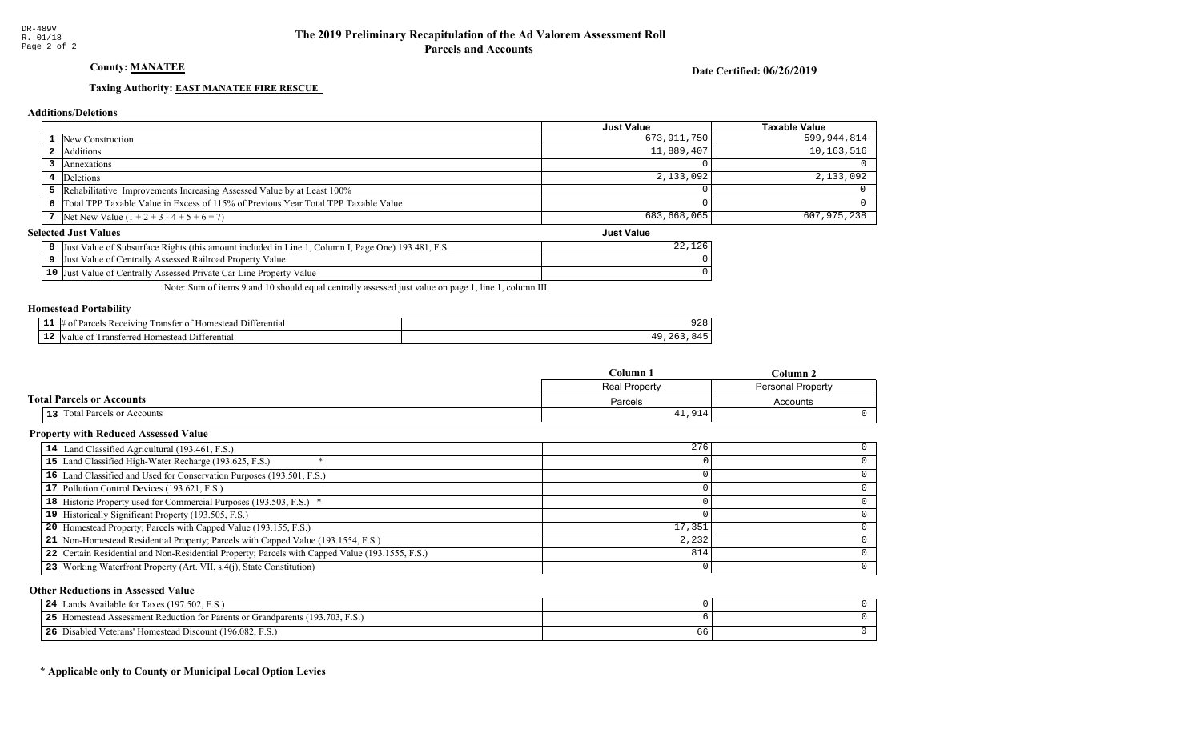DR-489V
R. 01/18
Page 2 of 2

# The 2019 Preliminary Recapitulation of the Ad Valorem Assessment Roll
## Parcels and Accounts

**County: MANATEE**

**Date Certified: 06/26/2019**

**Taxing Authority: EAST MANATEE FIRE RESCUE**

### Additions/Deletions

| | | Just Value | Taxable Value |
|---|---|---|---|
| 1 | New Construction | 673,911,750 | 599,944,814 |
| 2 | Additions | 11,889,407 | 10,163,516 |
| 3 | Annexations | 0 | 0 |
| 4 | Deletions | 2,133,092 | 2,133,092 |
| 5 | Rehabilitative Improvements Increasing Assessed Value by at Least 100% | 0 | 0 |
| 6 | Total TPP Taxable Value in Excess of 115% of Previous Year Total TPP Taxable Value | 0 | 0 |
| 7 | Net New Value (1 + 2 + 3 - 4 + 5 + 6 = 7) | 683,668,065 | 607,975,238 |

### Selected Just Values

| | | Just Value |
|---|---|---|
| 8 | Just Value of Subsurface Rights (this amount included in Line 1, Column I, Page One) 193.481, F.S. | 22,126 |
| 9 | Just Value of Centrally Assessed Railroad Property Value | 0 |
| 10 | Just Value of Centrally Assessed Private Car Line Property Value | 0 |

Note: Sum of items 9 and 10 should equal centrally assessed just value on page 1, line 1, column III.

### Homestead Portability

| | | |
|---|---|---|
| 11 | # of Parcels Receiving Transfer of Homestead Differential | 928 |
| 12 | Value of Transferred Homestead Differential | 49,263,845 |

### Total Parcels or Accounts

| | | Column 1 | Column 2 |
|---|---|---|---|
| | | Real Property | Personal Property |
| | | Parcels | Accounts |
| 13 | Total Parcels or Accounts | 41,914 | 0 |

### Property with Reduced Assessed Value

| | | Column 1 | Column 2 |
|---|---|---|---|
| 14 | Land Classified Agricultural (193.461, F.S.) | 276 | 0 |
| 15 | Land Classified High-Water Recharge (193.625, F.S.) * | 0 | 0 |
| 16 | Land Classified and Used for Conservation Purposes (193.501, F.S.) | 0 | 0 |
| 17 | Pollution Control Devices (193.621, F.S.) | 0 | 0 |
| 18 | Historic Property used for Commercial Purposes (193.503, F.S.) * | 0 | 0 |
| 19 | Historically Significant Property (193.505, F.S.) | 0 | 0 |
| 20 | Homestead Property; Parcels with Capped Value (193.155, F.S.) | 17,351 | 0 |
| 21 | Non-Homestead Residential Property; Parcels with Capped Value (193.1554, F.S.) | 2,232 | 0 |
| 22 | Certain Residential and Non-Residential Property; Parcels with Capped Value (193.1555, F.S.) | 814 | 0 |
| 23 | Working Waterfront Property (Art. VII, s.4(j), State Constitution) | 0 | 0 |

### Other Reductions in Assessed Value

| | | Column 1 | Column 2 |
|---|---|---|---|
| 24 | Lands Available for Taxes (197.502, F.S.) | 0 | 0 |
| 25 | Homestead Assessment Reduction for Parents or Grandparents (193.703, F.S.) | 6 | 0 |
| 26 | Disabled Veterans' Homestead Discount (196.082, F.S.) | 66 | 0 |

**\* Applicable only to County or Municipal Local Option Levies**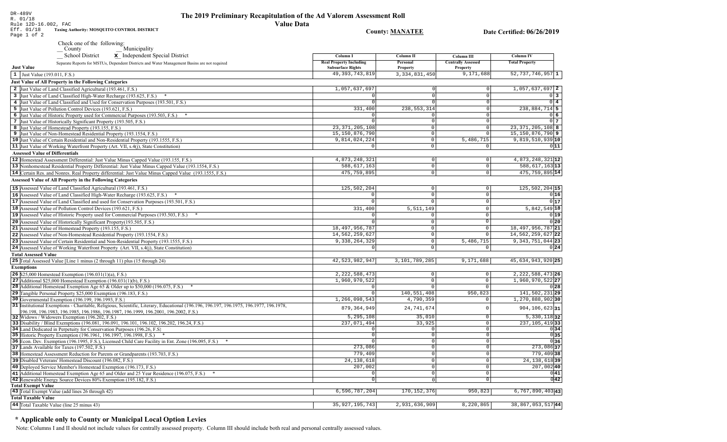DR-489V
R. 01/18
Rule 12D-16.002, FAC
Eff. 01/18

# The 2019 Preliminary Recapitulation of the Ad Valorem Assessment Roll

## Value Data

Taxing Authority: MOSQUITO CONTROL DISTRICT

County: MANATEE

Date Certified: 06/26/2019

Check one of the following:
__ County
__ Municipality
__ School District
X Independent Special District

Separate Reports for MSTUs, Dependent Districts and Water Management Basins are not required

| | Just Value | Column I Real Property Including Subsurface Rights | Column II Personal Property | Column III Centrally Assessed Property | Column IV Total Property | |
|---|---|---|---|---|---|---|
| 1 | Just Value (193.011, F.S.) | 49,393,743,819 | 3,334,831,450 | 9,171,688 | 52,737,746,957 | 1 |
| | **Just Value of All Property in the Following Categories** | | | | | |
| 2 | Just Value of Land Classified Agricultural (193.461, F.S.) | 1,057,637,697 | 0 | 0 | 1,057,637,697 | 2 |
| 3 | Just Value of Land Classified High-Water Recharge (193.625, F.S.) * | 0 | 0 | 0 | 0 | 3 |
| 4 | Just Value of Land Classified and Used for Conservation Purposes (193.501, F.S.) | 0 | 0 | 0 | 0 | 4 |
| 5 | Just Value of Pollution Control Devices (193.621, F.S.) | 331,400 | 238,553,314 | 0 | 238,884,714 | 5 |
| 6 | Just Value of Historic Property used for Commercial Purposes (193.503, F.S.) * | 0 | 0 | 0 | 0 | 6 |
| 7 | Just Value of Historically Significant Property (193.505, F.S.) | 0 | 0 | 0 | 0 | 7 |
| 8 | Just Value of Homestead Property (193.155, F.S.) | 23,371,205,108 | 0 | 0 | 23,371,205,108 | 8 |
| 9 | Just Value of Non-Homestead Residential Property (193.1554, F.S.) | 15,150,876,790 | 0 | 0 | 15,150,876,790 | 9 |
| 10 | Just Value of Certain Residential and Non-Residential Property (193.1555, F.S.) | 9,814,024,224 | 0 | 5,486,715 | 9,819,510,939 | 10 |
| 11 | Just Value of Working Waterfront Property (Art. VII, s.4(j), State Constitution) | 0 | 0 | 0 | 0 | 11 |
| | **Assessed Value of Differentials** | | | | | |
| 12 | Homestead Assessment Differential: Just Value Minus Capped Value (193.155, F.S.) | 4,873,248,321 | 0 | 0 | 4,873,248,321 | 12 |
| 13 | Nonhomestead Residential Property Differential: Just Value Minus Capped Value (193.1554, F.S.) | 588,617,163 | 0 | 0 | 588,617,163 | 13 |
| 14 | Certain Res. and Nonres. Real Property differential: Just Value Minus Capped Value (193.1555, F.S.) | 475,759,895 | 0 | 0 | 475,759,895 | 14 |
| | **Assessed Value of All Property in the Following Categories** | | | | | |
| 15 | Assessed Value of Land Classified Agricultural (193.461, F.S.) | 125,502,204 | 0 | 0 | 125,502,204 | 15 |
| 16 | Assessed Value of Land Classified High-Water Recharge (193.625, F.S.) * | 0 | 0 | 0 | 0 | 16 |
| 17 | Assessed Value of Land Classified and used for Conservation Purposes (193.501, F.S.) | 0 | 0 | 0 | 0 | 17 |
| 18 | Assessed Value of Pollution Control Devices (193.621, F.S.) | 331,400 | 5,511,149 | 0 | 5,842,549 | 18 |
| 19 | Assessed Value of Historic Property used for Commercial Purposes (193.503, F.S.) * | 0 | 0 | 0 | 0 | 19 |
| 20 | Assessed Value of Historically Significant Property(193.505, F.S.) | 0 | 0 | 0 | 0 | 20 |
| 21 | Assessed Value of Homestead Property (193.155, F.S.) | 18,497,956,787 | 0 | 0 | 18,497,956,787 | 21 |
| 22 | Assessed Value of Non-Homestead Residential Property (193.1554, F.S.) | 14,562,259,627 | 0 | 0 | 14,562,259,627 | 22 |
| 23 | Assessed Value of Certain Residential and Non-Residential Property (193.1555, F.S.) | 9,338,264,329 | 0 | 5,486,715 | 9,343,751,044 | 23 |
| 24 | Assessed Value of Working Waterfront Property (Art. VII, s.4(j), State Constitution) | 0 | 0 | 0 | 0 | 24 |
| | **Total Assessed Value** | | | | | |
| 25 | Total Assessed Value [Line 1 minus (2 through 11) plus (15 through 24) | 42,523,982,947 | 3,101,789,285 | 9,171,688 | 45,634,943,920 | 25 |
| | **Exemptions** | | | | | |
| 26 | $25,000 Homestead Exemption (196.031(1)(a), F.S.) | 2,222,588,473 | 0 | 0 | 2,222,588,473 | 26 |
| 27 | Additional $25,000 Homestead Exemption (196.031(1)(b), F.S.) | 1,960,970,522 | 0 | 0 | 1,960,970,522 | 27 |
| 28 | Additional Homestead Exemption Age 65 & Older up to $50,000 (196.075, F.S.) * | 0 | 0 | 0 | 0 | 28 |
| 29 | Tangible Personal Property $25,000 Exemption (196.183, F.S.) | 0 | 140,551,408 | 950,823 | 141,502,231 | 29 |
| 30 | Governmental Exemption (196.199, 196.1993, F.S.) | 1,266,098,543 | 4,790,359 | 0 | 1,270,888,902 | 30 |
| 31 | Institutional Exemptions - Charitable, Religious, Scientific, Literary, Educational (196.196, 196.197, 196.1975, 196.1977, 196.1978, 196.198, 196.1983, 196.1985, 196.1986, 196.1987, 196.1999, 196.2001, 196.2002, F.S.) | 879,364,949 | 24,741,674 | 0 | 904,106,623 | 31 |
| 32 | Widows / Widowers Exemption (196.202, F.S.) | 5,295,108 | 35,010 | 0 | 5,330,118 | 32 |
| 33 | Disability / Blind Exemptions (196.081, 196.091, 196.101, 196.102, 196.202, 196.24, F.S.) | 237,071,494 | 33,925 | 0 | 237,105,419 | 33 |
| 34 | Land Dedicated in Perpetuity for Conservation Purposes (196.26, F.S) | 0 | 0 | 0 | 0 | 34 |
| 35 | Historic Property Exemption (196.1961, 196.1997, 196.1998, F.S.) * | 0 | 0 | 0 | 0 | 35 |
| 36 | Econ. Dev. Exemption (196.1995, F.S.), Licensed Child Care Facility in Ent. Zone (196.095, F.S.) * | 0 | 0 | 0 | 0 | 36 |
| 37 | Lands Available for Taxes (197.502, F.S.) | 273,086 | 0 | 0 | 273,086 | 37 |
| 38 | Homestead Assessment Reduction for Parents or Grandparents (193.703, F.S.) | 779,409 | 0 | 0 | 779,409 | 38 |
| 39 | Disabled Veterans' Homestead Discount (196.082, F.S.) | 24,138,618 | 0 | 0 | 24,138,618 | 39 |
| 40 | Deployed Service Member's Homestead Exemption (196.173, F.S.) | 207,002 | 0 | 0 | 207,002 | 40 |
| 41 | Additional Homestead Exemption Age 65 and Older and 25 Year Residence (196.075, F.S.) * | 0 | 0 | 0 | 0 | 41 |
| 42 | Renewable Energy Source Devices 80% Exemption (195.182, F.S.) | 0 | 0 | 0 | 0 | 42 |
| | **Total Exempt Value** | | | | | |
| 43 | Total Exempt Value (add lines 26 through 42) | 6,596,787,204 | 170,152,376 | 950,823 | 6,767,890,403 | 43 |
| | **Total Taxable Value** | | | | | |
| 44 | Total Taxable Value (line 25 minus 43) | 35,927,195,743 | 2,931,636,909 | 8,220,865 | 38,867,053,517 | 44 |

## * Applicable only to County or Municipal Local Option Levies

Note: Columns I and II should not include values for centrally assessed property. Column III should include both real and personal centrally assessed values.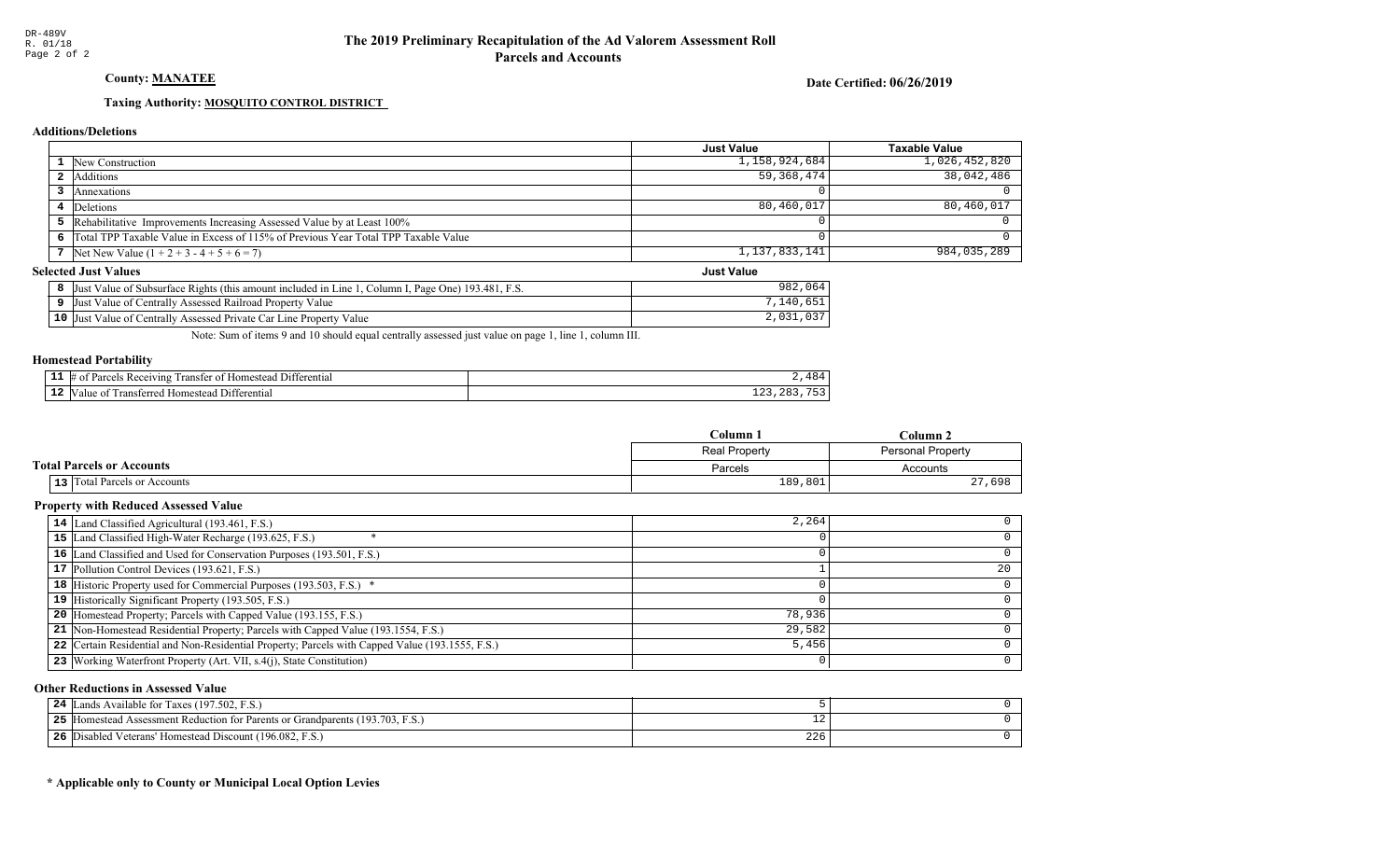DR-489V
R. 01/18

# The 2019 Preliminary Recapitulation of the Ad Valorem Assessment Roll
## Parcels and Accounts

**County: MANATEE**

**Date Certified: 06/26/2019**

**Taxing Authority: MOSQUITO CONTROL DISTRICT**

### Additions/Deletions

| | | Just Value | Taxable Value |
|---|---|---|---|
| 1 | New Construction | 1,158,924,684 | 1,026,452,820 |
| 2 | Additions | 59,368,474 | 38,042,486 |
| 3 | Annexations | 0 | 0 |
| 4 | Deletions | 80,460,017 | 80,460,017 |
| 5 | Rehabilitative Improvements Increasing Assessed Value by at Least 100% | 0 | 0 |
| 6 | Total TPP Taxable Value in Excess of 115% of Previous Year Total TPP Taxable Value | 0 | 0 |
| 7 | Net New Value (1 + 2 + 3 - 4 + 5 + 6 = 7) | 1,137,833,141 | 984,035,289 |

### Selected Just Values

| | | Just Value |
|---|---|---|
| 8 | Just Value of Subsurface Rights (this amount included in Line 1, Column I, Page One) 193.481, F.S. | 982,064 |
| 9 | Just Value of Centrally Assessed Railroad Property Value | 7,140,651 |
| 10 | Just Value of Centrally Assessed Private Car Line Property Value | 2,031,037 |

Note: Sum of items 9 and 10 should equal centrally assessed just value on page 1, line 1, column III.

### Homestead Portability

| | | |
|---|---|---|
| 11 | # of Parcels Receiving Transfer of Homestead Differential | 2,484 |
| 12 | Value of Transferred Homestead Differential | 123,283,753 |

### Total Parcels or Accounts

| | | Column 1<br>Real Property<br>Parcels | Column 2<br>Personal Property<br>Accounts |
|---|---|---|---|
| 13 | Total Parcels or Accounts | 189,801 | 27,698 |

### Property with Reduced Assessed Value

| | | Column 1 | Column 2 |
|---|---|---|---|
| 14 | Land Classified Agricultural (193.461, F.S.) | 2,264 | 0 |
| 15 | Land Classified High-Water Recharge (193.625, F.S.) * | 0 | 0 |
| 16 | Land Classified and Used for Conservation Purposes (193.501, F.S.) | 0 | 0 |
| 17 | Pollution Control Devices (193.621, F.S.) | 1 | 20 |
| 18 | Historic Property used for Commercial Purposes (193.503, F.S.) * | 0 | 0 |
| 19 | Historically Significant Property (193.505, F.S.) | 0 | 0 |
| 20 | Homestead Property; Parcels with Capped Value (193.155, F.S.) | 78,936 | 0 |
| 21 | Non-Homestead Residential Property; Parcels with Capped Value (193.1554, F.S.) | 29,582 | 0 |
| 22 | Certain Residential and Non-Residential Property; Parcels with Capped Value (193.1555, F.S.) | 5,456 | 0 |
| 23 | Working Waterfront Property (Art. VII, s.4(j), State Constitution) | 0 | 0 |

### Other Reductions in Assessed Value

| | | Column 1 | Column 2 |
|---|---|---|---|
| 24 | Lands Available for Taxes (197.502, F.S.) | 5 | 0 |
| 25 | Homestead Assessment Reduction for Parents or Grandparents (193.703, F.S.) | 12 | 0 |
| 26 | Disabled Veterans' Homestead Discount (196.082, F.S.) | 226 | 0 |

**\* Applicable only to County or Municipal Local Option Levies**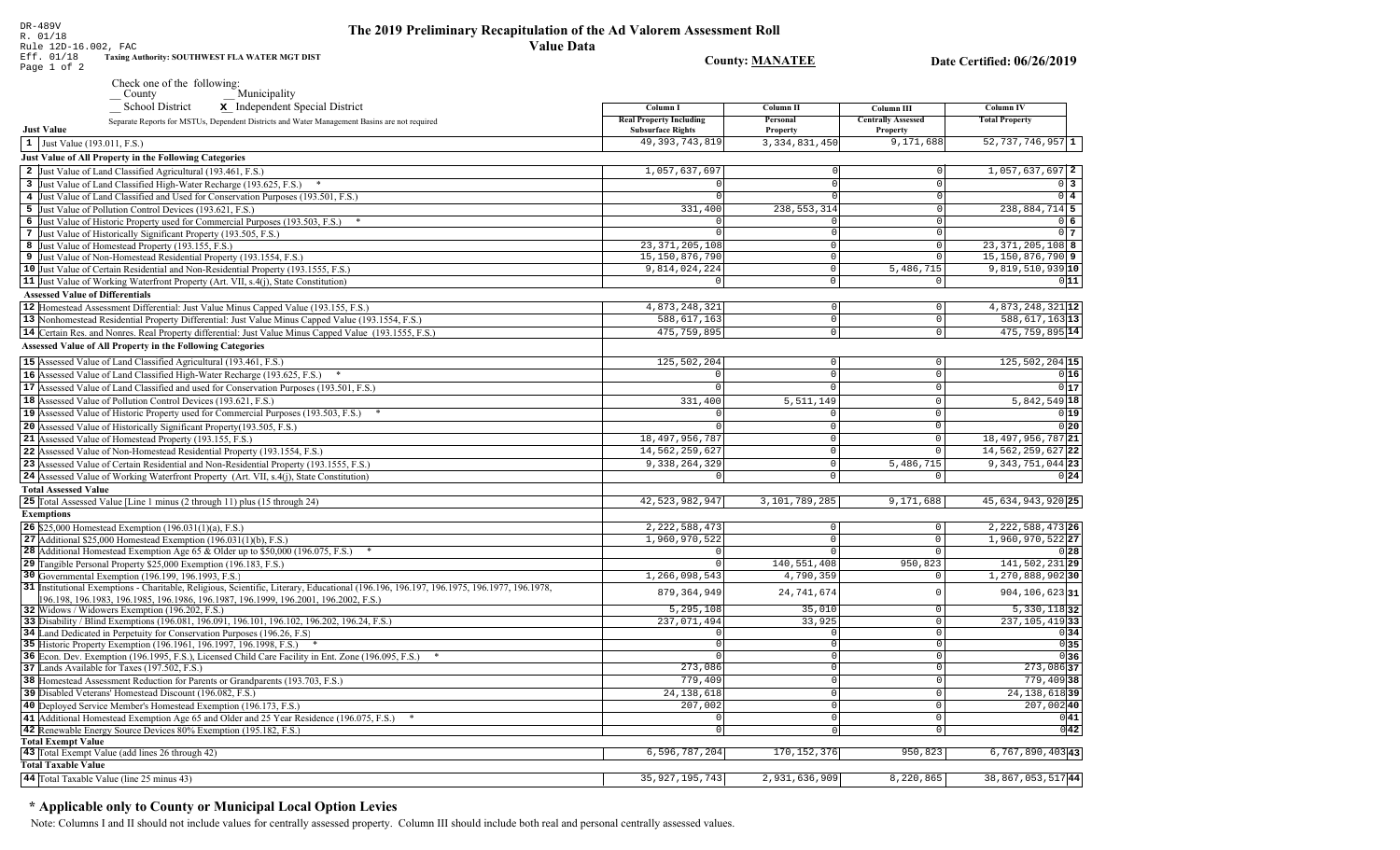DR-489V
R. 01/18
Rule 12D-16.002, FAC
Eff. 01/18
Page 1 of 2

# The 2019 Preliminary Recapitulation of the Ad Valorem Assessment Roll

## Value Data

Taxing Authority: SOUTHWEST FLA WATER MGT DIST

County: MANATEE

Date Certified: 06/26/2019

Check one of the following:
__ County
__ Municipality
__ School District
X Independent Special District

Separate Reports for MSTUs, Dependent Districts and Water Management Basins are not required

| Just Value | Column I Real Property Including Subsurface Rights | Column II Personal Property | Column III Centrally Assessed Property | Column IV Total Property | |
|---|---|---|---|---|---|
| 1 Just Value (193.011, F.S.) | 49,393,743,819 | 3,334,831,450 | 9,171,688 | 52,737,746,957 | 1 |
| **Just Value of All Property in the Following Categories** | | | | | |
| 2 Just Value of Land Classified Agricultural (193.461, F.S.) | 1,057,637,697 | 0 | 0 | 1,057,637,697 | 2 |
| 3 Just Value of Land Classified High-Water Recharge (193.625, F.S.) * | 0 | 0 | 0 | 0 | 3 |
| 4 Just Value of Land Classified and Used for Conservation Purposes (193.501, F.S.) | 0 | 0 | 0 | 0 | 4 |
| 5 Just Value of Pollution Control Devices (193.621, F.S.) | 331,400 | 238,553,314 | 0 | 238,884,714 | 5 |
| 6 Just Value of Historic Property used for Commercial Purposes (193.503, F.S.) * | 0 | 0 | 0 | 0 | 6 |
| 7 Just Value of Historically Significant Property (193.505, F.S.) | 0 | 0 | 0 | 0 | 7 |
| 8 Just Value of Homestead Property (193.155, F.S.) | 23,371,205,108 | 0 | 0 | 23,371,205,108 | 8 |
| 9 Just Value of Non-Homestead Residential Property (193.1554, F.S.) | 15,150,876,790 | 0 | 0 | 15,150,876,790 | 9 |
| 10 Just Value of Certain Residential and Non-Residential Property (193.1555, F.S.) | 9,814,024,224 | 0 | 5,486,715 | 9,819,510,939 | 10 |
| 11 Just Value of Working Waterfront Property (Art. VII, s.4(j), State Constitution) | 0 | 0 | 0 | 0 | 11 |
| **Assessed Value of Differentials** | | | | | |
| 12 Homestead Assessment Differential: Just Value Minus Capped Value (193.155, F.S.) | 4,873,248,321 | 0 | 0 | 4,873,248,321 | 12 |
| 13 Nonhomestead Residential Property Differential: Just Value Minus Capped Value (193.1554, F.S.) | 588,617,163 | 0 | 0 | 588,617,163 | 13 |
| 14 Certain Res. and Nonres. Real Property differential: Just Value Minus Capped Value (193.1555, F.S.) | 475,759,895 | 0 | 0 | 475,759,895 | 14 |
| **Assessed Value of All Property in the Following Categories** | | | | | |
| 15 Assessed Value of Land Classified Agricultural (193.461, F.S.) | 125,502,204 | 0 | 0 | 125,502,204 | 15 |
| 16 Assessed Value of Land Classified High-Water Recharge (193.625, F.S.) * | 0 | 0 | 0 | 0 | 16 |
| 17 Assessed Value of Land Classified and used for Conservation Purposes (193.501, F.S.) | 0 | 0 | 0 | 0 | 17 |
| 18 Assessed Value of Pollution Control Devices (193.621, F.S.) | 331,400 | 5,511,149 | 0 | 5,842,549 | 18 |
| 19 Assessed Value of Historic Property used for Commercial Purposes (193.503, F.S.) * | 0 | 0 | 0 | 0 | 19 |
| 20 Assessed Value of Historically Significant Property(193.505, F.S.) | 0 | 0 | 0 | 0 | 20 |
| 21 Assessed Value of Homestead Property (193.155, F.S.) | 18,497,956,787 | 0 | 0 | 18,497,956,787 | 21 |
| 22 Assessed Value of Non-Homestead Residential Property (193.1554, F.S.) | 14,562,259,627 | 0 | 0 | 14,562,259,627 | 22 |
| 23 Assessed Value of Certain Residential and Non-Residential Property (193.1555, F.S.) | 9,338,264,329 | 0 | 5,486,715 | 9,343,751,044 | 23 |
| 24 Assessed Value of Working Waterfront Property (Art. VII, s.4(j), State Constitution) | 0 | 0 | 0 | 0 | 24 |
| **Total Assessed Value** | | | | | |
| 25 Total Assessed Value [Line 1 minus (2 through 11) plus (15 through 24) | 42,523,982,947 | 3,101,789,285 | 9,171,688 | 45,634,943,920 | 25 |
| **Exemptions** | | | | | |
| 26 $25,000 Homestead Exemption (196.031(1)(a), F.S.) | 2,222,588,473 | 0 | 0 | 2,222,588,473 | 26 |
| 27 Additional $25,000 Homestead Exemption (196.031(1)(b), F.S.) | 1,960,970,522 | 0 | 0 | 1,960,970,522 | 27 |
| 28 Additional Homestead Exemption Age 65 & Older up to $50,000 (196.075, F.S.) * | 0 | 0 | 0 | 0 | 28 |
| 29 Tangible Personal Property $25,000 Exemption (196.183, F.S.) | 0 | 140,551,408 | 950,823 | 141,502,231 | 29 |
| 30 Governmental Exemption (196.199, 196.1993, F.S.) | 1,266,098,543 | 4,790,359 | 0 | 1,270,888,902 | 30 |
| 31 Institutional Exemptions - Charitable, Religious, Scientific, Literary, Educational (196.196, 196.197, 196.1975, 196.1977, 196.1978, 196.198, 196.1983, 196.1985, 196.1986, 196.1987, 196.1999, 196.2001, 196.2002, F.S.) | 879,364,949 | 24,741,674 | 0 | 904,106,623 | 31 |
| 32 Widows / Widowers Exemption (196.202, F.S.) | 5,295,108 | 35,010 | 0 | 5,330,118 | 32 |
| 33 Disability / Blind Exemptions (196.081, 196.091, 196.101, 196.102, 196.202, 196.24, F.S.) | 237,071,494 | 33,925 | 0 | 237,105,419 | 33 |
| 34 Land Dedicated in Perpetuity for Conservation Purposes (196.26, F.S) | 0 | 0 | 0 | 0 | 34 |
| 35 Historic Property Exemption (196.1961, 196.1997, 196.1998, F.S.) * | 0 | 0 | 0 | 0 | 35 |
| 36 Econ. Dev. Exemption (196.1995, F.S.), Licensed Child Care Facility in Ent. Zone (196.095, F.S.) * | 0 | 0 | 0 | 0 | 36 |
| 37 Lands Available for Taxes (197.502, F.S.) | 273,086 | 0 | 0 | 273,086 | 37 |
| 38 Homestead Assessment Reduction for Parents or Grandparents (193.703, F.S.) | 779,409 | 0 | 0 | 779,409 | 38 |
| 39 Disabled Veterans' Homestead Discount (196.082, F.S.) | 24,138,618 | 0 | 0 | 24,138,618 | 39 |
| 40 Deployed Service Member's Homestead Exemption (196.173, F.S.) | 207,002 | 0 | 0 | 207,002 | 40 |
| 41 Additional Homestead Exemption Age 65 and Older and 25 Year Residence (196.075, F.S.) * | 0 | 0 | 0 | 0 | 41 |
| 42 Renewable Energy Source Devices 80% Exemption (195.182, F.S.) | 0 | 0 | 0 | 0 | 42 |
| **Total Exempt Value** | | | | | |
| 43 Total Exempt Value (add lines 26 through 42) | 6,596,787,204 | 170,152,376 | 950,823 | 6,767,890,403 | 43 |
| **Total Taxable Value** | | | | | |
| 44 Total Taxable Value (line 25 minus 43) | 35,927,195,743 | 2,931,636,909 | 8,220,865 | 38,867,053,517 | 44 |

## * Applicable only to County or Municipal Local Option Levies

Note: Columns I and II should not include values for centrally assessed property. Column III should include both real and personal centrally assessed values.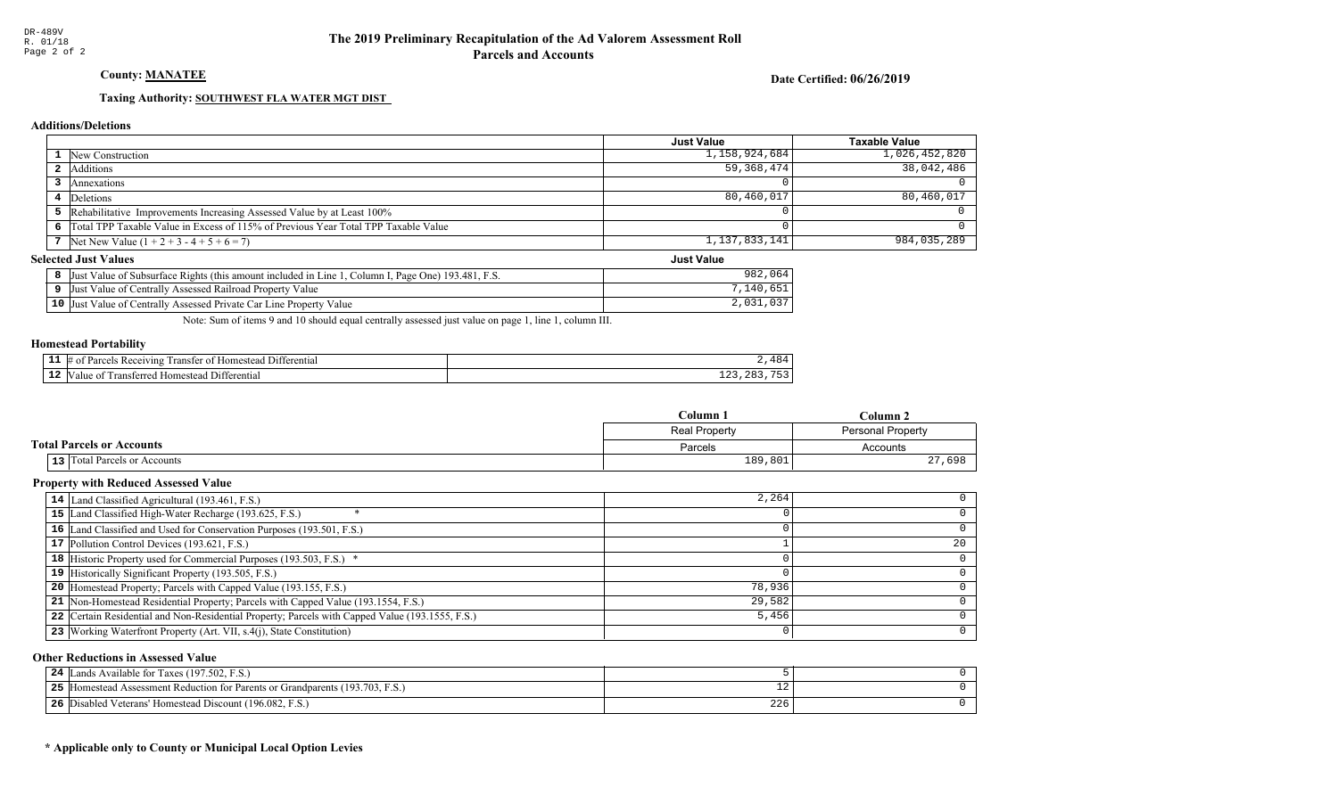DR-489V
R. 01/18

# The 2019 Preliminary Recapitulation of the Ad Valorem Assessment Roll
## Parcels and Accounts

**County: MANATEE**

**Date Certified: 06/26/2019**

**Taxing Authority: SOUTHWEST FLA WATER MGT DIST**

### Additions/Deletions

| | | Just Value | Taxable Value |
|---|---|---|---|
| 1 | New Construction | 1,158,924,684 | 1,026,452,820 |
| 2 | Additions | 59,368,474 | 38,042,486 |
| 3 | Annexations | 0 | 0 |
| 4 | Deletions | 80,460,017 | 80,460,017 |
| 5 | Rehabilitative Improvements Increasing Assessed Value by at Least 100% | 0 | 0 |
| 6 | Total TPP Taxable Value in Excess of 115% of Previous Year Total TPP Taxable Value | 0 | 0 |
| 7 | Net New Value (1 + 2 + 3 - 4 + 5 + 6 = 7) | 1,137,833,141 | 984,035,289 |

### Selected Just Values

| | | Just Value |
|---|---|---|
| 8 | Just Value of Subsurface Rights (this amount included in Line 1, Column I, Page One) 193.481, F.S. | 982,064 |
| 9 | Just Value of Centrally Assessed Railroad Property Value | 7,140,651 |
| 10 | Just Value of Centrally Assessed Private Car Line Property Value | 2,031,037 |

Note: Sum of items 9 and 10 should equal centrally assessed just value on page 1, line 1, column III.

### Homestead Portability

| | | |
|---|---|---|
| 11 | # of Parcels Receiving Transfer of Homestead Differential | 2,484 |
| 12 | Value of Transferred Homestead Differential | 123,283,753 |

### Total Parcels or Accounts

| | | Column 1 | Column 2 |
|---|---|---|---|
| | | Real Property | Personal Property |
| | | Parcels | Accounts |
| 13 | Total Parcels or Accounts | 189,801 | 27,698 |

### Property with Reduced Assessed Value

| | | Column 1 | Column 2 |
|---|---|---|---|
| 14 | Land Classified Agricultural (193.461, F.S.) | 2,264 | 0 |
| 15 | Land Classified High-Water Recharge (193.625, F.S.) * | 0 | 0 |
| 16 | Land Classified and Used for Conservation Purposes (193.501, F.S.) | 0 | 0 |
| 17 | Pollution Control Devices (193.621, F.S.) | 1 | 20 |
| 18 | Historic Property used for Commercial Purposes (193.503, F.S.) * | 0 | 0 |
| 19 | Historically Significant Property (193.505, F.S.) | 0 | 0 |
| 20 | Homestead Property; Parcels with Capped Value (193.155, F.S.) | 78,936 | 0 |
| 21 | Non-Homestead Residential Property; Parcels with Capped Value (193.1554, F.S.) | 29,582 | 0 |
| 22 | Certain Residential and Non-Residential Property; Parcels with Capped Value (193.1555, F.S.) | 5,456 | 0 |
| 23 | Working Waterfront Property (Art. VII, s.4(j), State Constitution) | 0 | 0 |

### Other Reductions in Assessed Value

| | | Column 1 | Column 2 |
|---|---|---|---|
| 24 | Lands Available for Taxes (197.502, F.S.) | 5 | 0 |
| 25 | Homestead Assessment Reduction for Parents or Grandparents (193.703, F.S.) | 12 | 0 |
| 26 | Disabled Veterans' Homestead Discount (196.082, F.S.) | 226 | 0 |

**\* Applicable only to County or Municipal Local Option Levies**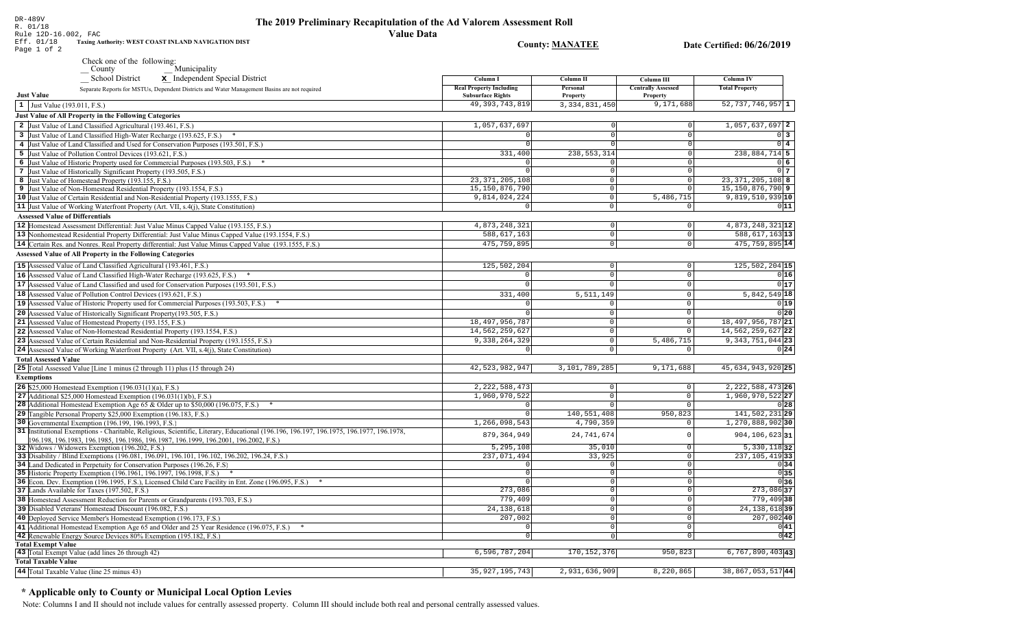DR-489V
R. 01/18
Rule 12D-16.002, FAC
Eff. 01/18
Page 1 of 2

# The 2019 Preliminary Recapitulation of the Ad Valorem Assessment Roll

## Value Data

**Taxing Authority: WEST COAST INLAND NAVIGATION DIST**

**County: MANATEE**

**Date Certified: 06/26/2019**

Check one of the following:
__ County __ Municipality
__ School District **x** Independent Special District

Separate Reports for MSTUs, Dependent Districts and Water Management Basins are not required

| Just Value | Column I Real Property Including Subsurface Rights | Column II Personal Property | Column III Centrally Assessed Property | Column IV Total Property | |
|---|---|---|---|---|---|
| 1 Just Value (193.011, F.S.) | 49,393,743,819 | 3,334,831,450 | 9,171,688 | 52,737,746,957 | 1 |
| **Just Value of All Property in the Following Categories** | | | | | |
| 2 Just Value of Land Classified Agricultural (193.461, F.S.) | 1,057,637,697 | 0 | 0 | 1,057,637,697 | 2 |
| 3 Just Value of Land Classified High-Water Recharge (193.625, F.S.) * | 0 | 0 | 0 | 0 | 3 |
| 4 Just Value of Land Classified and Used for Conservation Purposes (193.501, F.S.) | 0 | 0 | 0 | 0 | 4 |
| 5 Just Value of Pollution Control Devices (193.621, F.S.) | 331,400 | 238,553,314 | 0 | 238,884,714 | 5 |
| 6 Just Value of Historic Property used for Commercial Purposes (193.503, F.S.) * | 0 | 0 | 0 | 0 | 6 |
| 7 Just Value of Historically Significant Property (193.505, F.S.) | 0 | 0 | 0 | 0 | 7 |
| 8 Just Value of Homestead Property (193.155, F.S.) | 23,371,205,108 | 0 | 0 | 23,371,205,108 | 8 |
| 9 Just Value of Non-Homestead Residential Property (193.1554, F.S.) | 15,150,876,790 | 0 | 0 | 15,150,876,790 | 9 |
| 10 Just Value of Certain Residential and Non-Residential Property (193.1555, F.S.) | 9,814,024,224 | 0 | 5,486,715 | 9,819,510,939 | 10 |
| 11 Just Value of Working Waterfront Property (Art. VII, s.4(j), State Constitution) | 0 | 0 | 0 | 0 | 11 |
| **Assessed Value of Differentials** | | | | | |
| 12 Homestead Assessment Differential: Just Value Minus Capped Value (193.155, F.S.) | 4,873,248,321 | 0 | 0 | 4,873,248,321 | 12 |
| 13 Nonhomestead Residential Property Differential: Just Value Minus Capped Value (193.1554, F.S.) | 588,617,163 | 0 | 0 | 588,617,163 | 13 |
| 14 Certain Res. and Nonres. Real Property differential: Just Value Minus Capped Value (193.1555, F.S.) | 475,759,895 | 0 | 0 | 475,759,895 | 14 |
| **Assessed Value of All Property in the Following Categories** | | | | | |
| 15 Assessed Value of Land Classified Agricultural (193.461, F.S.) | 125,502,204 | 0 | 0 | 125,502,204 | 15 |
| 16 Assessed Value of Land Classified High-Water Recharge (193.625, F.S.) * | 0 | 0 | 0 | 0 | 16 |
| 17 Assessed Value of Land Classified and used for Conservation Purposes (193.501, F.S.) | 0 | 0 | 0 | 0 | 17 |
| 18 Assessed Value of Pollution Control Devices (193.621, F.S.) | 331,400 | 5,511,149 | 0 | 5,842,549 | 18 |
| 19 Assessed Value of Historic Property used for Commercial Purposes (193.503, F.S.) * | 0 | 0 | 0 | 0 | 19 |
| 20 Assessed Value of Historically Significant Property(193.505, F.S.) | 0 | 0 | 0 | 0 | 20 |
| 21 Assessed Value of Homestead Property (193.155, F.S.) | 18,497,956,787 | 0 | 0 | 18,497,956,787 | 21 |
| 22 Assessed Value of Non-Homestead Residential Property (193.1554, F.S.) | 14,562,259,627 | 0 | 0 | 14,562,259,627 | 22 |
| 23 Assessed Value of Certain Residential and Non-Residential Property (193.1555, F.S.) | 9,338,264,329 | 0 | 5,486,715 | 9,343,751,044 | 23 |
| 24 Assessed Value of Working Waterfront Property (Art. VII, s.4(j), State Constitution) | 0 | 0 | 0 | 0 | 24 |
| **Total Assessed Value** | | | | | |
| 25 Total Assessed Value [Line 1 minus (2 through 11) plus (15 through 24) | 42,523,982,947 | 3,101,789,285 | 9,171,688 | 45,634,943,920 | 25 |
| **Exemptions** | | | | | |
| 26 $25,000 Homestead Exemption (196.031(1)(a), F.S.) | 2,222,588,473 | 0 | 0 | 2,222,588,473 | 26 |
| 27 Additional $25,000 Homestead Exemption (196.031(1)(b), F.S.) | 1,960,970,522 | 0 | 0 | 1,960,970,522 | 27 |
| 28 Additional Homestead Exemption Age 65 & Older up to $50,000 (196.075, F.S.) * | 0 | 0 | 0 | 0 | 28 |
| 29 Tangible Personal Property $25,000 Exemption (196.183, F.S.) | 0 | 140,551,408 | 950,823 | 141,502,231 | 29 |
| 30 Governmental Exemption (196.199, 196.1993, F.S.) | 1,266,098,543 | 4,790,359 | 0 | 1,270,888,902 | 30 |
| 31 Institutional Exemptions - Charitable, Religious, Scientific, Literary, Educational (196.196, 196.197, 196.1975, 196.1977, 196.1978, 196.198, 196.1983, 196.1985, 196.1986, 196.1987, 196.1999, 196.2001, 196.2002, F.S.) | 879,364,949 | 24,741,674 | 0 | 904,106,623 | 31 |
| 32 Widows / Widowers Exemption (196.202, F.S.) | 5,295,108 | 35,010 | 0 | 5,330,118 | 32 |
| 33 Disability / Blind Exemptions (196.081, 196.091, 196.101, 196.102, 196.202, 196.24, F.S.) | 237,071,494 | 33,925 | 0 | 237,105,419 | 33 |
| 34 Land Dedicated in Perpetuity for Conservation Purposes (196.26, F.S) | 0 | 0 | 0 | 0 | 34 |
| 35 Historic Property Exemption (196.1961, 196.1997, 196.1998, F.S.) * | 0 | 0 | 0 | 0 | 35 |
| 36 Econ. Dev. Exemption (196.1995, F.S.), Licensed Child Care Facility in Ent. Zone (196.095, F.S.) * | 0 | 0 | 0 | 0 | 36 |
| 37 Lands Available for Taxes (197.502, F.S.) | 273,086 | 0 | 0 | 273,086 | 37 |
| 38 Homestead Assessment Reduction for Parents or Grandparents (193.703, F.S.) | 779,409 | 0 | 0 | 779,409 | 38 |
| 39 Disabled Veterans' Homestead Discount (196.082, F.S.) | 24,138,618 | 0 | 0 | 24,138,618 | 39 |
| 40 Deployed Service Member's Homestead Exemption (196.173, F.S.) | 207,002 | 0 | 0 | 207,002 | 40 |
| 41 Additional Homestead Exemption Age 65 and Older and 25 Year Residence (196.075, F.S.) * | 0 | 0 | 0 | 0 | 41 |
| 42 Renewable Energy Source Devices 80% Exemption (195.182, F.S.) | 0 | 0 | 0 | 0 | 42 |
| **Total Exempt Value** | | | | | |
| 43 Total Exempt Value (add lines 26 through 42) | 6,596,787,204 | 170,152,376 | 950,823 | 6,767,890,403 | 43 |
| **Total Taxable Value** | | | | | |
| 44 Total Taxable Value (line 25 minus 43) | 35,927,195,743 | 2,931,636,909 | 8,220,865 | 38,867,053,517 | 44 |

## * Applicable only to County or Municipal Local Option Levies

Note: Columns I and II should not include values for centrally assessed property. Column III should include both real and personal centrally assessed values.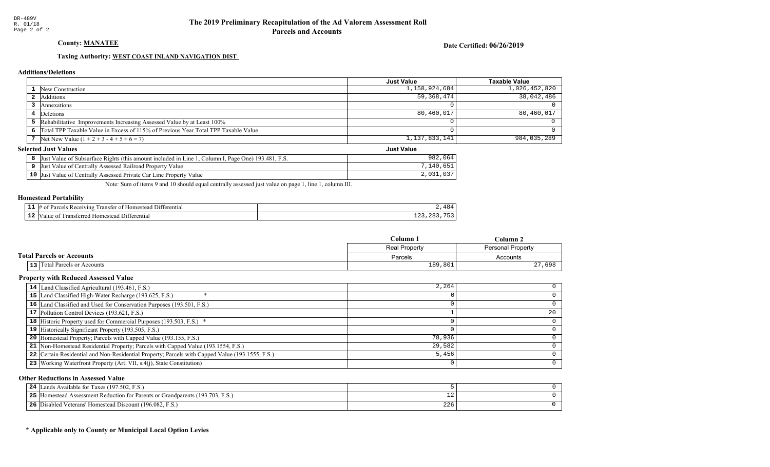# The 2019 Preliminary Recapitulation of the Ad Valorem Assessment Roll
## Parcels and Accounts

**County: MANATEE**

**Date Certified: 06/26/2019**

**Taxing Authority: WEST COAST INLAND NAVIGATION DIST**

### Additions/Deletions

| | | Just Value | Taxable Value |
|---|---|---|---|
| 1 | New Construction | 1,158,924,684 | 1,026,452,820 |
| 2 | Additions | 59,368,474 | 38,042,486 |
| 3 | Annexations | 0 | 0 |
| 4 | Deletions | 80,460,017 | 80,460,017 |
| 5 | Rehabilitative Improvements Increasing Assessed Value by at Least 100% | 0 | 0 |
| 6 | Total TPP Taxable Value in Excess of 115% of Previous Year Total TPP Taxable Value | 0 | 0 |
| 7 | Net New Value (1 + 2 + 3 - 4 + 5 + 6 = 7) | 1,137,833,141 | 984,035,289 |

### Selected Just Values

| | | Just Value |
|---|---|---|
| 8 | Just Value of Subsurface Rights (this amount included in Line 1, Column I, Page One) 193.481, F.S. | 982,064 |
| 9 | Just Value of Centrally Assessed Railroad Property Value | 7,140,651 |
| 10 | Just Value of Centrally Assessed Private Car Line Property Value | 2,031,037 |

Note: Sum of items 9 and 10 should equal centrally assessed just value on page 1, line 1, column III.

### Homestead Portability

| | | |
|---|---|---|
| 11 | # of Parcels Receiving Transfer of Homestead Differential | 2,484 |
| 12 | Value of Transferred Homestead Differential | 123,283,753 |

### Total Parcels or Accounts

| | | Column 1<br>Real Property<br>Parcels | Column 2<br>Personal Property<br>Accounts |
|---|---|---|---|
| 13 | Total Parcels or Accounts | 189,801 | 27,698 |

### Property with Reduced Assessed Value

| | | Column 1 | Column 2 |
|---|---|---|---|
| 14 | Land Classified Agricultural (193.461, F.S.) | 2,264 | 0 |
| 15 | Land Classified High-Water Recharge (193.625, F.S.) * | 0 | 0 |
| 16 | Land Classified and Used for Conservation Purposes (193.501, F.S.) | 0 | 0 |
| 17 | Pollution Control Devices (193.621, F.S.) | 1 | 20 |
| 18 | Historic Property used for Commercial Purposes (193.503, F.S.) * | 0 | 0 |
| 19 | Historically Significant Property (193.505, F.S.) | 0 | 0 |
| 20 | Homestead Property; Parcels with Capped Value (193.155, F.S.) | 78,936 | 0 |
| 21 | Non-Homestead Residential Property; Parcels with Capped Value (193.1554, F.S.) | 29,582 | 0 |
| 22 | Certain Residential and Non-Residential Property; Parcels with Capped Value (193.1555, F.S.) | 5,456 | 0 |
| 23 | Working Waterfront Property (Art. VII, s.4(j), State Constitution) | 0 | 0 |

### Other Reductions in Assessed Value

| | | Column 1 | Column 2 |
|---|---|---|---|
| 24 | Lands Available for Taxes (197.502, F.S.) | 5 | 0 |
| 25 | Homestead Assessment Reduction for Parents or Grandparents (193.703, F.S.) | 12 | 0 |
| 26 | Disabled Veterans' Homestead Discount (196.082, F.S.) | 226 | 0 |

**\* Applicable only to County or Municipal Local Option Levies**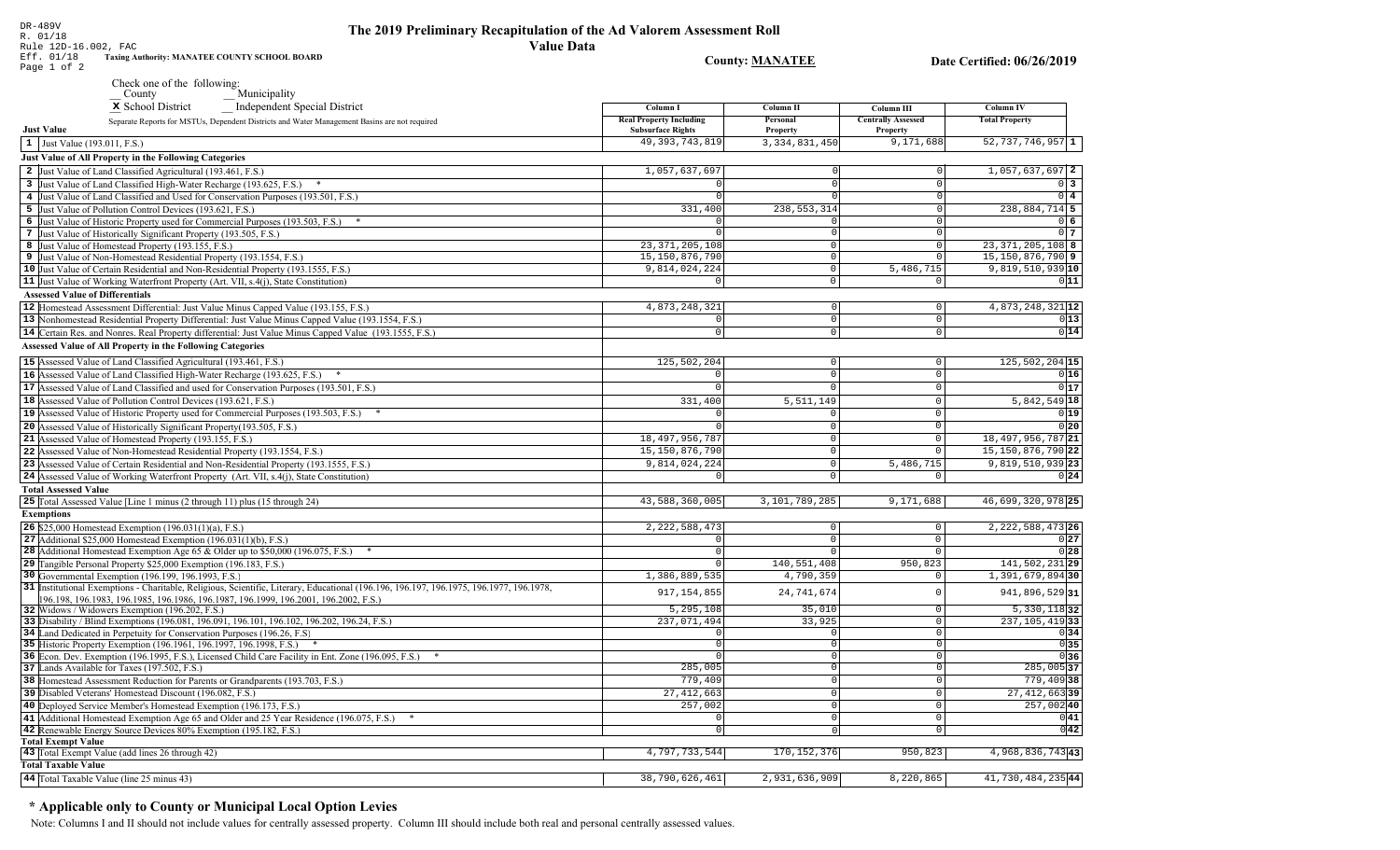DR-489V
R. 01/18
Rule 12D-16.002, FAC
Eff. 01/18

# The 2019 Preliminary Recapitulation of the Ad Valorem Assessment Roll

## Value Data

**Taxing Authority: MANATEE COUNTY SCHOOL BOARD**

**County: MANATEE**

**Date Certified: 06/26/2019**

Check one of the following:
__ County __ Municipality
X School District __ Independent Special District

Separate Reports for MSTUs, Dependent Districts and Water Management Basins are not required

| Just Value | Column I Real Property Including Subsurface Rights | Column II Personal Property | Column III Centrally Assessed Property | Column IV Total Property | |
|---|---|---|---|---|---|
| 1 Just Value (193.011, F.S.) | 49,393,743,819 | 3,334,831,450 | 9,171,688 | 52,737,746,957 | 1 |
| **Just Value of All Property in the Following Categories** | | | | | |
| 2 Just Value of Land Classified Agricultural (193.461, F.S.) | 1,057,637,697 | 0 | 0 | 1,057,637,697 | 2 |
| 3 Just Value of Land Classified High-Water Recharge (193.625, F.S.) * | 0 | 0 | 0 | 0 | 3 |
| 4 Just Value of Land Classified and Used for Conservation Purposes (193.501, F.S.) | 0 | 0 | 0 | 0 | 4 |
| 5 Just Value of Pollution Control Devices (193.621, F.S.) | 331,400 | 238,553,314 | 0 | 238,884,714 | 5 |
| 6 Just Value of Historic Property used for Commercial Purposes (193.503, F.S.) * | 0 | 0 | 0 | 0 | 6 |
| 7 Just Value of Historically Significant Property (193.505, F.S.) | 0 | 0 | 0 | 0 | 7 |
| 8 Just Value of Homestead Property (193.155, F.S.) | 23,371,205,108 | 0 | 0 | 23,371,205,108 | 8 |
| 9 Just Value of Non-Homestead Residential Property (193.1554, F.S.) | 15,150,876,790 | 0 | 0 | 15,150,876,790 | 9 |
| 10 Just Value of Certain Residential and Non-Residential Property (193.1555, F.S.) | 9,814,024,224 | 0 | 5,486,715 | 9,819,510,939 | 10 |
| 11 Just Value of Working Waterfront Property (Art. VII, s.4(j), State Constitution) | 0 | 0 | 0 | 0 | 11 |
| **Assessed Value of Differentials** | | | | | |
| 12 Homestead Assessment Differential: Just Value Minus Capped Value (193.155, F.S.) | 4,873,248,321 | 0 | 0 | 4,873,248,321 | 12 |
| 13 Nonhomestead Residential Property Differential: Just Value Minus Capped Value (193.1554, F.S.) | 0 | 0 | 0 | 0 | 13 |
| 14 Certain Res. and Nonres. Real Property differential: Just Value Minus Capped Value (193.1555, F.S.) | 0 | 0 | 0 | 0 | 14 |
| **Assessed Value of All Property in the Following Categories** | | | | | |
| 15 Assessed Value of Land Classified Agricultural (193.461, F.S.) | 125,502,204 | 0 | 0 | 125,502,204 | 15 |
| 16 Assessed Value of Land Classified High-Water Recharge (193.625, F.S.) * | 0 | 0 | 0 | 0 | 16 |
| 17 Assessed Value of Land Classified and used for Conservation Purposes (193.501, F.S.) | 0 | 0 | 0 | 0 | 17 |
| 18 Assessed Value of Pollution Control Devices (193.621, F.S.) | 331,400 | 5,511,149 | 0 | 5,842,549 | 18 |
| 19 Assessed Value of Historic Property used for Commercial Purposes (193.503, F.S.) * | 0 | 0 | 0 | 0 | 19 |
| 20 Assessed Value of Historically Significant Property(193.505, F.S.) | 0 | 0 | 0 | 0 | 20 |
| 21 Assessed Value of Homestead Property (193.155, F.S.) | 18,497,956,787 | 0 | 0 | 18,497,956,787 | 21 |
| 22 Assessed Value of Non-Homestead Residential Property (193.1554, F.S.) | 15,150,876,790 | 0 | 0 | 15,150,876,790 | 22 |
| 23 Assessed Value of Certain Residential and Non-Residential Property (193.1555, F.S.) | 9,814,024,224 | 0 | 5,486,715 | 9,819,510,939 | 23 |
| 24 Assessed Value of Working Waterfront Property (Art. VII, s.4(j), State Constitution) | 0 | 0 | 0 | 0 | 24 |
| **Total Assessed Value** | | | | | |
| 25 Total Assessed Value [Line 1 minus (2 through 11) plus (15 through 24) | 43,588,360,005 | 3,101,789,285 | 9,171,688 | 46,699,320,978 | 25 |
| **Exemptions** | | | | | |
| 26 $25,000 Homestead Exemption (196.031(1)(a), F.S.) | 2,222,588,473 | 0 | 0 | 2,222,588,473 | 26 |
| 27 Additional $25,000 Homestead Exemption (196.031(1)(b), F.S.) | 0 | 0 | 0 | 0 | 27 |
| 28 Additional Homestead Exemption Age 65 & Older up to $50,000 (196.075, F.S.) * | 0 | 0 | 0 | 0 | 28 |
| 29 Tangible Personal Property $25,000 Exemption (196.183, F.S.) | 0 | 140,551,408 | 950,823 | 141,502,231 | 29 |
| 30 Governmental Exemption (196.199, 196.1993, F.S.) | 1,386,889,535 | 4,790,359 | 0 | 1,391,679,894 | 30 |
| 31 Institutional Exemptions - Charitable, Religious, Scientific, Literary, Educational (196.196, 196.197, 196.1975, 196.1977, 196.1978, 196.198, 196.1983, 196.1985, 196.1986, 196.1987, 196.1999, 196.2001, 196.2002, F.S.) | 917,154,855 | 24,741,674 | 0 | 941,896,529 | 31 |
| 32 Widows / Widowers Exemption (196.202, F.S.) | 5,295,108 | 35,010 | 0 | 5,330,118 | 32 |
| 33 Disability / Blind Exemptions (196.081, 196.091, 196.101, 196.102, 196.202, 196.24, F.S.) | 237,071,494 | 33,925 | 0 | 237,105,419 | 33 |
| 34 Land Dedicated in Perpetuity for Conservation Purposes (196.26, F.S) | 0 | 0 | 0 | 0 | 34 |
| 35 Historic Property Exemption (196.1961, 196.1997, 196.1998, F.S.) * | 0 | 0 | 0 | 0 | 35 |
| 36 Econ. Dev. Exemption (196.1995, F.S.), Licensed Child Care Facility in Ent. Zone (196.095, F.S.) * | 0 | 0 | 0 | 0 | 36 |
| 37 Lands Available for Taxes (197.502, F.S.) | 285,005 | 0 | 0 | 285,005 | 37 |
| 38 Homestead Assessment Reduction for Parents or Grandparents (193.703, F.S.) | 779,409 | 0 | 0 | 779,409 | 38 |
| 39 Disabled Veterans' Homestead Discount (196.082, F.S.) | 27,412,663 | 0 | 0 | 27,412,663 | 39 |
| 40 Deployed Service Member's Homestead Exemption (196.173, F.S.) | 257,002 | 0 | 0 | 257,002 | 40 |
| 41 Additional Homestead Exemption Age 65 and Older and 25 Year Residence (196.075, F.S.) * | 0 | 0 | 0 | 0 | 41 |
| 42 Renewable Energy Source Devices 80% Exemption (195.182, F.S.) | 0 | 0 | 0 | 0 | 42 |
| **Total Exempt Value** | | | | | |
| 43 Total Exempt Value (add lines 26 through 42) | 4,797,733,544 | 170,152,376 | 950,823 | 4,968,836,743 | 43 |
| **Total Taxable Value** | | | | | |
| 44 Total Taxable Value (line 25 minus 43) | 38,790,626,461 | 2,931,636,909 | 8,220,865 | 41,730,484,235 | 44 |

## * Applicable only to County or Municipal Local Option Levies

Note: Columns I and II should not include values for centrally assessed property. Column III should include both real and personal centrally assessed values.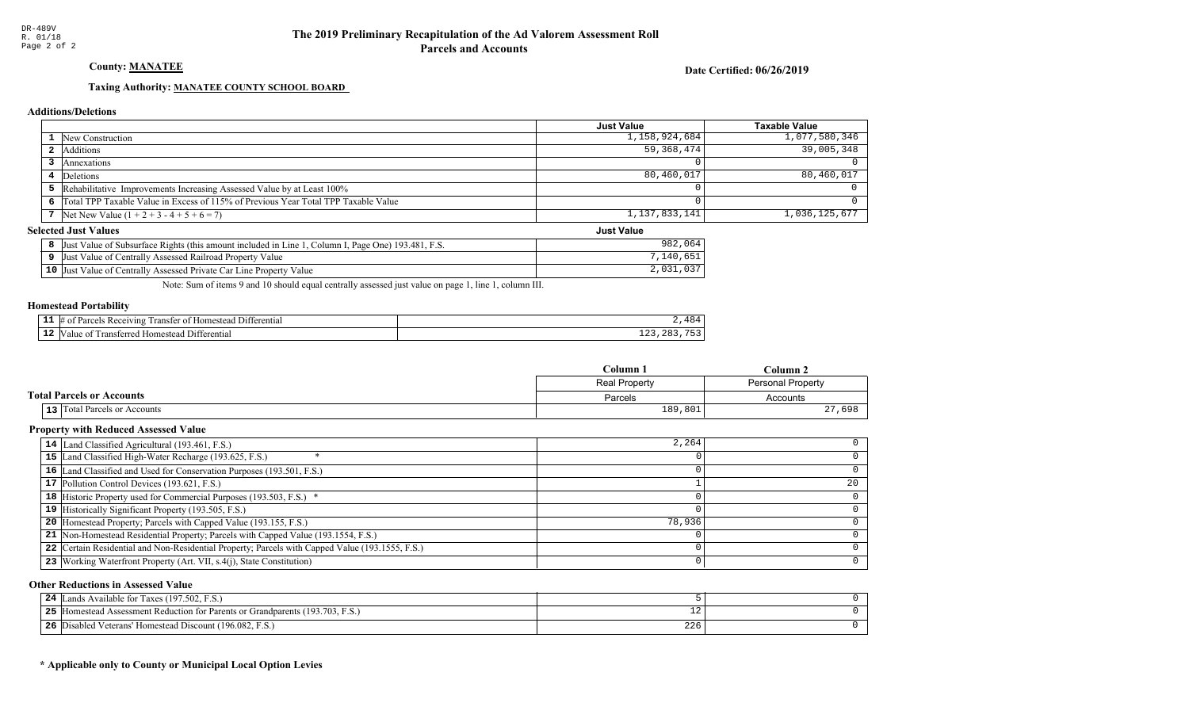DR-489V
R. 01/18

# The 2019 Preliminary Recapitulation of the Ad Valorem Assessment Roll
## Parcels and Accounts

**County: MANATEE**

**Date Certified: 06/26/2019**

**Taxing Authority: MANATEE COUNTY SCHOOL BOARD**

### Additions/Deletions

| | | Just Value | Taxable Value |
|---|---|---|---|
| 1 | New Construction | 1,158,924,684 | 1,077,580,346 |
| 2 | Additions | 59,368,474 | 39,005,348 |
| 3 | Annexations | 0 | 0 |
| 4 | Deletions | 80,460,017 | 80,460,017 |
| 5 | Rehabilitative Improvements Increasing Assessed Value by at Least 100% | 0 | 0 |
| 6 | Total TPP Taxable Value in Excess of 115% of Previous Year Total TPP Taxable Value | 0 | 0 |
| 7 | Net New Value (1 + 2 + 3 - 4 + 5 + 6 = 7) | 1,137,833,141 | 1,036,125,677 |

### Selected Just Values

| | | Just Value |
|---|---|---|
| 8 | Just Value of Subsurface Rights (this amount included in Line 1, Column I, Page One) 193.481, F.S. | 982,064 |
| 9 | Just Value of Centrally Assessed Railroad Property Value | 7,140,651 |
| 10 | Just Value of Centrally Assessed Private Car Line Property Value | 2,031,037 |

Note: Sum of items 9 and 10 should equal centrally assessed just value on page 1, line 1, column III.

### Homestead Portability

| | | |
|---|---|---|
| 11 | # of Parcels Receiving Transfer of Homestead Differential | 2,484 |
| 12 | Value of Transferred Homestead Differential | 123,283,753 |

### Total Parcels or Accounts

| | | Column 1 | Column 2 |
|---|---|---|---|
| | | Real Property | Personal Property |
| | | Parcels | Accounts |
| 13 | Total Parcels or Accounts | 189,801 | 27,698 |

### Property with Reduced Assessed Value

| | | Column 1 | Column 2 |
|---|---|---|---|
| 14 | Land Classified Agricultural (193.461, F.S.) | 2,264 | 0 |
| 15 | Land Classified High-Water Recharge (193.625, F.S.) * | 0 | 0 |
| 16 | Land Classified and Used for Conservation Purposes (193.501, F.S.) | 0 | 0 |
| 17 | Pollution Control Devices (193.621, F.S.) | 1 | 20 |
| 18 | Historic Property used for Commercial Purposes (193.503, F.S.) * | 0 | 0 |
| 19 | Historically Significant Property (193.505, F.S.) | 0 | 0 |
| 20 | Homestead Property; Parcels with Capped Value (193.155, F.S.) | 78,936 | 0 |
| 21 | Non-Homestead Residential Property; Parcels with Capped Value (193.1554, F.S.) | 0 | 0 |
| 22 | Certain Residential and Non-Residential Property; Parcels with Capped Value (193.1555, F.S.) | 0 | 0 |
| 23 | Working Waterfront Property (Art. VII, s.4(j), State Constitution) | 0 | 0 |

### Other Reductions in Assessed Value

| | | Column 1 | Column 2 |
|---|---|---|---|
| 24 | Lands Available for Taxes (197.502, F.S.) | 5 | 0 |
| 25 | Homestead Assessment Reduction for Parents or Grandparents (193.703, F.S.) | 12 | 0 |
| 26 | Disabled Veterans' Homestead Discount (196.082, F.S.) | 226 | 0 |

**\* Applicable only to County or Municipal Local Option Levies**